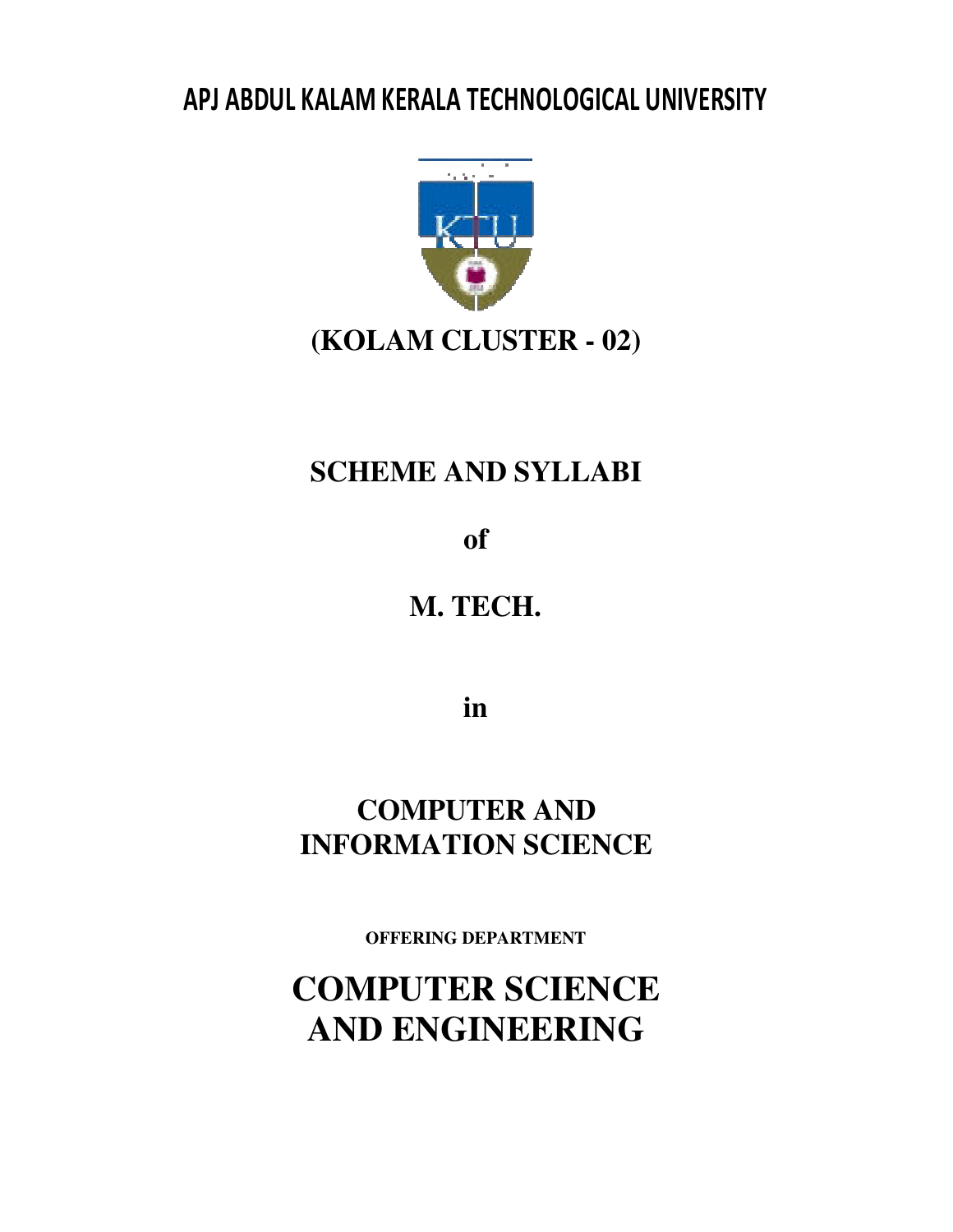# APJ ABDUL KALAM KERALA TECHNOLOGICAL UNIVERSITY

## (KOLAM CLUSTER - 02)

## SCHEME AND SYLLABI

**of**

## M. TECH.

**in**

## COMPUTER AND INFORMATION SCIENCE

**OFFERING DEPARTMENT**

# COMPUTER SCIENCE AND ENGINEERING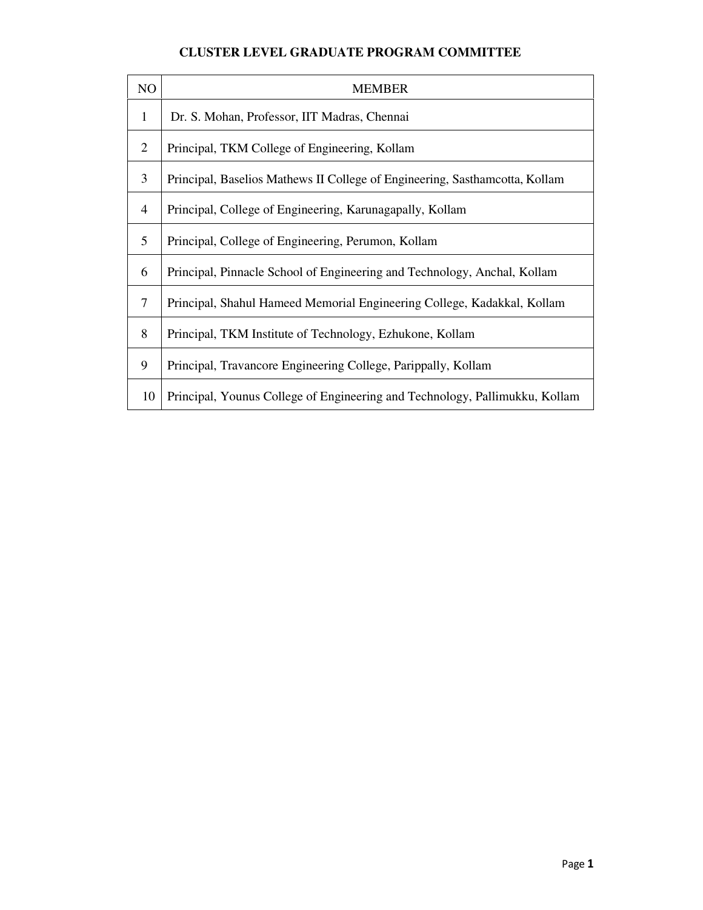# CLUSTER LEVEL GRADUATE PROGRAM COMMITTEE

| NO | MEMBER |
|---|---|
| 1 | Dr. S. Mohan, Professor, IIT Madras, Chennai |
| 2 | Principal, TKM College of Engineering, Kollam |
| 3 | Principal, Baselios Mathews II College of Engineering, Sasthamcotta, Kollam |
| 4 | Principal, College of Engineering, Karunagapally, Kollam |
| 5 | Principal, College of Engineering, Perumon, Kollam |
| 6 | Principal, Pinnacle School of Engineering and Technology, Anchal, Kollam |
| 7 | Principal, Shahul Hameed Memorial Engineering College, Kadakkal, Kollam |
| 8 | Principal, TKM Institute of Technology, Ezhukone, Kollam |
| 9 | Principal, Travancore Engineering College, Parippally, Kollam |
| 10 | Principal, Younus College of Engineering and Technology, Pallimukku, Kollam |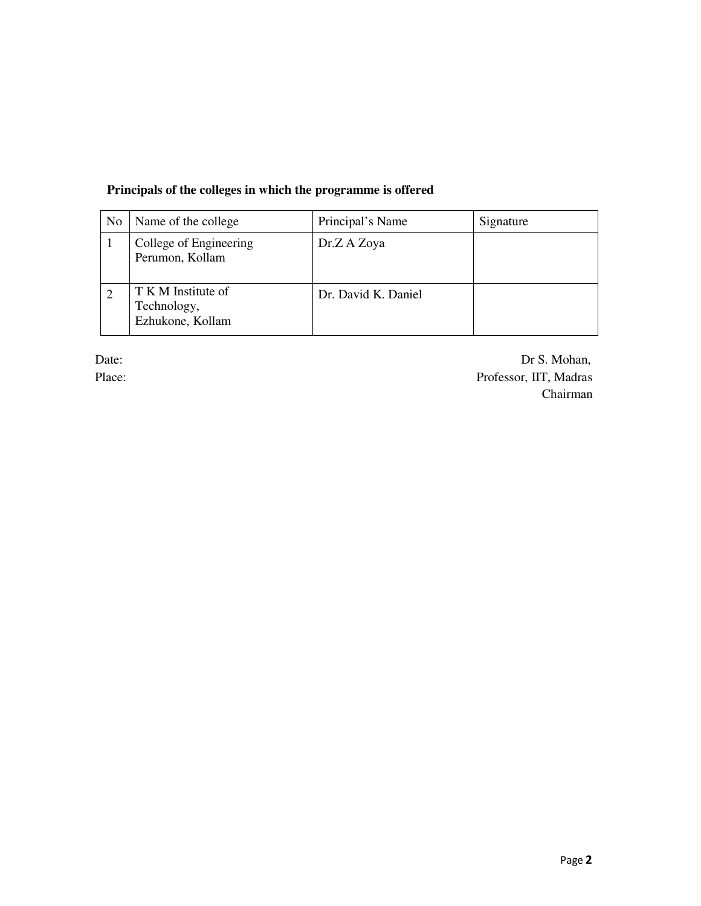**Principals of the colleges in which the programme is offered**

| No | Name of the college | Principal's Name | Signature |
|---|---|---|---|
| 1 | College of Engineering Perumon, Kollam | Dr.Z A Zoya | |
| 2 | T K M Institute of Technology, Ezhukone, Kollam | Dr. David K. Daniel | |

Date:

Place:

Dr S. Mohan,
Professor, IIT, Madras
Chairman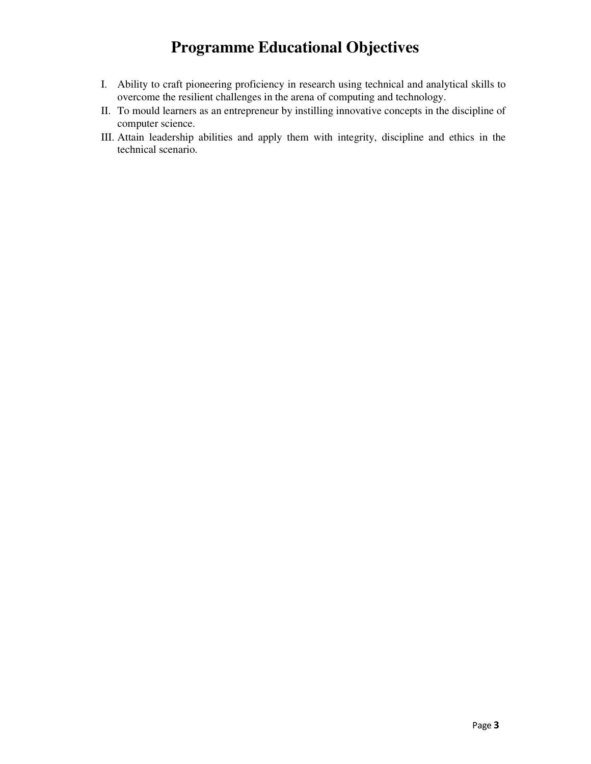# Programme Educational Objectives

I. Ability to craft pioneering proficiency in research using technical and analytical skills to overcome the resilient challenges in the arena of computing and technology.

II. To mould learners as an entrepreneur by instilling innovative concepts in the discipline of computer science.

III. Attain leadership abilities and apply them with integrity, discipline and ethics in the technical scenario.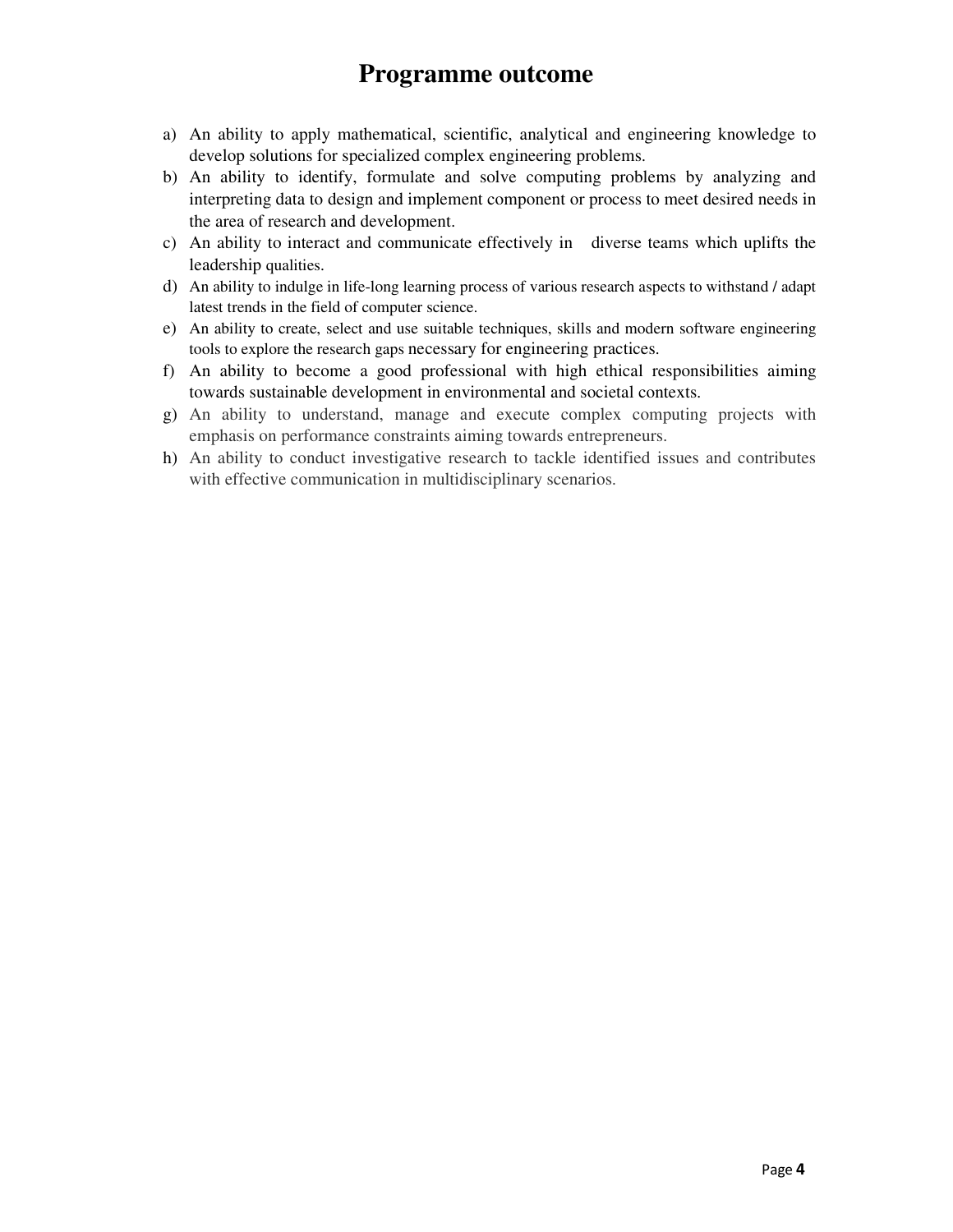# Programme outcome

a) An ability to apply mathematical, scientific, analytical and engineering knowledge to develop solutions for specialized complex engineering problems.
b) An ability to identify, formulate and solve computing problems by analyzing and interpreting data to design and implement component or process to meet desired needs in the area of research and development.
c) An ability to interact and communicate effectively in diverse teams which uplifts the leadership qualities.
d) An ability to indulge in life-long learning process of various research aspects to withstand / adapt latest trends in the field of computer science.
e) An ability to create, select and use suitable techniques, skills and modern software engineering tools to explore the research gaps necessary for engineering practices.
f) An ability to become a good professional with high ethical responsibilities aiming towards sustainable development in environmental and societal contexts.
g) An ability to understand, manage and execute complex computing projects with emphasis on performance constraints aiming towards entrepreneurs.
h) An ability to conduct investigative research to tackle identified issues and contributes with effective communication in multidisciplinary scenarios.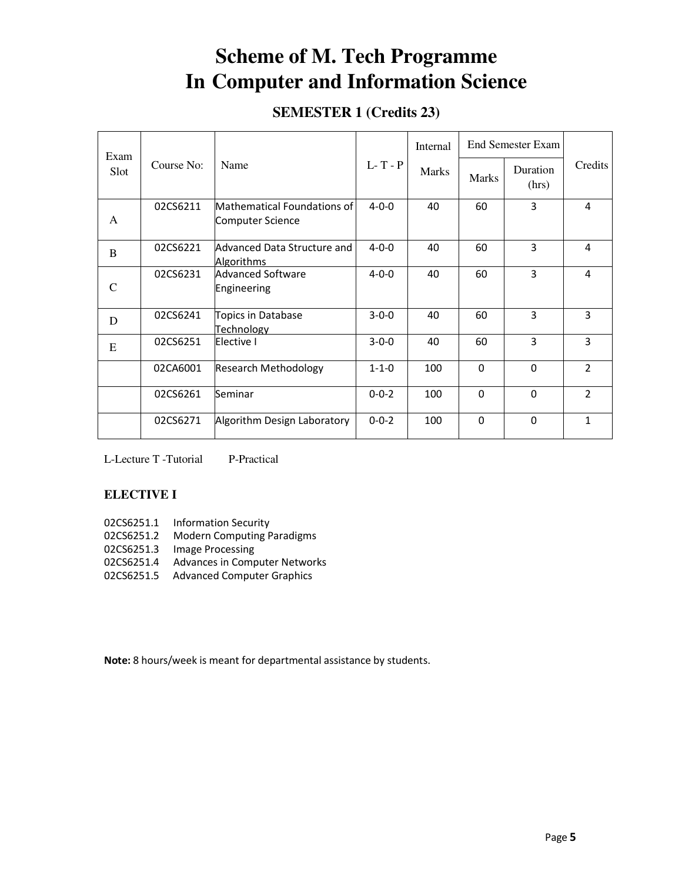# Scheme of M. Tech Programme In Computer and Information Science

## SEMESTER 1 (Credits 23)

| Exam Slot | Course No: | Name | L- T - P | Internal Marks | End Semester Exam | | Credits |
|---|---|---|---|---|---|---|---|
| | | | | | Marks | Duration (hrs) | |
| A | 02CS6211 | Mathematical Foundations of Computer Science | 4-0-0 | 40 | 60 | 3 | 4 |
| B | 02CS6221 | Advanced Data Structure and Algorithms | 4-0-0 | 40 | 60 | 3 | 4 |
| C | 02CS6231 | Advanced Software Engineering | 4-0-0 | 40 | 60 | 3 | 4 |
| D | 02CS6241 | Topics in Database Technology | 3-0-0 | 40 | 60 | 3 | 3 |
| E | 02CS6251 | Elective I | 3-0-0 | 40 | 60 | 3 | 3 |
| | 02CA6001 | Research Methodology | 1-1-0 | 100 | 0 | 0 | 2 |
| | 02CS6261 | Seminar | 0-0-2 | 100 | 0 | 0 | 2 |
| | 02CS6271 | Algorithm Design Laboratory | 0-0-2 | 100 | 0 | 0 | 1 |

L-Lecture T -Tutorial P-Practical

### ELECTIVE I

02CS6251.1 Information Security
02CS6251.2 Modern Computing Paradigms
02CS6251.3 Image Processing
02CS6251.4 Advances in Computer Networks
02CS6251.5 Advanced Computer Graphics

**Note:** 8 hours/week is meant for departmental assistance by students.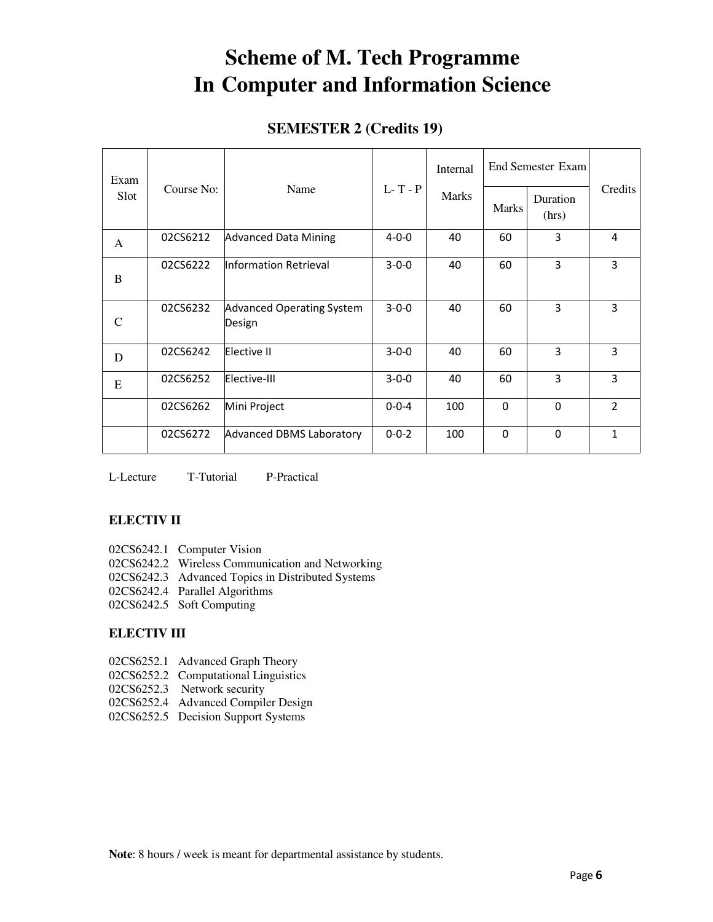# Scheme of M. Tech Programme
# In Computer and Information Science

## SEMESTER 2 (Credits 19)

| Exam Slot | Course No: | Name | L- T - P | Internal Marks | End Semester Exam | | Credits |
|---|---|---|---|---|---|---|---|
| | | | | | Marks | Duration (hrs) | |
| A | 02CS6212 | Advanced Data Mining | 4-0-0 | 40 | 60 | 3 | 4 |
| B | 02CS6222 | Information Retrieval | 3-0-0 | 40 | 60 | 3 | 3 |
| C | 02CS6232 | Advanced Operating System Design | 3-0-0 | 40 | 60 | 3 | 3 |
| D | 02CS6242 | Elective II | 3-0-0 | 40 | 60 | 3 | 3 |
| E | 02CS6252 | Elective-III | 3-0-0 | 40 | 60 | 3 | 3 |
| | 02CS6262 | Mini Project | 0-0-4 | 100 | 0 | 0 | 2 |
| | 02CS6272 | Advanced DBMS Laboratory | 0-0-2 | 100 | 0 | 0 | 1 |

L-Lecture T-Tutorial P-Practical

### ELECTIV II

02CS6242.1 Computer Vision
02CS6242.2 Wireless Communication and Networking
02CS6242.3 Advanced Topics in Distributed Systems
02CS6242.4 Parallel Algorithms
02CS6242.5 Soft Computing

### ELECTIV III

02CS6252.1 Advanced Graph Theory
02CS6252.2 Computational Linguistics
02CS6252.3 Network security
02CS6252.4 Advanced Compiler Design
02CS6252.5 Decision Support Systems

**Note**: 8 hours / week is meant for departmental assistance by students.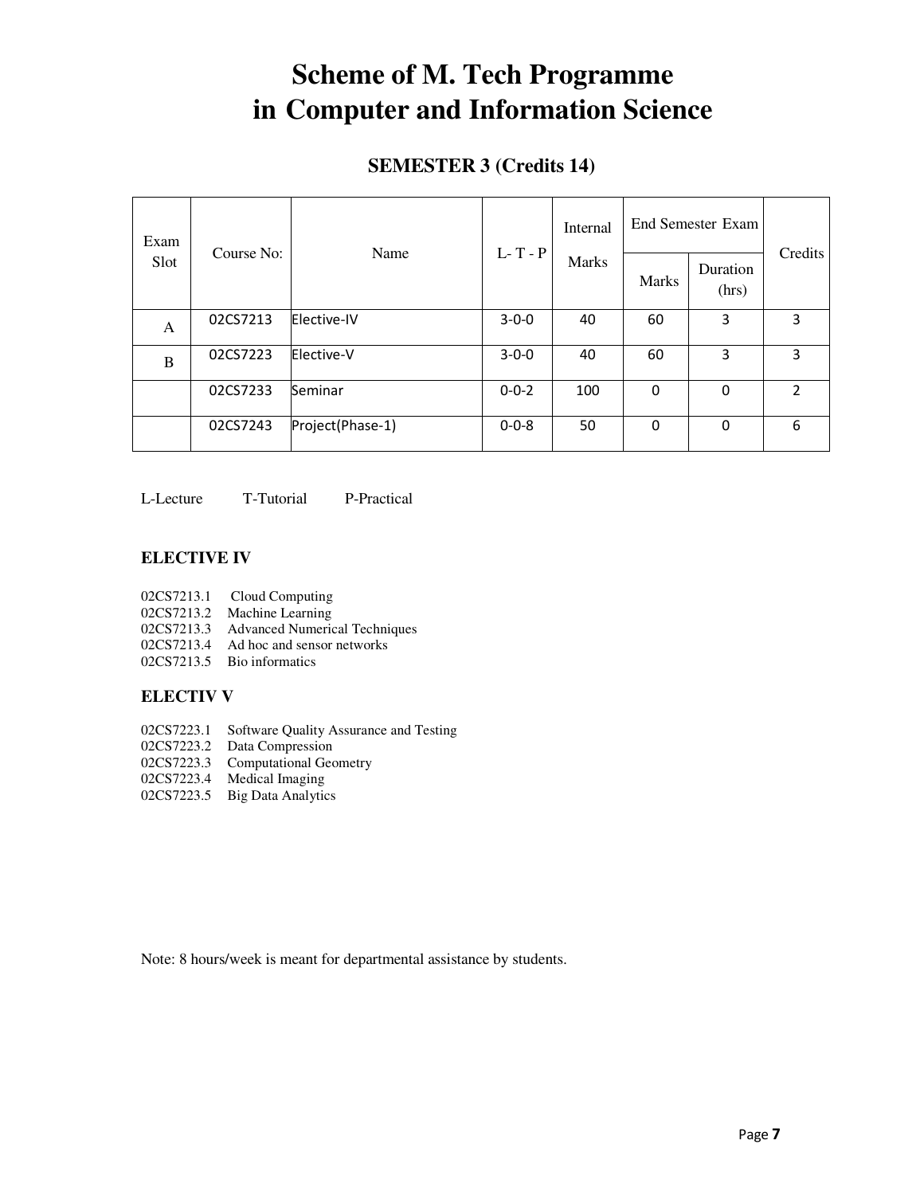# Scheme of M. Tech Programme in Computer and Information Science

## SEMESTER 3 (Credits 14)

| Exam Slot | Course No: | Name | L- T - P | Internal Marks | End Semester Exam | | Credits |
|---|---|---|---|---|---|---|---|
| | | | | | Marks | Duration (hrs) | |
| A | 02CS7213 | Elective-IV | 3-0-0 | 40 | 60 | 3 | 3 |
| B | 02CS7223 | Elective-V | 3-0-0 | 40 | 60 | 3 | 3 |
| | 02CS7233 | Seminar | 0-0-2 | 100 | 0 | 0 | 2 |
| | 02CS7243 | Project(Phase-1) | 0-0-8 | 50 | 0 | 0 | 6 |

L-Lecture T-Tutorial P-Practical

### ELECTIVE IV

02CS7213.1 Cloud Computing
02CS7213.2 Machine Learning
02CS7213.3 Advanced Numerical Techniques
02CS7213.4 Ad hoc and sensor networks
02CS7213.5 Bio informatics

### ELECTIV V

02CS7223.1 Software Quality Assurance and Testing
02CS7223.2 Data Compression
02CS7223.3 Computational Geometry
02CS7223.4 Medical Imaging
02CS7223.5 Big Data Analytics

Note: 8 hours/week is meant for departmental assistance by students.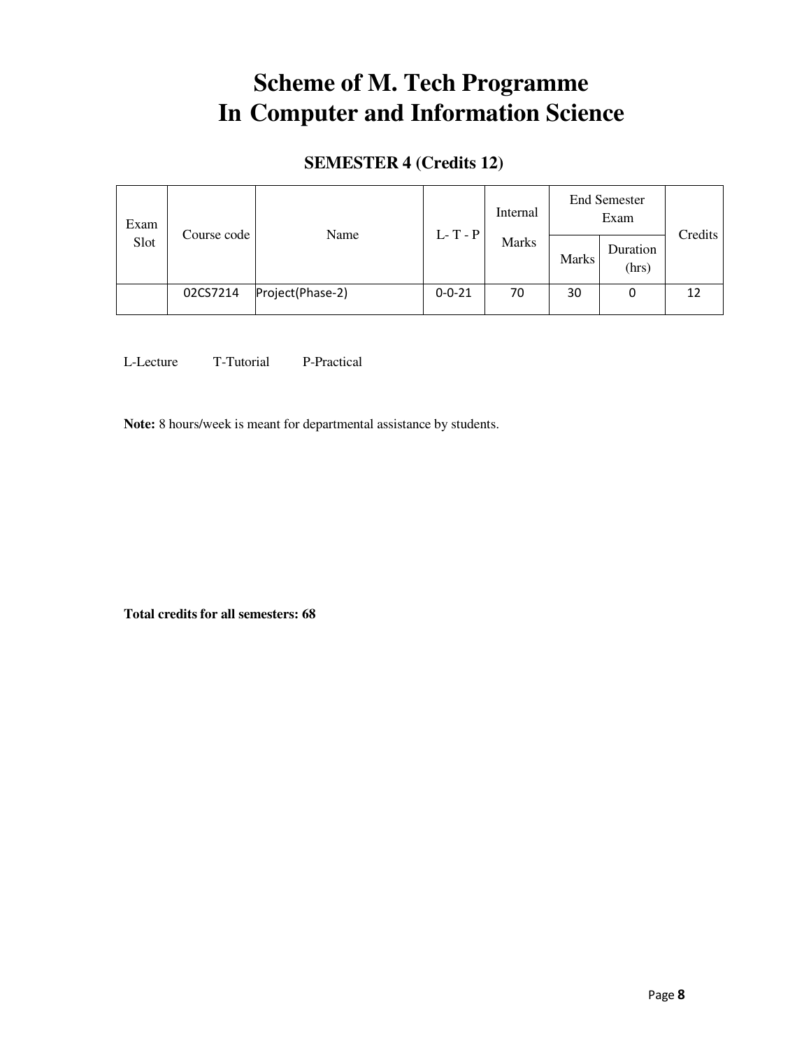# Scheme of M. Tech Programme
# In Computer and Information Science

## SEMESTER 4 (Credits 12)

| Exam Slot | Course code | Name | L- T - P | Internal Marks | End Semester Exam | | Credits |
|---|---|---|---|---|---|---|---|
| | | | | | Marks | Duration (hrs) | |
| | 02CS7214 | Project(Phase-2) | 0-0-21 | 70 | 30 | 0 | 12 |

L-Lecture T-Tutorial P-Practical

**Note:** 8 hours/week is meant for departmental assistance by students.

**Total credits for all semesters: 68**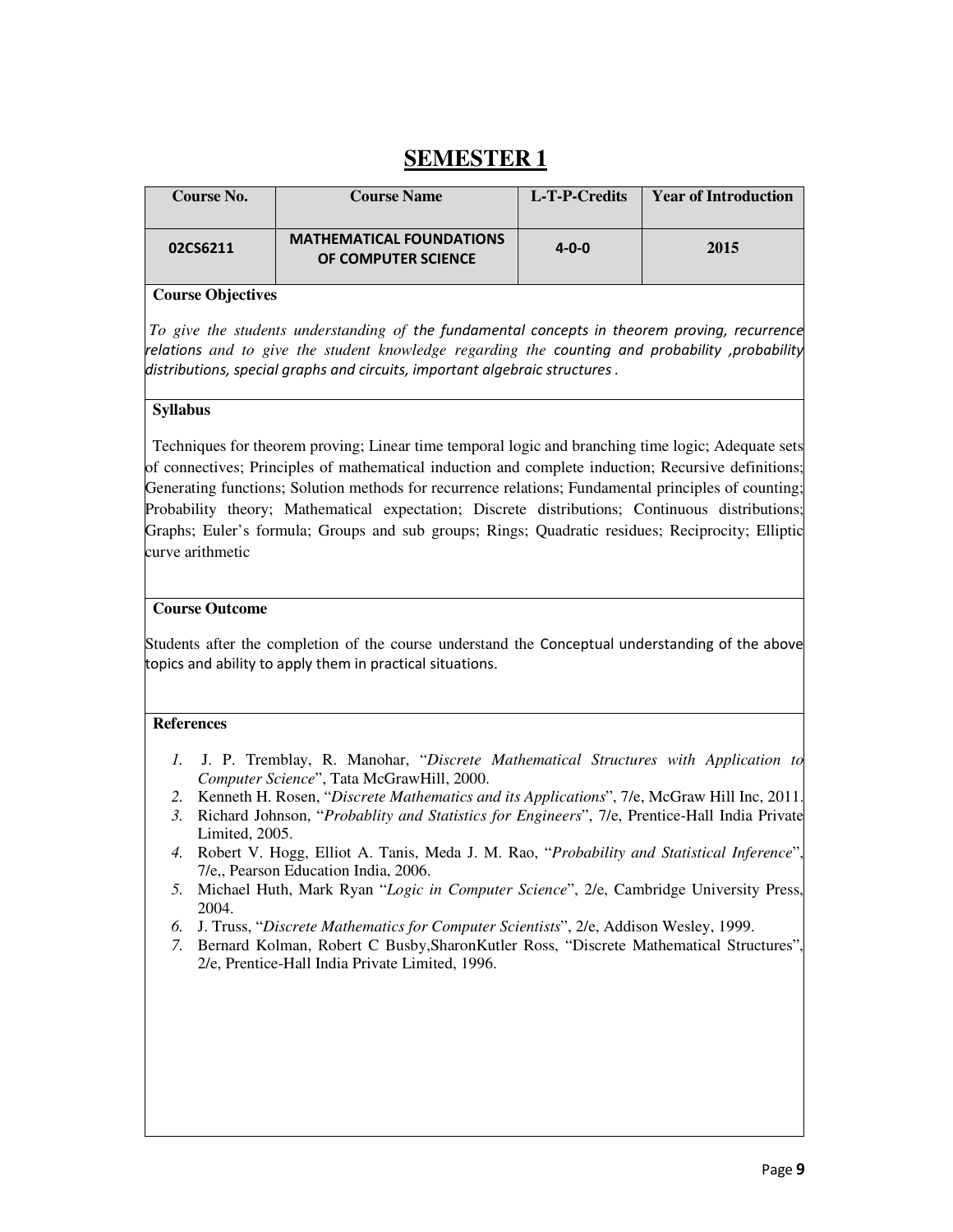# SEMESTER 1

| Course No. | Course Name | L-T-P-Credits | Year of Introduction |
|---|---|---|---|
| 02CS6211 | MATHEMATICAL FOUNDATIONS OF COMPUTER SCIENCE | 4-0-0 | 2015 |

**Course Objectives**

*To give the students understanding of the fundamental concepts in theorem proving, recurrence relations and to give the student knowledge regarding the counting and probability ,probability distributions, special graphs and circuits, important algebraic structures .*

**Syllabus**

Techniques for theorem proving; Linear time temporal logic and branching time logic; Adequate sets of connectives; Principles of mathematical induction and complete induction; Recursive definitions; Generating functions; Solution methods for recurrence relations; Fundamental principles of counting; Probability theory; Mathematical expectation; Discrete distributions; Continuous distributions; Graphs; Euler's formula; Groups and sub groups; Rings; Quadratic residues; Reciprocity; Elliptic curve arithmetic

**Course Outcome**

Students after the completion of the course understand the Conceptual understanding of the above topics and ability to apply them in practical situations.

**References**

1. J. P. Tremblay, R. Manohar, "*Discrete Mathematical Structures with Application to Computer Science*", Tata McGrawHill, 2000.
2. Kenneth H. Rosen, "*Discrete Mathematics and its Applications*", 7/e, McGraw Hill Inc, 2011.
3. Richard Johnson, "*Probablity and Statistics for Engineers*", 7/e, Prentice-Hall India Private Limited, 2005.
4. Robert V. Hogg, Elliot A. Tanis, Meda J. M. Rao, "*Probability and Statistical Inference*", 7/e,, Pearson Education India, 2006.
5. Michael Huth, Mark Ryan "*Logic in Computer Science*", 2/e, Cambridge University Press, 2004.
6. J. Truss, "*Discrete Mathematics for Computer Scientists*", 2/e, Addison Wesley, 1999.
7. Bernard Kolman, Robert C Busby,SharonKutler Ross, "Discrete Mathematical Structures", 2/e, Prentice-Hall India Private Limited, 1996.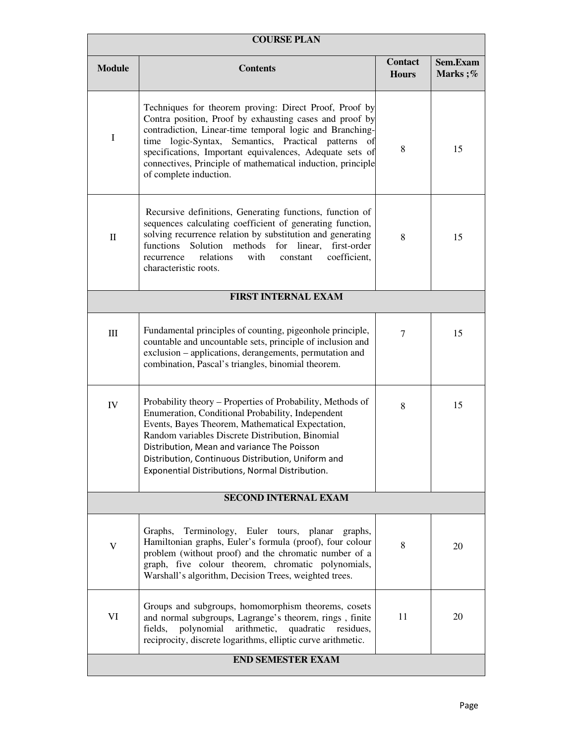| COURSE PLAN | | | |
|---|---|---|---|
| **Module** | **Contents** | **Contact Hours** | **Sem.Exam Marks ;%** |
| I | Techniques for theorem proving: Direct Proof, Proof by Contra position, Proof by exhausting cases and proof by contradiction, Linear-time temporal logic and Branching-time logic-Syntax, Semantics, Practical patterns of specifications, Important equivalences, Adequate sets of connectives, Principle of mathematical induction, principle of complete induction. | 8 | 15 |
| II | Recursive definitions, Generating functions, function of sequences calculating coefficient of generating function, solving recurrence relation by substitution and generating functions Solution methods for linear, first-order recurrence relations with constant coefficient, characteristic roots. | 8 | 15 |
| **FIRST INTERNAL EXAM** | | | |
| III | Fundamental principles of counting, pigeonhole principle, countable and uncountable sets, principle of inclusion and exclusion – applications, derangements, permutation and combination, Pascal's triangles, binomial theorem. | 7 | 15 |
| IV | Probability theory – Properties of Probability, Methods of Enumeration, Conditional Probability, Independent Events, Bayes Theorem, Mathematical Expectation, Random variables Discrete Distribution, Binomial Distribution, Mean and variance The Poisson Distribution, Continuous Distribution, Uniform and Exponential Distributions, Normal Distribution. | 8 | 15 |
| **SECOND INTERNAL EXAM** | | | |
| V | Graphs, Terminology, Euler tours, planar graphs, Hamiltonian graphs, Euler's formula (proof), four colour problem (without proof) and the chromatic number of a graph, five colour theorem, chromatic polynomials, Warshall's algorithm, Decision Trees, weighted trees. | 8 | 20 |
| VI | Groups and subgroups, homomorphism theorems, cosets and normal subgroups, Lagrange's theorem, rings , finite fields, polynomial arithmetic, quadratic residues, reciprocity, discrete logarithms, elliptic curve arithmetic. | 11 | 20 |
| **END SEMESTER EXAM** | | | |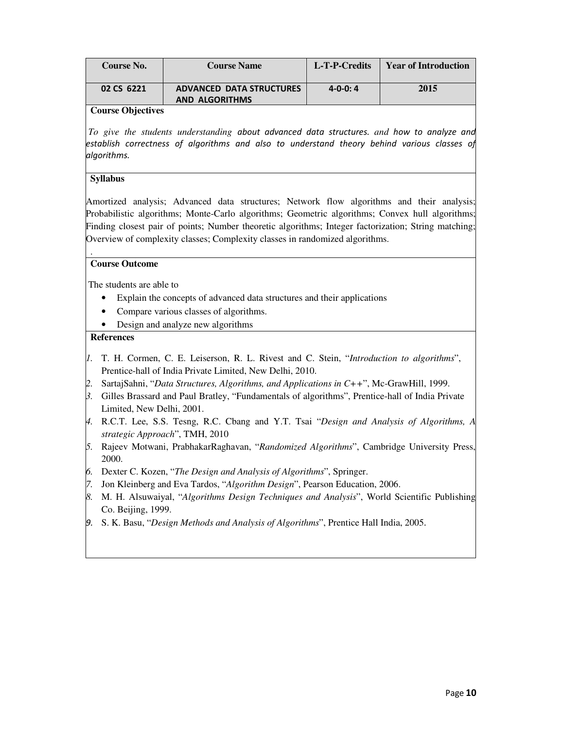| Course No. | Course Name | L-T-P-Credits | Year of Introduction |
|---|---|---|---|
| 02 CS 6221 | ADVANCED DATA STRUCTURES AND ALGORITHMS | 4-0-0: 4 | 2015 |

**Course Objectives**

*To give the students understanding about advanced data structures. and how to analyze and establish correctness of algorithms and also to understand theory behind various classes of algorithms.*

**Syllabus**

Amortized analysis; Advanced data structures; Network flow algorithms and their analysis; Probabilistic algorithms; Monte-Carlo algorithms; Geometric algorithms; Convex hull algorithms; Finding closest pair of points; Number theoretic algorithms; Integer factorization; String matching; Overview of complexity classes; Complexity classes in randomized algorithms.

.

**Course Outcome**

The students are able to

- Explain the concepts of advanced data structures and their applications
- Compare various classes of algorithms.
- Design and analyze new algorithms

**References**

1. T. H. Cormen, C. E. Leiserson, R. L. Rivest and C. Stein, "*Introduction to algorithms*", Prentice-hall of India Private Limited, New Delhi, 2010.
2. SartajSahni, "*Data Structures, Algorithms, and Applications in C++*", Mc-GrawHill, 1999.
3. Gilles Brassard and Paul Bratley, "Fundamentals of algorithms", Prentice-hall of India Private Limited, New Delhi, 2001.
4. R.C.T. Lee, S.S. Tesng, R.C. Cbang and Y.T. Tsai "*Design and Analysis of Algorithms, A strategic Approach*", TMH, 2010
5. Rajeev Motwani, PrabhakarRaghavan, "*Randomized Algorithms*", Cambridge University Press, 2000.
6. Dexter C. Kozen, "*The Design and Analysis of Algorithms*", Springer.
7. Jon Kleinberg and Eva Tardos, "*Algorithm Design*", Pearson Education, 2006.
8. M. H. Alsuwaiyal, "*Algorithms Design Techniques and Analysis*", World Scientific Publishing Co. Beijing, 1999.
9. S. K. Basu, "*Design Methods and Analysis of Algorithms*", Prentice Hall India, 2005.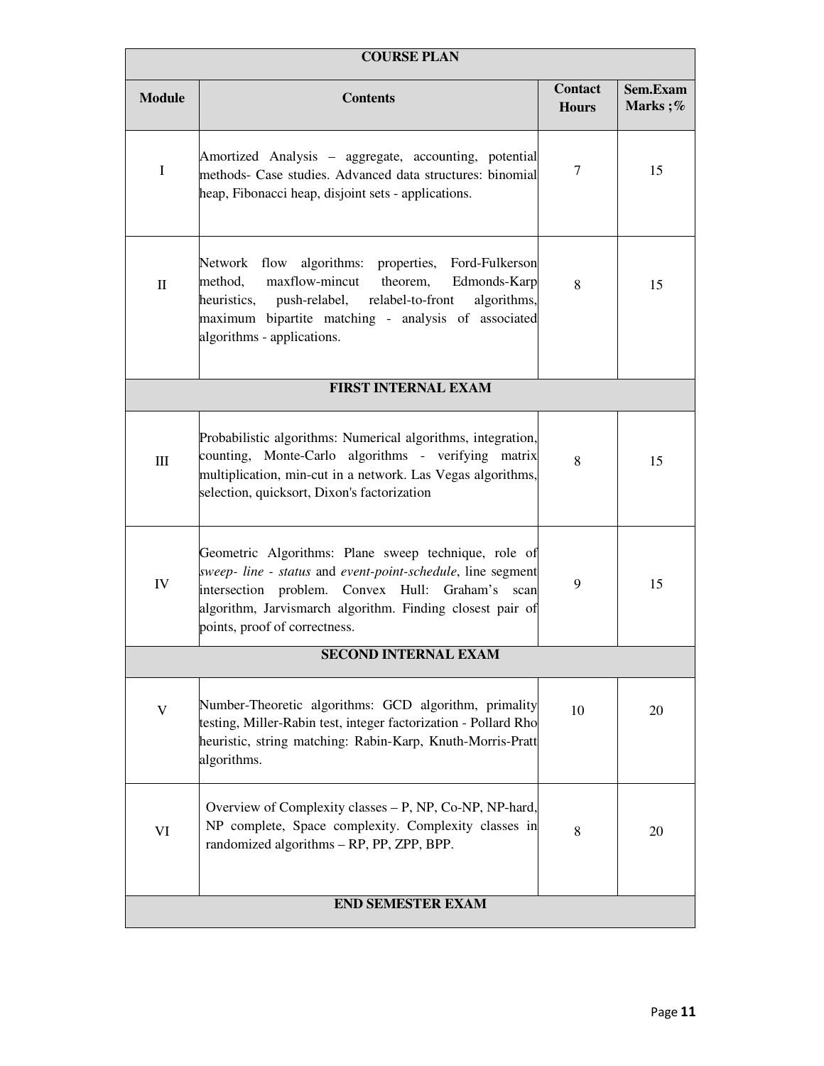| COURSE PLAN | | | |
|---|---|---|---|
| **Module** | **Contents** | **Contact Hours** | **Sem.Exam Marks ;%** |
| I | Amortized Analysis – aggregate, accounting, potential methods- Case studies. Advanced data structures: binomial heap, Fibonacci heap, disjoint sets - applications. | 7 | 15 |
| II | Network flow algorithms: properties, Ford-Fulkerson method, maxflow-mincut theorem, Edmonds-Karp heuristics, push-relabel, relabel-to-front algorithms, maximum bipartite matching - analysis of associated algorithms - applications. | 8 | 15 |
| **FIRST INTERNAL EXAM** | | | |
| III | Probabilistic algorithms: Numerical algorithms, integration, counting, Monte-Carlo algorithms - verifying matrix multiplication, min-cut in a network. Las Vegas algorithms, selection, quicksort, Dixon's factorization | 8 | 15 |
| IV | Geometric Algorithms: Plane sweep technique, role of *sweep- line - status* and *event-point-schedule*, line segment intersection problem. Convex Hull: Graham's scan algorithm, Jarvismarch algorithm. Finding closest pair of points, proof of correctness. | 9 | 15 |
| **SECOND INTERNAL EXAM** | | | |
| V | Number-Theoretic algorithms: GCD algorithm, primality testing, Miller-Rabin test, integer factorization - Pollard Rho heuristic, string matching: Rabin-Karp, Knuth-Morris-Pratt algorithms. | 10 | 20 |
| VI | Overview of Complexity classes – P, NP, Co-NP, NP-hard, NP complete, Space complexity. Complexity classes in randomized algorithms – RP, PP, ZPP, BPP. | 8 | 20 |
| **END SEMESTER EXAM** | | | |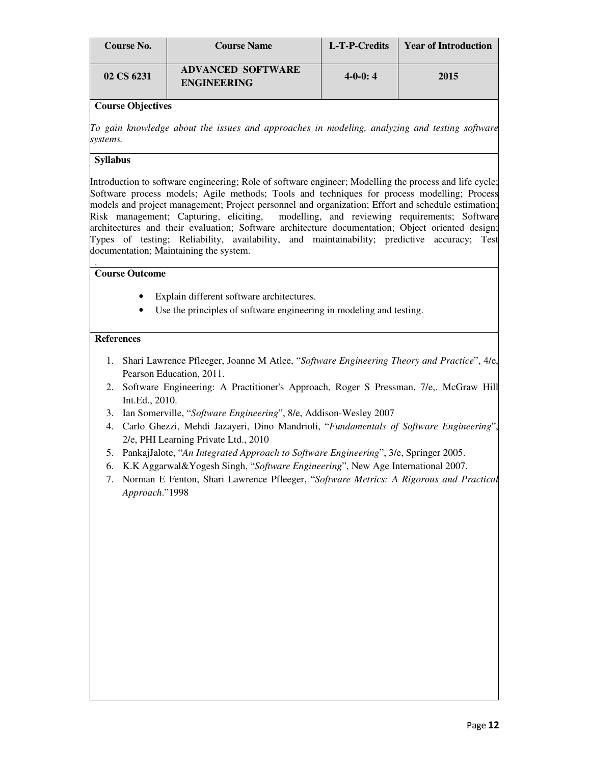| Course No. | Course Name | L-T-P-Credits | Year of Introduction |
|---|---|---|---|
| 02 CS 6231 | ADVANCED SOFTWARE ENGINEERING | 4-0-0: 4 | 2015 |

**Course Objectives**

*To gain knowledge about the issues and approaches in modeling, analyzing and testing software systems.*

**Syllabus**

Introduction to software engineering; Role of software engineer; Modelling the process and life cycle; Software process models; Agile methods; Tools and techniques for process modelling; Process models and project management; Project personnel and organization; Effort and schedule estimation; Risk management; Capturing, eliciting, modelling, and reviewing requirements; Software architectures and their evaluation; Software architecture documentation; Object oriented design; Types of testing; Reliability, availability, and maintainability; predictive accuracy; Test documentation; Maintaining the system.

**Course Outcome**

- Explain different software architectures.
- Use the principles of software engineering in modeling and testing.

**References**

1. Shari Lawrence Pfleeger, Joanne M Atlee, "*Software Engineering Theory and Practice*", 4/e, Pearson Education, 2011.
2. Software Engineering: A Practitioner's Approach, Roger S Pressman, 7/e,. McGraw Hill Int.Ed., 2010.
3. Ian Somerville, "*Software Engineering*", 8/e, Addison-Wesley 2007
4. Carlo Ghezzi, Mehdi Jazayeri, Dino Mandrioli, "*Fundamentals of Software Engineering*", 2/e, PHI Learning Private Ltd., 2010
5. PankajJalote, "*An Integrated Approach to Software Engineering*", 3/e, Springer 2005.
6. K.K Aggarwal&Yogesh Singh, "*Software Engineering*", New Age International 2007.
7. Norman E Fenton, Shari Lawrence Pfleeger, "*Software Metrics: A Rigorous and Practical Approach*."1998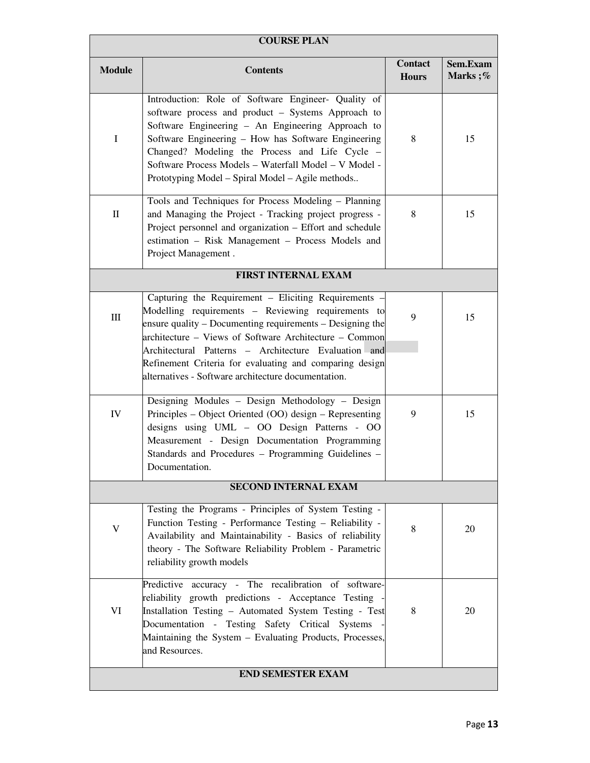| COURSE PLAN | | | |
|---|---|---|---|
| **Module** | **Contents** | **Contact Hours** | **Sem.Exam Marks ;%** |
| I | Introduction: Role of Software Engineer- Quality of software process and product – Systems Approach to Software Engineering – An Engineering Approach to Software Engineering – How has Software Engineering Changed? Modeling the Process and Life Cycle – Software Process Models – Waterfall Model – V Model - Prototyping Model – Spiral Model – Agile methods.. | 8 | 15 |
| II | Tools and Techniques for Process Modeling – Planning and Managing the Project - Tracking project progress - Project personnel and organization – Effort and schedule estimation – Risk Management – Process Models and Project Management . | 8 | 15 |
| **FIRST INTERNAL EXAM** | | | |
| III | Capturing the Requirement – Eliciting Requirements – Modelling requirements – Reviewing requirements to ensure quality – Documenting requirements – Designing the architecture – Views of Software Architecture – Common Architectural Patterns – Architecture Evaluation and Refinement Criteria for evaluating and comparing design alternatives - Software architecture documentation. | 9 | 15 |
| IV | Designing Modules – Design Methodology – Design Principles – Object Oriented (OO) design – Representing designs using UML – OO Design Patterns - OO Measurement - Design Documentation Programming Standards and Procedures – Programming Guidelines – Documentation. | 9 | 15 |
| **SECOND INTERNAL EXAM** | | | |
| V | Testing the Programs - Principles of System Testing - Function Testing - Performance Testing – Reliability - Availability and Maintainability - Basics of reliability theory - The Software Reliability Problem - Parametric reliability growth models | 8 | 20 |
| VI | Predictive accuracy - The recalibration of software-reliability growth predictions - Acceptance Testing - Installation Testing – Automated System Testing - Test Documentation - Testing Safety Critical Systems - Maintaining the System – Evaluating Products, Processes, and Resources. | 8 | 20 |
| **END SEMESTER EXAM** | | | |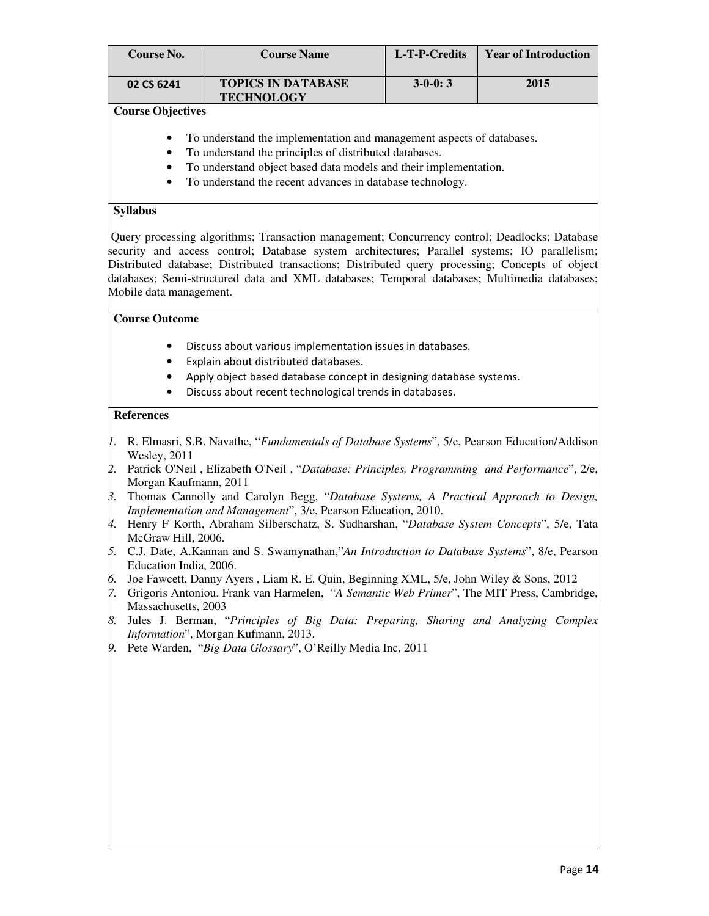| Course No. | Course Name | L-T-P-Credits | Year of Introduction |
|---|---|---|---|
| 02 CS 6241 | TOPICS IN DATABASE TECHNOLOGY | 3-0-0: 3 | 2015 |

**Course Objectives**

- To understand the implementation and management aspects of databases.
- To understand the principles of distributed databases.
- To understand object based data models and their implementation.
- To understand the recent advances in database technology.

**Syllabus**

Query processing algorithms; Transaction management; Concurrency control; Deadlocks; Database security and access control; Database system architectures; Parallel systems; IO parallelism; Distributed database; Distributed transactions; Distributed query processing; Concepts of object databases; Semi-structured data and XML databases; Temporal databases; Multimedia databases; Mobile data management.

**Course Outcome**

- Discuss about various implementation issues in databases.
- Explain about distributed databases.
- Apply object based database concept in designing database systems.
- Discuss about recent technological trends in databases.

**References**

1. R. Elmasri, S.B. Navathe, "*Fundamentals of Database Systems*", 5/e, Pearson Education/Addison Wesley, 2011
2. Patrick O'Neil , Elizabeth O'Neil , "*Database: Principles, Programming and Performance*", 2/e, Morgan Kaufmann, 2011
3. Thomas Cannolly and Carolyn Begg, "*Database Systems, A Practical Approach to Design, Implementation and Management*", 3/e, Pearson Education, 2010.
4. Henry F Korth, Abraham Silberschatz, S. Sudharshan, "*Database System Concepts*", 5/e, Tata McGraw Hill, 2006.
5. C.J. Date, A.Kannan and S. Swamynathan,"*An Introduction to Database Systems*", 8/e, Pearson Education India, 2006.
6. Joe Fawcett, Danny Ayers , Liam R. E. Quin, Beginning XML, 5/e, John Wiley & Sons, 2012
7. Grigoris Antoniou. Frank van Harmelen, "*A Semantic Web Primer*", The MIT Press, Cambridge, Massachusetts, 2003
8. Jules J. Berman, "*Principles of Big Data: Preparing, Sharing and Analyzing Complex Information*", Morgan Kufmann, 2013.
9. Pete Warden, "*Big Data Glossary*", O'Reilly Media Inc, 2011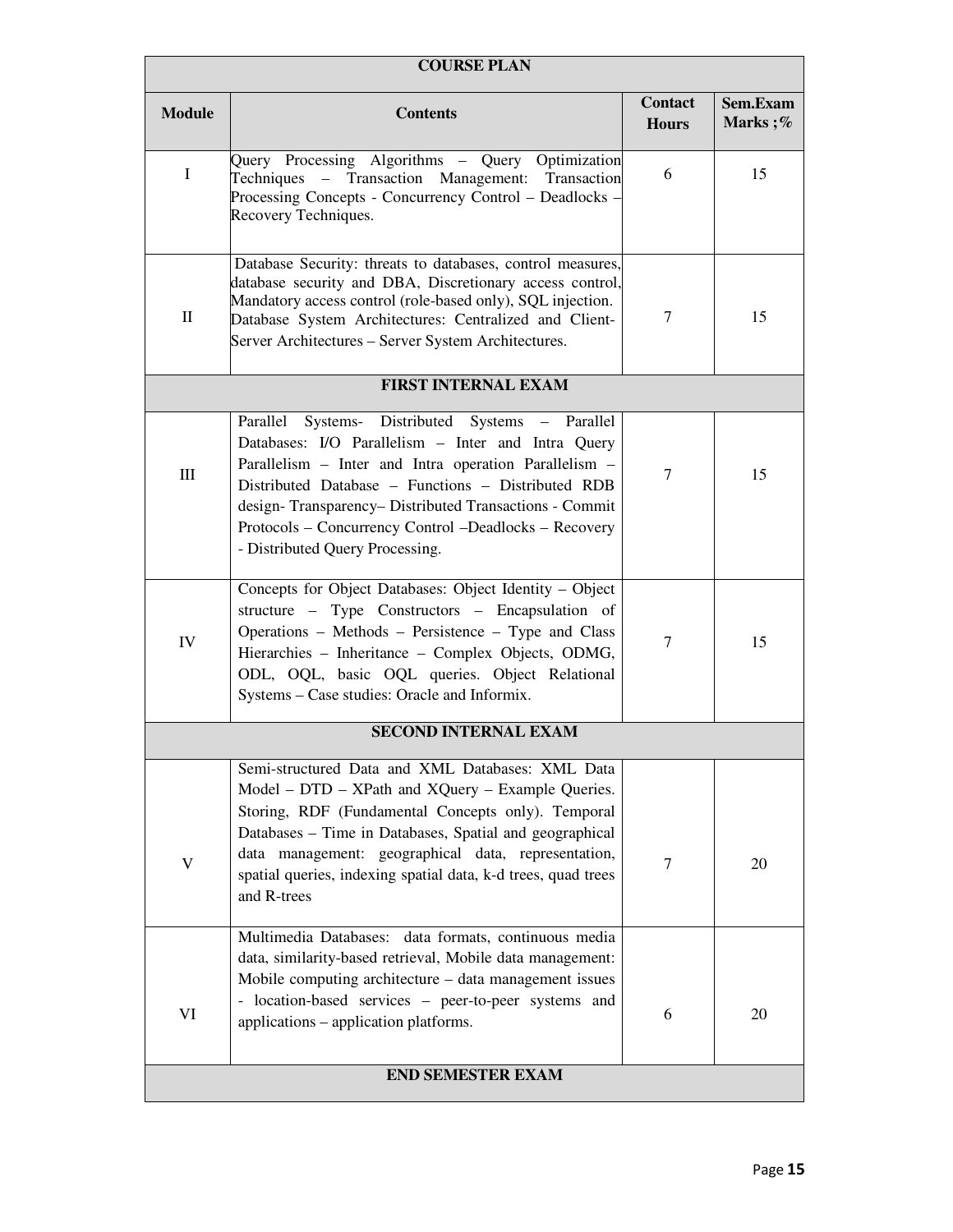| COURSE PLAN | | | |
|---|---|---|---|
| **Module** | **Contents** | **Contact Hours** | **Sem.Exam Marks ;%** |
| I | Query Processing Algorithms – Query Optimization Techniques – Transaction Management: Transaction Processing Concepts - Concurrency Control – Deadlocks – Recovery Techniques. | 6 | 15 |
| II | Database Security: threats to databases, control measures, database security and DBA, Discretionary access control, Mandatory access control (role-based only), SQL injection. Database System Architectures: Centralized and Client-Server Architectures – Server System Architectures. | 7 | 15 |
| **FIRST INTERNAL EXAM** | | | |
| III | Parallel Systems- Distributed Systems – Parallel Databases: I/O Parallelism – Inter and Intra Query Parallelism – Inter and Intra operation Parallelism – Distributed Database – Functions – Distributed RDB design- Transparency– Distributed Transactions - Commit Protocols – Concurrency Control –Deadlocks – Recovery - Distributed Query Processing. | 7 | 15 |
| IV | Concepts for Object Databases: Object Identity – Object structure – Type Constructors – Encapsulation of Operations – Methods – Persistence – Type and Class Hierarchies – Inheritance – Complex Objects, ODMG, ODL, OQL, basic OQL queries. Object Relational Systems – Case studies: Oracle and Informix. | 7 | 15 |
| **SECOND INTERNAL EXAM** | | | |
| V | Semi-structured Data and XML Databases: XML Data Model – DTD – XPath and XQuery – Example Queries. Storing, RDF (Fundamental Concepts only). Temporal Databases – Time in Databases, Spatial and geographical data management: geographical data, representation, spatial queries, indexing spatial data, k-d trees, quad trees and R-trees | 7 | 20 |
| VI | Multimedia Databases: data formats, continuous media data, similarity-based retrieval, Mobile data management: Mobile computing architecture – data management issues - location-based services – peer-to-peer systems and applications – application platforms. | 6 | 20 |
| **END SEMESTER EXAM** | | | |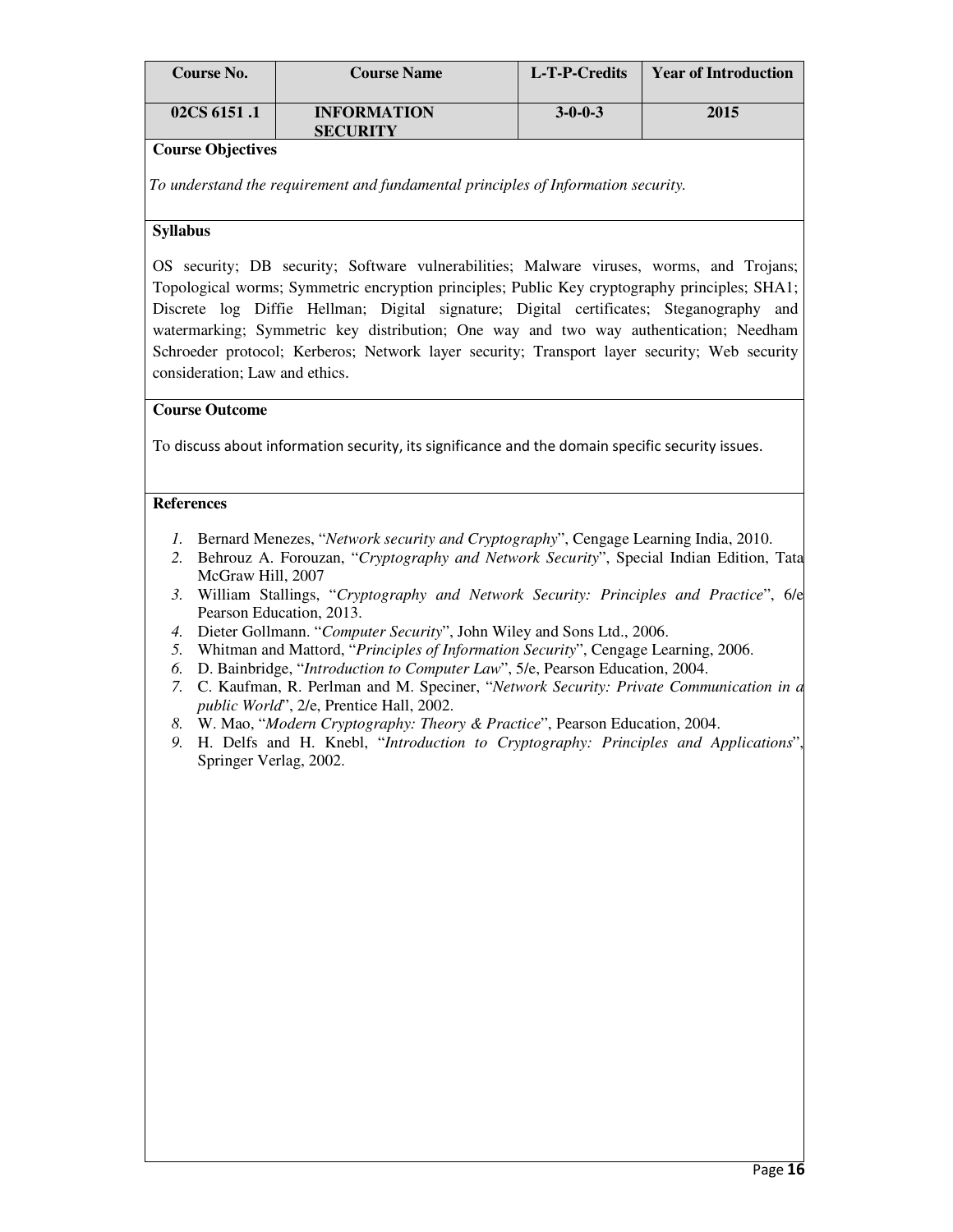| Course No. | Course Name | L-T-P-Credits | Year of Introduction |
|---|---|---|---|
| 02CS 6151 .1 | INFORMATION SECURITY | 3-0-0-3 | 2015 |

**Course Objectives**

*To understand the requirement and fundamental principles of Information security.*

**Syllabus**

OS security; DB security; Software vulnerabilities; Malware viruses, worms, and Trojans; Topological worms; Symmetric encryption principles; Public Key cryptography principles; SHA1; Discrete log Diffie Hellman; Digital signature; Digital certificates; Steganography and watermarking; Symmetric key distribution; One way and two way authentication; Needham Schroeder protocol; Kerberos; Network layer security; Transport layer security; Web security consideration; Law and ethics.

**Course Outcome**

To discuss about information security, its significance and the domain specific security issues.

**References**

1. Bernard Menezes, "*Network security and Cryptography*", Cengage Learning India, 2010.
2. Behrouz A. Forouzan, "*Cryptography and Network Security*", Special Indian Edition, Tata McGraw Hill, 2007
3. William Stallings, "*Cryptography and Network Security: Principles and Practice*", 6/e Pearson Education, 2013.
4. Dieter Gollmann. "*Computer Security*", John Wiley and Sons Ltd., 2006.
5. Whitman and Mattord, "*Principles of Information Security*", Cengage Learning, 2006.
6. D. Bainbridge, "*Introduction to Computer Law*", 5/e, Pearson Education, 2004.
7. C. Kaufman, R. Perlman and M. Speciner, "*Network Security: Private Communication in a public World*", 2/e, Prentice Hall, 2002.
8. W. Mao, "*Modern Cryptography: Theory & Practice*", Pearson Education, 2004.
9. H. Delfs and H. Knebl, "*Introduction to Cryptography: Principles and Applications*", Springer Verlag, 2002.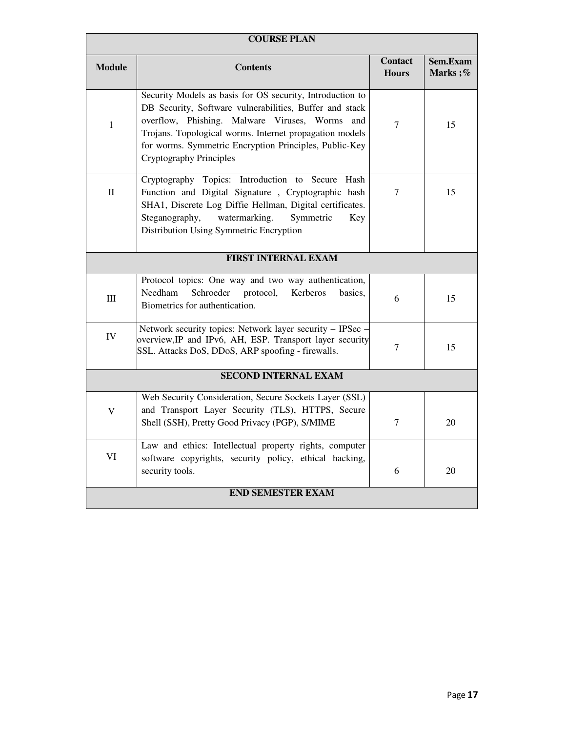| COURSE PLAN | | | |
|---|---|---|---|
| **Module** | **Contents** | **Contact Hours** | **Sem.Exam Marks ;%** |
| 1 | Security Models as basis for OS security, Introduction to DB Security, Software vulnerabilities, Buffer and stack overflow, Phishing. Malware Viruses, Worms and Trojans. Topological worms. Internet propagation models for worms. Symmetric Encryption Principles, Public-Key Cryptography Principles | 7 | 15 |
| II | Cryptography Topics: Introduction to Secure Hash Function and Digital Signature , Cryptographic hash SHA1, Discrete Log Diffie Hellman, Digital certificates. Steganography, watermarking. Symmetric Key Distribution Using Symmetric Encryption | 7 | 15 |
| **FIRST INTERNAL EXAM** | | | |
| III | Protocol topics: One way and two way authentication, Needham Schroeder protocol, Kerberos basics, Biometrics for authentication. | 6 | 15 |
| IV | Network security topics: Network layer security – IPSec – overview,IP and IPv6, AH, ESP. Transport layer security SSL. Attacks DoS, DDoS, ARP spoofing - firewalls. | 7 | 15 |
| **SECOND INTERNAL EXAM** | | | |
| V | Web Security Consideration, Secure Sockets Layer (SSL) and Transport Layer Security (TLS), HTTPS, Secure Shell (SSH), Pretty Good Privacy (PGP), S/MIME | 7 | 20 |
| VI | Law and ethics: Intellectual property rights, computer software copyrights, security policy, ethical hacking, security tools. | 6 | 20 |
| **END SEMESTER EXAM** | | | |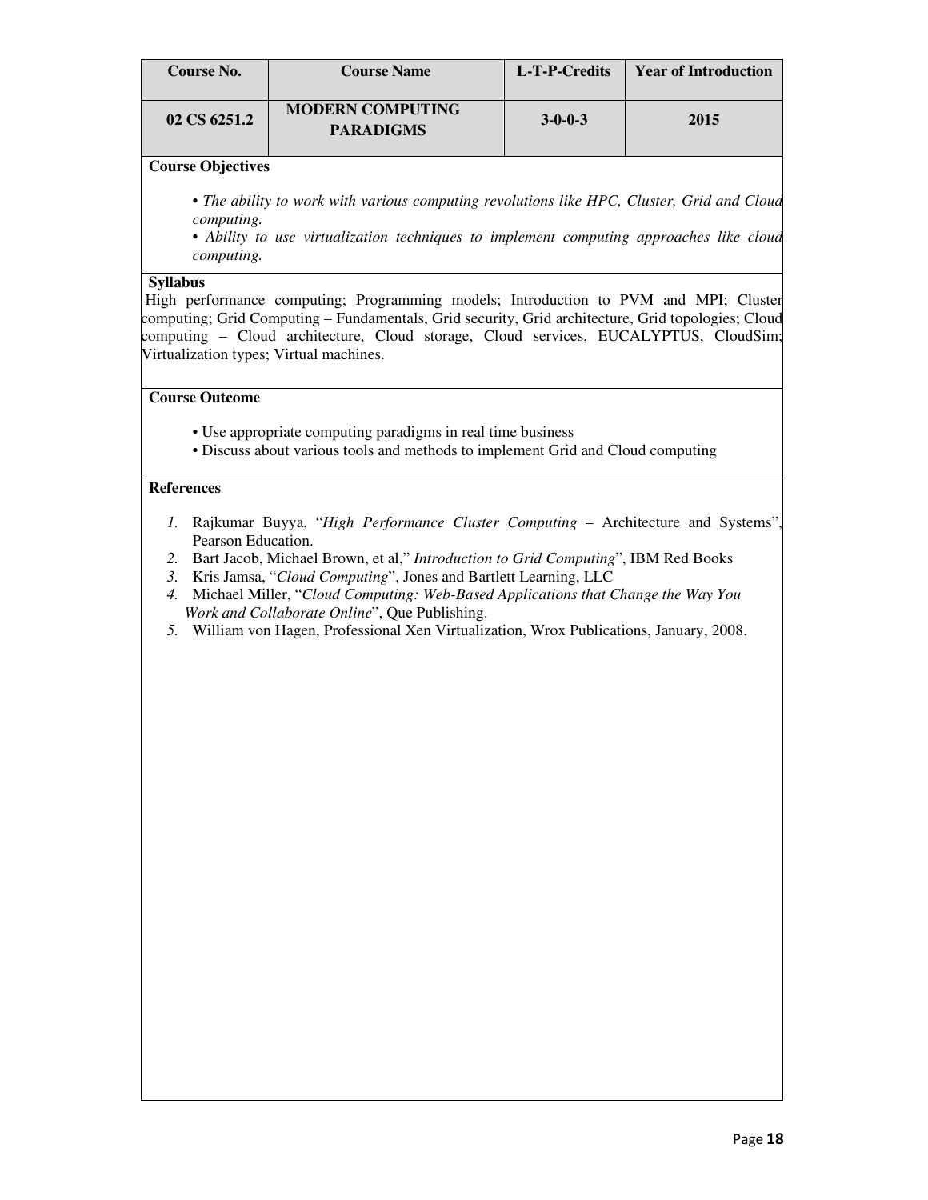| Course No. | Course Name | L-T-P-Credits | Year of Introduction |
|---|---|---|---|
| **02 CS 6251.2** | **MODERN COMPUTING PARADIGMS** | **3-0-0-3** | **2015** |

**Course Objectives**

- *The ability to work with various computing revolutions like HPC, Cluster, Grid and Cloud computing.*
- *Ability to use virtualization techniques to implement computing approaches like cloud computing.*

**Syllabus**

High performance computing; Programming models; Introduction to PVM and MPI; Cluster computing; Grid Computing – Fundamentals, Grid security, Grid architecture, Grid topologies; Cloud computing – Cloud architecture, Cloud storage, Cloud services, EUCALYPTUS, CloudSim; Virtualization types; Virtual machines.

**Course Outcome**

- Use appropriate computing paradigms in real time business
- Discuss about various tools and methods to implement Grid and Cloud computing

**References**

1. Rajkumar Buyya, "*High Performance Cluster Computing* – Architecture and Systems", Pearson Education.
2. Bart Jacob, Michael Brown, et al," *Introduction to Grid Computing*", IBM Red Books
3. Kris Jamsa, "*Cloud Computing*", Jones and Bartlett Learning, LLC
4. Michael Miller, "*Cloud Computing: Web-Based Applications that Change the Way You Work and Collaborate Online*", Que Publishing.
5. William von Hagen, Professional Xen Virtualization, Wrox Publications, January, 2008.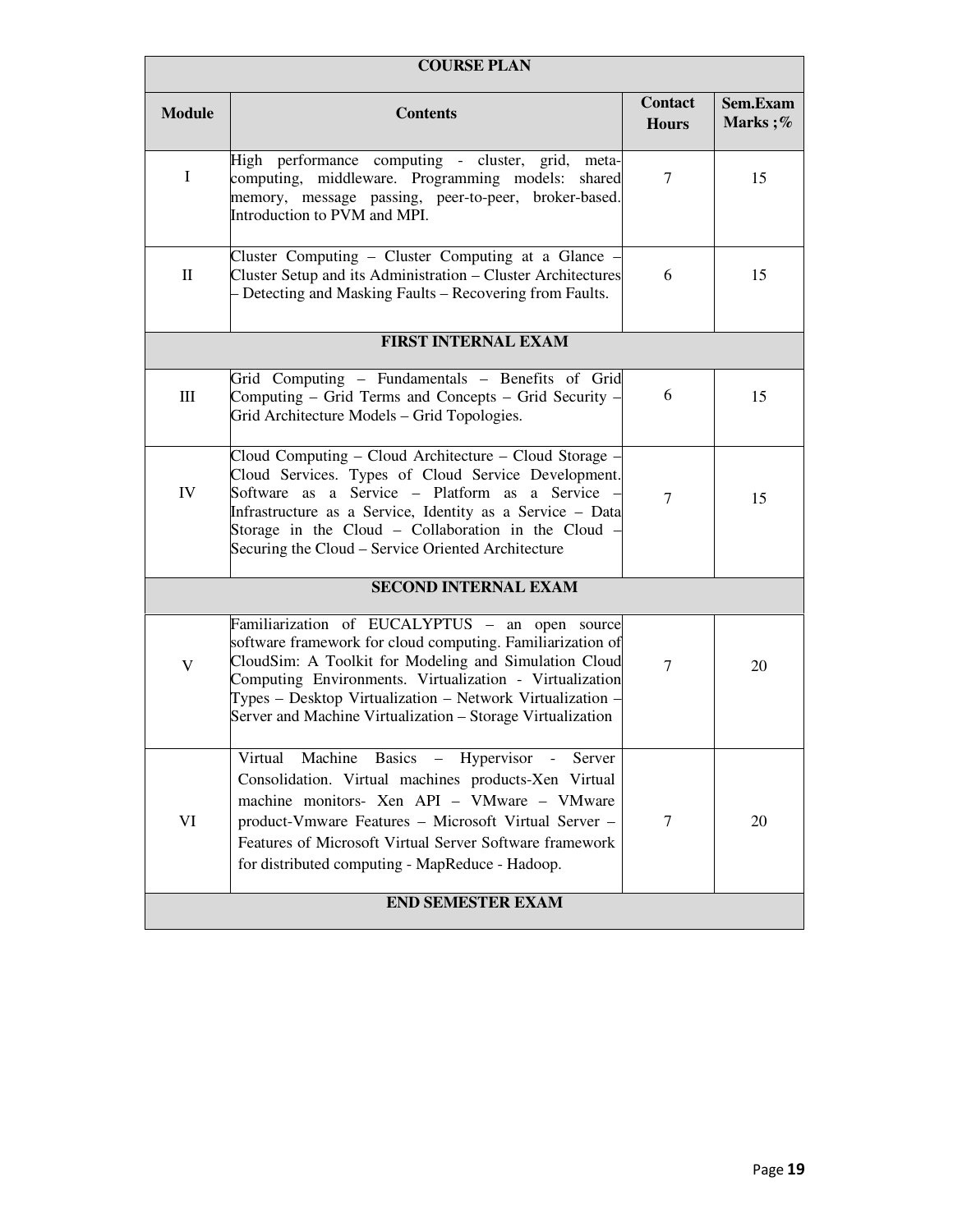| COURSE PLAN | | | |
|---|---|---|---|
| **Module** | **Contents** | **Contact Hours** | **Sem.Exam Marks ;%** |
| I | High performance computing - cluster, grid, meta-computing, middleware. Programming models: shared memory, message passing, peer-to-peer, broker-based. Introduction to PVM and MPI. | 7 | 15 |
| II | Cluster Computing – Cluster Computing at a Glance – Cluster Setup and its Administration – Cluster Architectures – Detecting and Masking Faults – Recovering from Faults. | 6 | 15 |
| **FIRST INTERNAL EXAM** | | | |
| III | Grid Computing – Fundamentals – Benefits of Grid Computing – Grid Terms and Concepts – Grid Security – Grid Architecture Models – Grid Topologies. | 6 | 15 |
| IV | Cloud Computing – Cloud Architecture – Cloud Storage – Cloud Services. Types of Cloud Service Development. Software as a Service – Platform as a Service – Infrastructure as a Service, Identity as a Service – Data Storage in the Cloud – Collaboration in the Cloud – Securing the Cloud – Service Oriented Architecture | 7 | 15 |
| **SECOND INTERNAL EXAM** | | | |
| V | Familiarization of EUCALYPTUS – an open source software framework for cloud computing. Familiarization of CloudSim: A Toolkit for Modeling and Simulation Cloud Computing Environments. Virtualization - Virtualization Types – Desktop Virtualization – Network Virtualization – Server and Machine Virtualization – Storage Virtualization | 7 | 20 |
| VI | Virtual Machine Basics – Hypervisor - Server Consolidation. Virtual machines products-Xen Virtual machine monitors- Xen API – VMware – VMware product-Vmware Features – Microsoft Virtual Server – Features of Microsoft Virtual Server Software framework for distributed computing - MapReduce - Hadoop. | 7 | 20 |
| **END SEMESTER EXAM** | | | |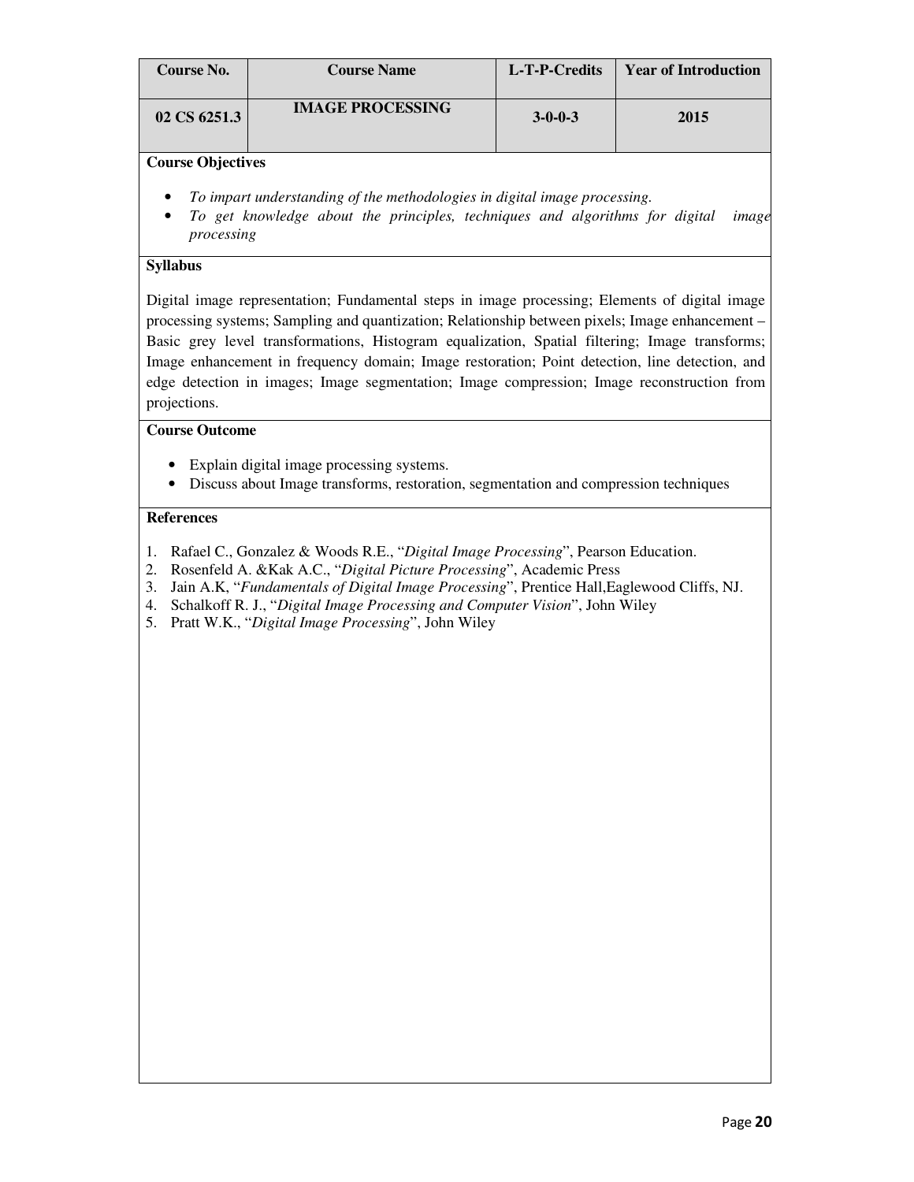| Course No. | Course Name | L-T-P-Credits | Year of Introduction |
|---|---|---|---|
| 02 CS 6251.3 | IMAGE PROCESSING | 3-0-0-3 | 2015 |

**Course Objectives**

- *To impart understanding of the methodologies in digital image processing.*
- *To get knowledge about the principles, techniques and algorithms for digital image processing*

**Syllabus**

Digital image representation; Fundamental steps in image processing; Elements of digital image processing systems; Sampling and quantization; Relationship between pixels; Image enhancement – Basic grey level transformations, Histogram equalization, Spatial filtering; Image transforms; Image enhancement in frequency domain; Image restoration; Point detection, line detection, and edge detection in images; Image segmentation; Image compression; Image reconstruction from projections.

**Course Outcome**

- Explain digital image processing systems.
- Discuss about Image transforms, restoration, segmentation and compression techniques

**References**

1. Rafael C., Gonzalez & Woods R.E., "*Digital Image Processing*", Pearson Education.
2. Rosenfeld A. &Kak A.C., "*Digital Picture Processing*", Academic Press
3. Jain A.K, "*Fundamentals of Digital Image Processing*", Prentice Hall,Eaglewood Cliffs, NJ.
4. Schalkoff R. J., "*Digital Image Processing and Computer Vision*", John Wiley
5. Pratt W.K., "*Digital Image Processing*", John Wiley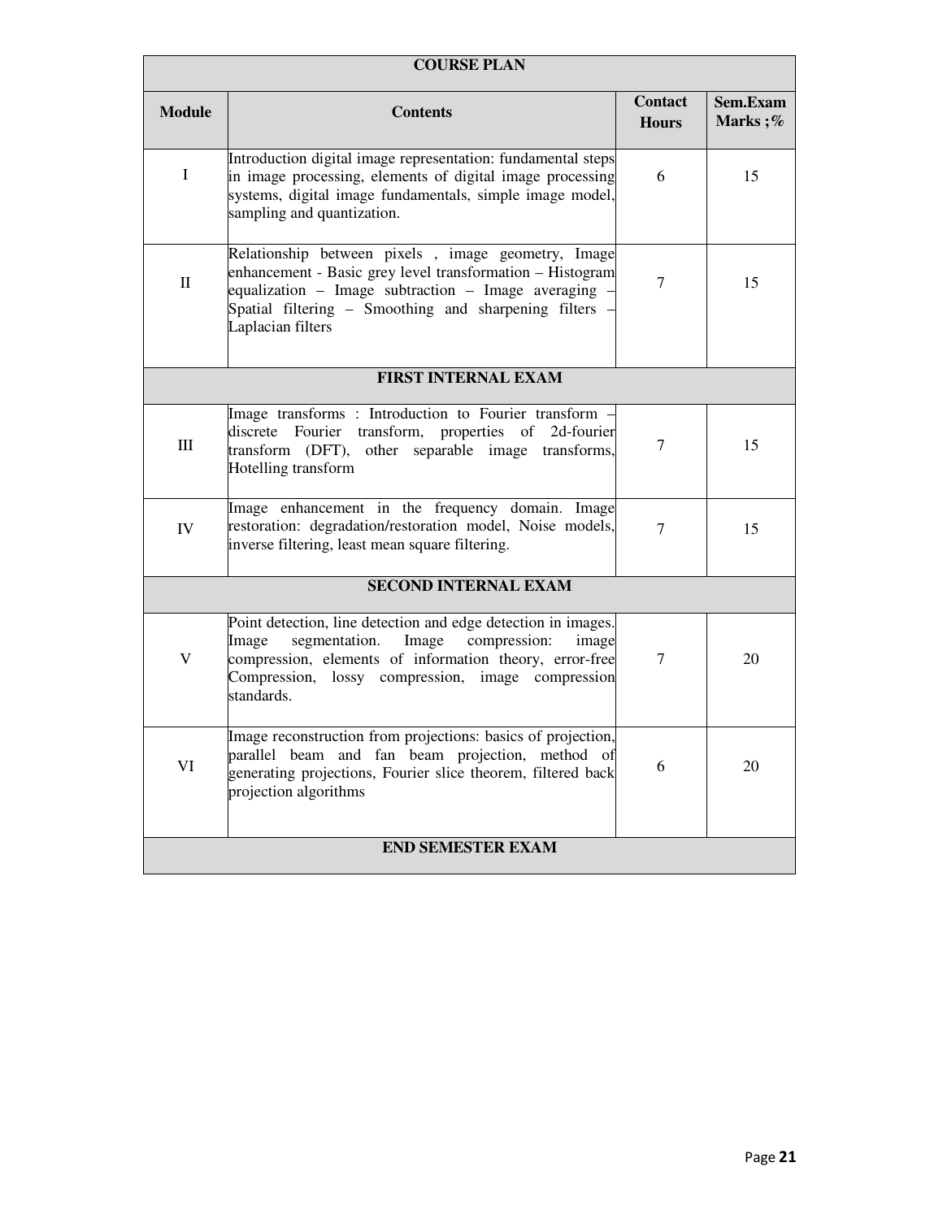| COURSE PLAN | | | |
|---|---|---|---|
| **Module** | **Contents** | **Contact Hours** | **Sem.Exam Marks ;%** |
| I | Introduction digital image representation: fundamental steps in image processing, elements of digital image processing systems, digital image fundamentals, simple image model, sampling and quantization. | 6 | 15 |
| II | Relationship between pixels , image geometry, Image enhancement - Basic grey level transformation – Histogram equalization – Image subtraction – Image averaging – Spatial filtering – Smoothing and sharpening filters – Laplacian filters | 7 | 15 |
| **FIRST INTERNAL EXAM** | | | |
| III | Image transforms : Introduction to Fourier transform – discrete Fourier transform, properties of 2d-fourier transform (DFT), other separable image transforms, Hotelling transform | 7 | 15 |
| IV | Image enhancement in the frequency domain. Image restoration: degradation/restoration model, Noise models, inverse filtering, least mean square filtering. | 7 | 15 |
| **SECOND INTERNAL EXAM** | | | |
| V | Point detection, line detection and edge detection in images. Image segmentation. Image compression: image compression, elements of information theory, error-free Compression, lossy compression, image compression standards. | 7 | 20 |
| VI | Image reconstruction from projections: basics of projection, parallel beam and fan beam projection, method of generating projections, Fourier slice theorem, filtered back projection algorithms | 6 | 20 |
| **END SEMESTER EXAM** | | | |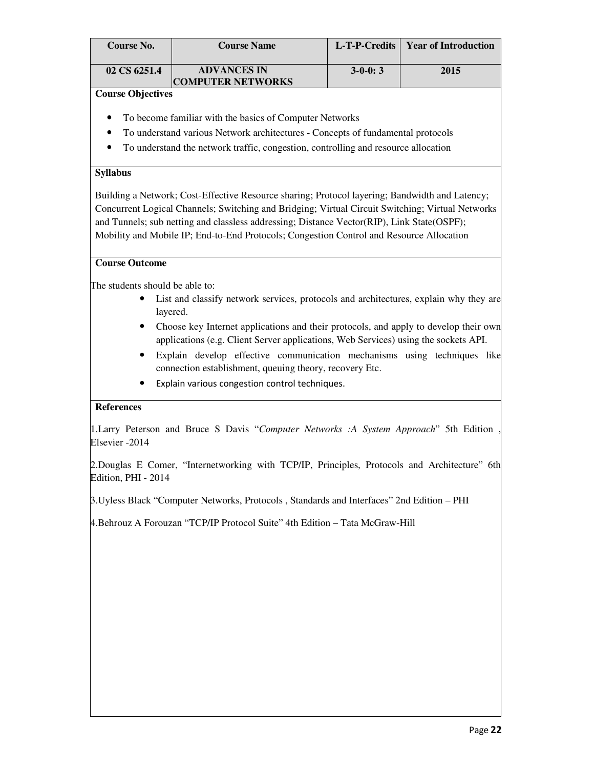| Course No. | Course Name | L-T-P-Credits | Year of Introduction |
|---|---|---|---|
| 02 CS 6251.4 | ADVANCES IN COMPUTER NETWORKS | 3-0-0: 3 | 2015 |

**Course Objectives**

- To become familiar with the basics of Computer Networks
- To understand various Network architectures - Concepts of fundamental protocols
- To understand the network traffic, congestion, controlling and resource allocation

**Syllabus**

Building a Network; Cost-Effective Resource sharing; Protocol layering; Bandwidth and Latency; Concurrent Logical Channels; Switching and Bridging; Virtual Circuit Switching; Virtual Networks and Tunnels; sub netting and classless addressing; Distance Vector(RIP), Link State(OSPF); Mobility and Mobile IP; End-to-End Protocols; Congestion Control and Resource Allocation

**Course Outcome**

The students should be able to:

- List and classify network services, protocols and architectures, explain why they are layered.
- Choose key Internet applications and their protocols, and apply to develop their own applications (e.g. Client Server applications, Web Services) using the sockets API.
- Explain develop effective communication mechanisms using techniques like connection establishment, queuing theory, recovery Etc.
- Explain various congestion control techniques.

**References**

1.Larry Peterson and Bruce S Davis "*Computer Networks :A System Approach*" 5th Edition , Elsevier -2014

2.Douglas E Comer, "Internetworking with TCP/IP, Principles, Protocols and Architecture" 6th Edition, PHI - 2014

3.Uyless Black "Computer Networks, Protocols , Standards and Interfaces" 2nd Edition – PHI

4.Behrouz A Forouzan "TCP/IP Protocol Suite" 4th Edition – Tata McGraw-Hill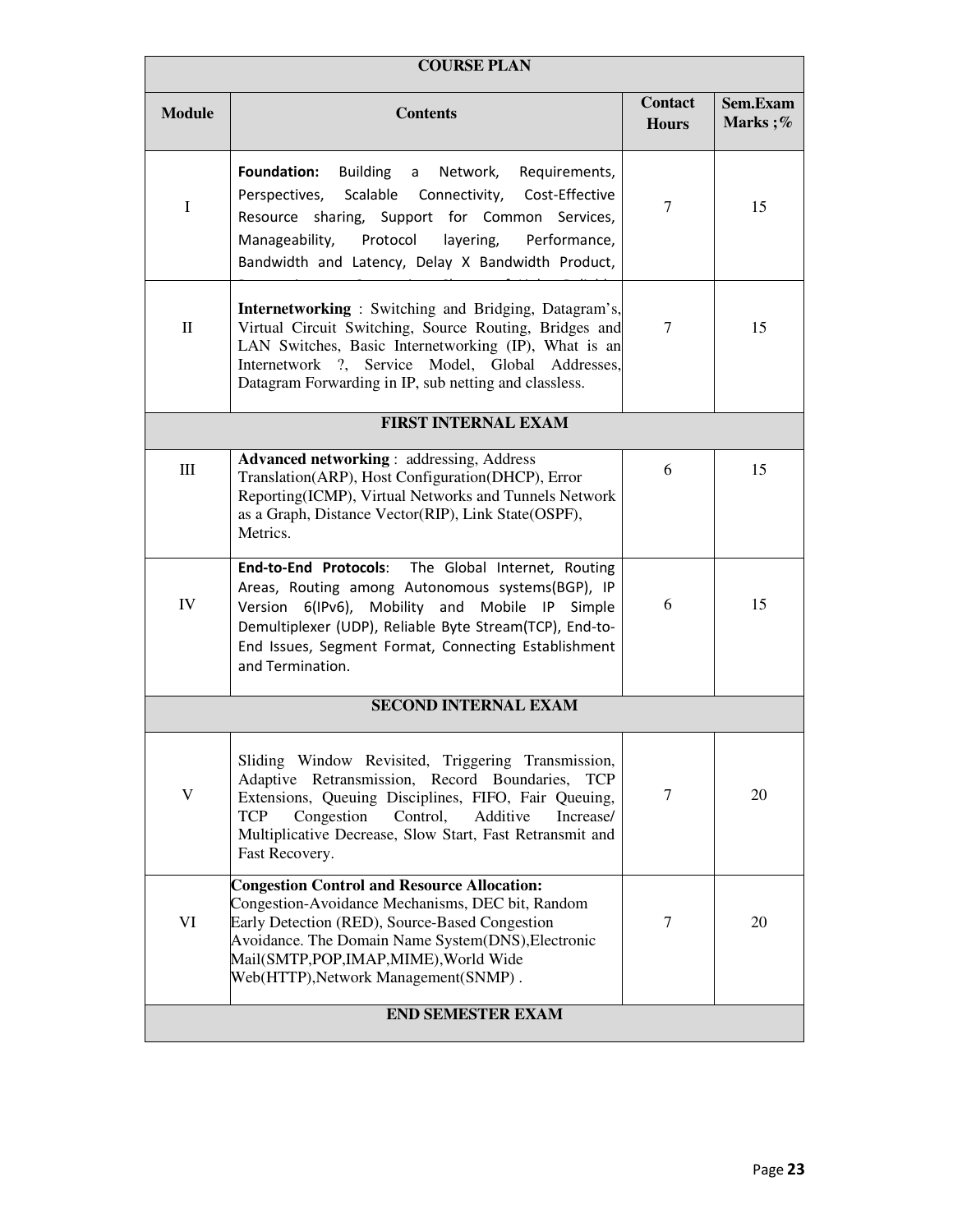| COURSE PLAN | | | |
|---|---|---|---|
| **Module** | **Contents** | **Contact Hours** | **Sem.Exam Marks ;%** |
| I | **Foundation:** Building a Network, Requirements, Perspectives, Scalable Connectivity, Cost-Effective Resource sharing, Support for Common Services, Manageability, Protocol layering, Performance, Bandwidth and Latency, Delay X Bandwidth Product, | 7 | 15 |
| II | **Internetworking** : Switching and Bridging, Datagram's, Virtual Circuit Switching, Source Routing, Bridges and LAN Switches, Basic Internetworking (IP), What is an Internetwork ?, Service Model, Global Addresses, Datagram Forwarding in IP, sub netting and classless. | 7 | 15 |
| **FIRST INTERNAL EXAM** | | | |
| III | **Advanced networking** : addressing, Address Translation(ARP), Host Configuration(DHCP), Error Reporting(ICMP), Virtual Networks and Tunnels Network as a Graph, Distance Vector(RIP), Link State(OSPF), Metrics. | 6 | 15 |
| IV | **End-to-End Protocols**: The Global Internet, Routing Areas, Routing among Autonomous systems(BGP), IP Version 6(IPv6), Mobility and Mobile IP Simple Demultiplexer (UDP), Reliable Byte Stream(TCP), End-to-End Issues, Segment Format, Connecting Establishment and Termination. | 6 | 15 |
| **SECOND INTERNAL EXAM** | | | |
| V | Sliding Window Revisited, Triggering Transmission, Adaptive Retransmission, Record Boundaries, TCP Extensions, Queuing Disciplines, FIFO, Fair Queuing, TCP Congestion Control, Additive Increase/ Multiplicative Decrease, Slow Start, Fast Retransmit and Fast Recovery. | 7 | 20 |
| VI | **Congestion Control and Resource Allocation:** Congestion-Avoidance Mechanisms, DEC bit, Random Early Detection (RED), Source-Based Congestion Avoidance. The Domain Name System(DNS),Electronic Mail(SMTP,POP,IMAP,MIME),World Wide Web(HTTP),Network Management(SNMP) . | 7 | 20 |
| **END SEMESTER EXAM** | | | |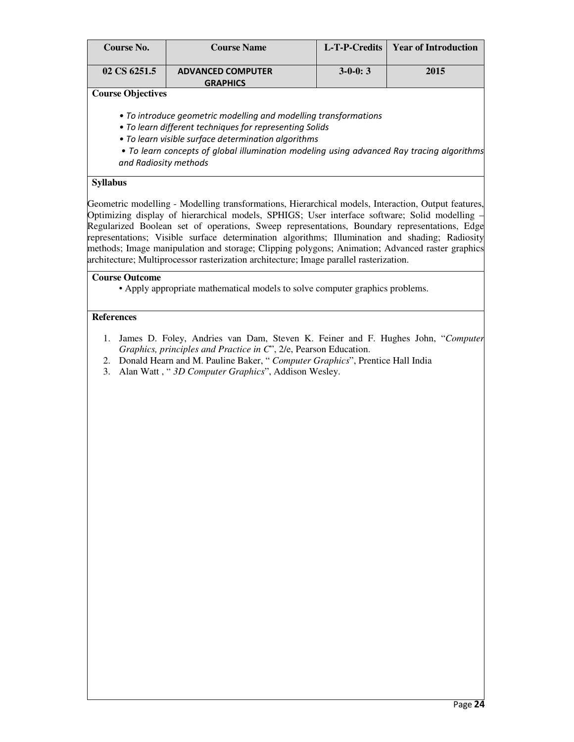| Course No. | Course Name | L-T-P-Credits | Year of Introduction |
|---|---|---|---|
| 02 CS 6251.5 | ADVANCED COMPUTER GRAPHICS | 3-0-0: 3 | 2015 |

**Course Objectives**

- *To introduce geometric modelling and modelling transformations*
- *To learn different techniques for representing Solids*
- *To learn visible surface determination algorithms*
- *To learn concepts of global illumination modeling using advanced Ray tracing algorithms and Radiosity methods*

**Syllabus**

Geometric modelling - Modelling transformations, Hierarchical models, Interaction, Output features, Optimizing display of hierarchical models, SPHIGS; User interface software; Solid modelling – Regularized Boolean set of operations, Sweep representations, Boundary representations, Edge representations; Visible surface determination algorithms; Illumination and shading; Radiosity methods; Image manipulation and storage; Clipping polygons; Animation; Advanced raster graphics architecture; Multiprocessor rasterization architecture; Image parallel rasterization.

**Course Outcome**

- Apply appropriate mathematical models to solve computer graphics problems.

**References**

1. James D. Foley, Andries van Dam, Steven K. Feiner and F. Hughes John, "*Computer Graphics, principles and Practice in C*", 2/e, Pearson Education.
2. Donald Hearn and M. Pauline Baker, " *Computer Graphics*", Prentice Hall India
3. Alan Watt , " *3D Computer Graphics*", Addison Wesley.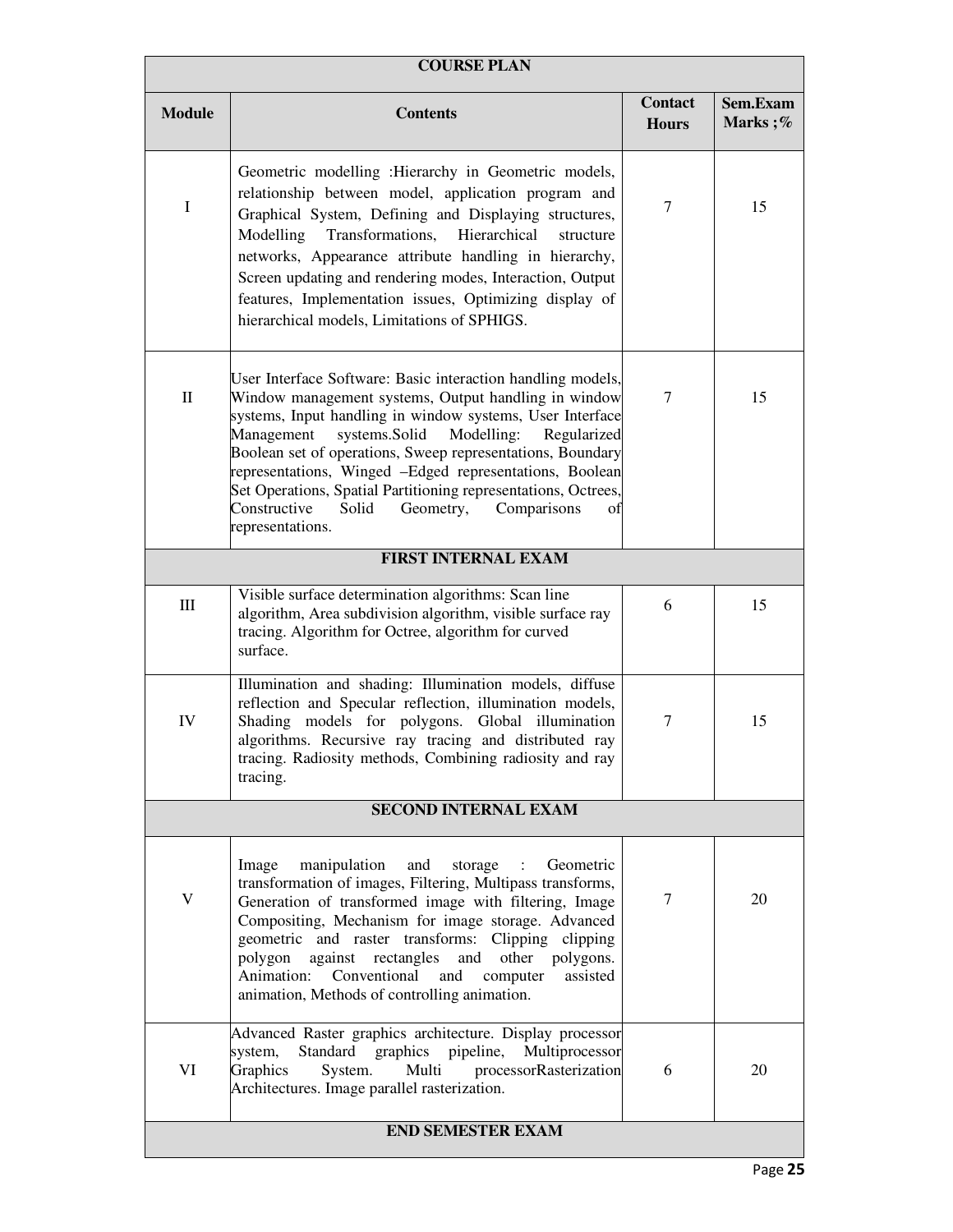| COURSE PLAN | | | |
|---|---|---|---|
| **Module** | **Contents** | **Contact Hours** | **Sem.Exam Marks ;%** |
| I | Geometric modelling :Hierarchy in Geometric models, relationship between model, application program and Graphical System, Defining and Displaying structures, Modelling Transformations, Hierarchical structure networks, Appearance attribute handling in hierarchy, Screen updating and rendering modes, Interaction, Output features, Implementation issues, Optimizing display of hierarchical models, Limitations of SPHIGS. | 7 | 15 |
| II | User Interface Software: Basic interaction handling models, Window management systems, Output handling in window systems, Input handling in window systems, User Interface Management systems.Solid Modelling: Regularized Boolean set of operations, Sweep representations, Boundary representations, Winged –Edged representations, Boolean Set Operations, Spatial Partitioning representations, Octrees, Constructive Solid Geometry, Comparisons of representations. | 7 | 15 |
| **FIRST INTERNAL EXAM** | | | |
| III | Visible surface determination algorithms: Scan line algorithm, Area subdivision algorithm, visible surface ray tracing. Algorithm for Octree, algorithm for curved surface. | 6 | 15 |
| IV | Illumination and shading: Illumination models, diffuse reflection and Specular reflection, illumination models, Shading models for polygons. Global illumination algorithms. Recursive ray tracing and distributed ray tracing. Radiosity methods, Combining radiosity and ray tracing. | 7 | 15 |
| **SECOND INTERNAL EXAM** | | | |
| V | Image manipulation and storage : Geometric transformation of images, Filtering, Multipass transforms, Generation of transformed image with filtering, Image Compositing, Mechanism for image storage. Advanced geometric and raster transforms: Clipping clipping polygon against rectangles and other polygons. Animation: Conventional and computer assisted animation, Methods of controlling animation. | 7 | 20 |
| VI | Advanced Raster graphics architecture. Display processor system, Standard graphics pipeline, Multiprocessor Graphics System. Multi processorRasterization Architectures. Image parallel rasterization. | 6 | 20 |
| **END SEMESTER EXAM** | | | |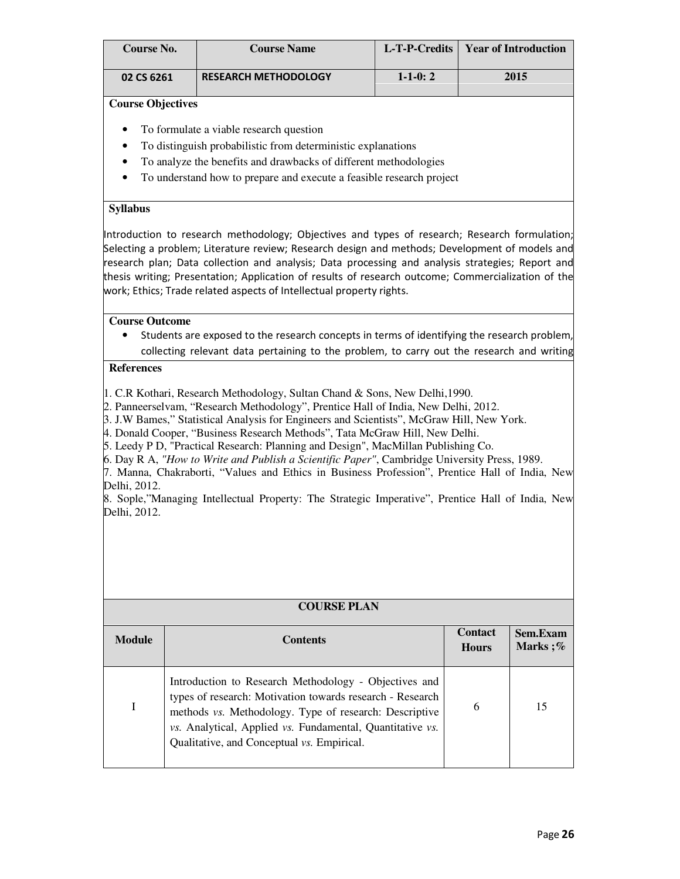| Course No. | Course Name | L-T-P-Credits | Year of Introduction |
|---|---|---|---|
| 02 CS 6261 | RESEARCH METHODOLOGY | 1-1-0: 2 | 2015 |

**Course Objectives**

- To formulate a viable research question
- To distinguish probabilistic from deterministic explanations
- To analyze the benefits and drawbacks of different methodologies
- To understand how to prepare and execute a feasible research project

**Syllabus**

Introduction to research methodology; Objectives and types of research; Research formulation; Selecting a problem; Literature review; Research design and methods; Development of models and research plan; Data collection and analysis; Data processing and analysis strategies; Report and thesis writing; Presentation; Application of results of research outcome; Commercialization of the work; Ethics; Trade related aspects of Intellectual property rights.

**Course Outcome**

- Students are exposed to the research concepts in terms of identifying the research problem, collecting relevant data pertaining to the problem, to carry out the research and writing

**References**

1. C.R Kothari, Research Methodology, Sultan Chand & Sons, New Delhi,1990.
2. Panneerselvam, "Research Methodology", Prentice Hall of India, New Delhi, 2012.
3. J.W Bames," Statistical Analysis for Engineers and Scientists", McGraw Hill, New York.
4. Donald Cooper, "Business Research Methods", Tata McGraw Hill, New Delhi.
5. Leedy P D, "Practical Research: Planning and Design", MacMillan Publishing Co.
6. Day R A, *"How to Write and Publish a Scientific Paper"*, Cambridge University Press, 1989.
7. Manna, Chakraborti, "Values and Ethics in Business Profession", Prentice Hall of India, New Delhi, 2012.
8. Sople,"Managing Intellectual Property: The Strategic Imperative", Prentice Hall of India, New Delhi, 2012.

**COURSE PLAN**

| Module | Contents | Contact Hours | Sem.Exam Marks ;% |
|---|---|---|---|
| I | Introduction to Research Methodology - Objectives and types of research: Motivation towards research - Research methods *vs.* Methodology. Type of research: Descriptive *vs.* Analytical, Applied *vs.* Fundamental, Quantitative *vs.* Qualitative, and Conceptual *vs.* Empirical. | 6 | 15 |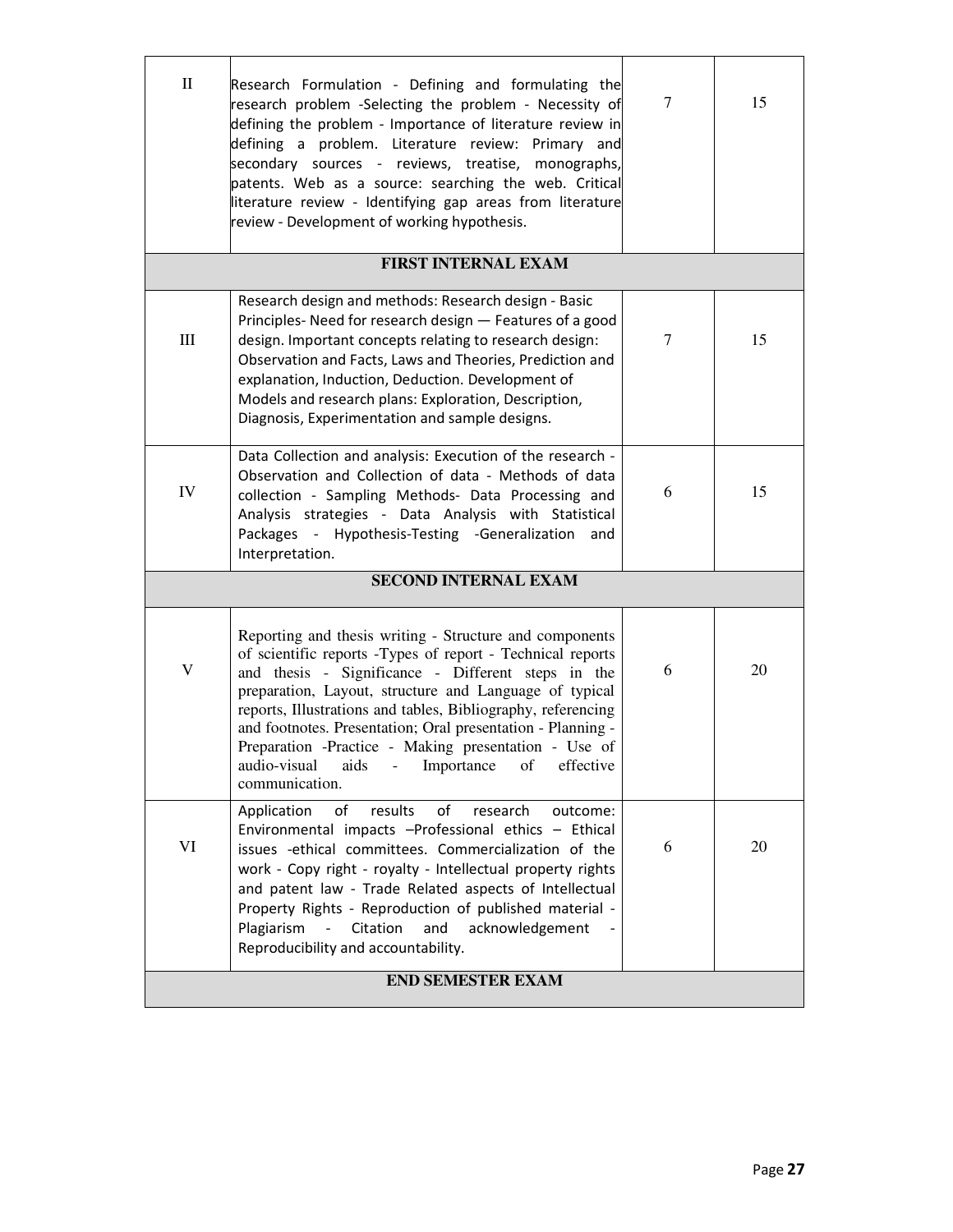| | | | |
|---|---|---|---|
| II | Research Formulation - Defining and formulating the research problem -Selecting the problem - Necessity of defining the problem - Importance of literature review in defining a problem. Literature review: Primary and secondary sources - reviews, treatise, monographs, patents. Web as a source: searching the web. Critical literature review - Identifying gap areas from literature review - Development of working hypothesis. | 7 | 15 |
| **FIRST INTERNAL EXAM** | | | |
| III | Research design and methods: Research design - Basic Principles- Need for research design — Features of a good design. Important concepts relating to research design: Observation and Facts, Laws and Theories, Prediction and explanation, Induction, Deduction. Development of Models and research plans: Exploration, Description, Diagnosis, Experimentation and sample designs. | 7 | 15 |
| IV | Data Collection and analysis: Execution of the research - Observation and Collection of data - Methods of data collection - Sampling Methods- Data Processing and Analysis strategies - Data Analysis with Statistical Packages - Hypothesis-Testing -Generalization and Interpretation. | 6 | 15 |
| **SECOND INTERNAL EXAM** | | | |
| V | Reporting and thesis writing - Structure and components of scientific reports -Types of report - Technical reports and thesis - Significance - Different steps in the preparation, Layout, structure and Language of typical reports, Illustrations and tables, Bibliography, referencing and footnotes. Presentation; Oral presentation - Planning - Preparation -Practice - Making presentation - Use of audio-visual aids - Importance of effective communication. | 6 | 20 |
| VI | Application of results of research outcome: Environmental impacts –Professional ethics – Ethical issues -ethical committees. Commercialization of the work - Copy right - royalty - Intellectual property rights and patent law - Trade Related aspects of Intellectual Property Rights - Reproduction of published material - Plagiarism - Citation and acknowledgement - Reproducibility and accountability. | 6 | 20 |
| **END SEMESTER EXAM** | | | |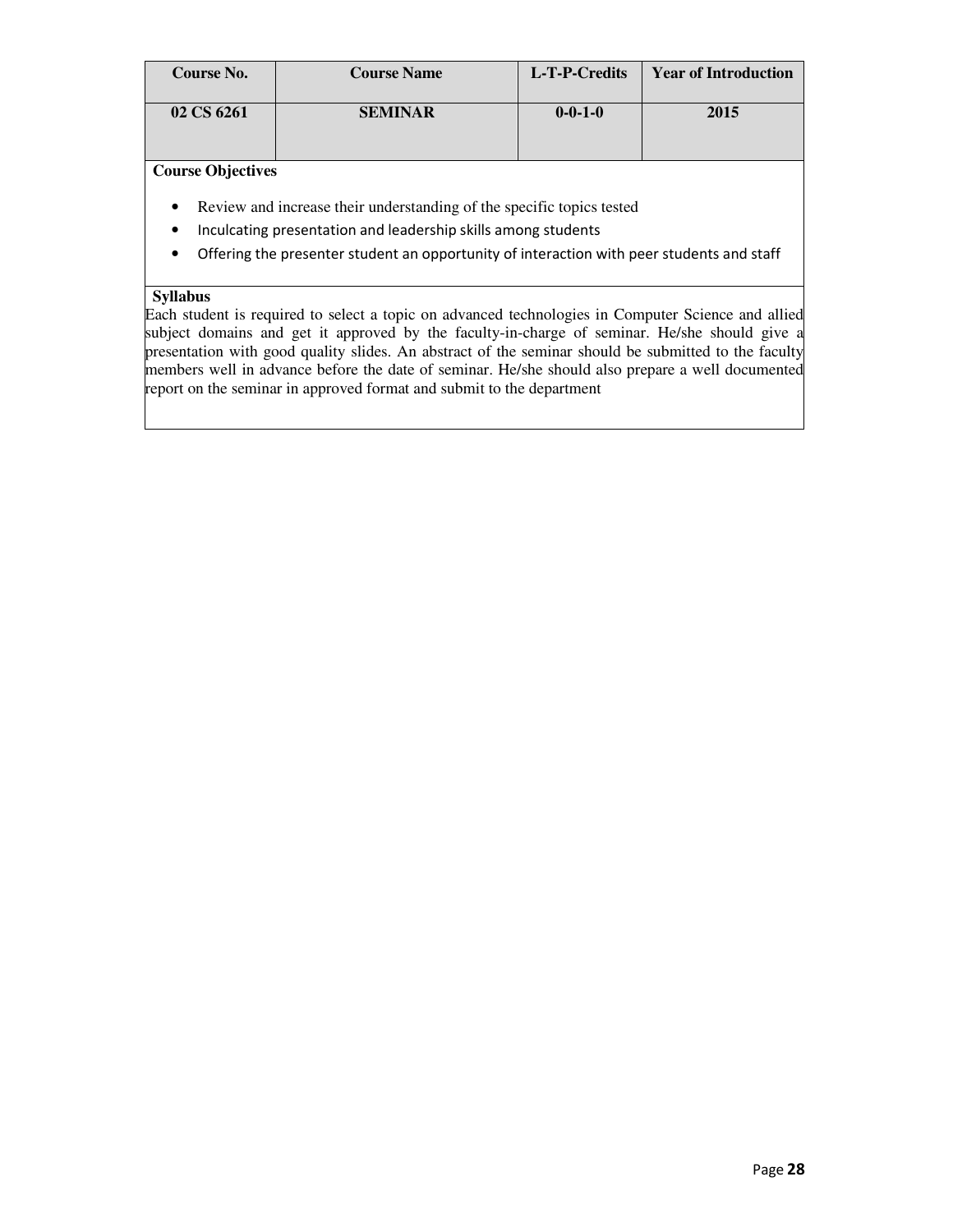| Course No. | Course Name | L-T-P-Credits | Year of Introduction |
|---|---|---|---|
| 02 CS 6261 | SEMINAR | 0-0-1-0 | 2015 |

**Course Objectives**

- Review and increase their understanding of the specific topics tested
- Inculcating presentation and leadership skills among students
- Offering the presenter student an opportunity of interaction with peer students and staff

**Syllabus**

Each student is required to select a topic on advanced technologies in Computer Science and allied subject domains and get it approved by the faculty-in-charge of seminar. He/she should give a presentation with good quality slides. An abstract of the seminar should be submitted to the faculty members well in advance before the date of seminar. He/she should also prepare a well documented report on the seminar in approved format and submit to the department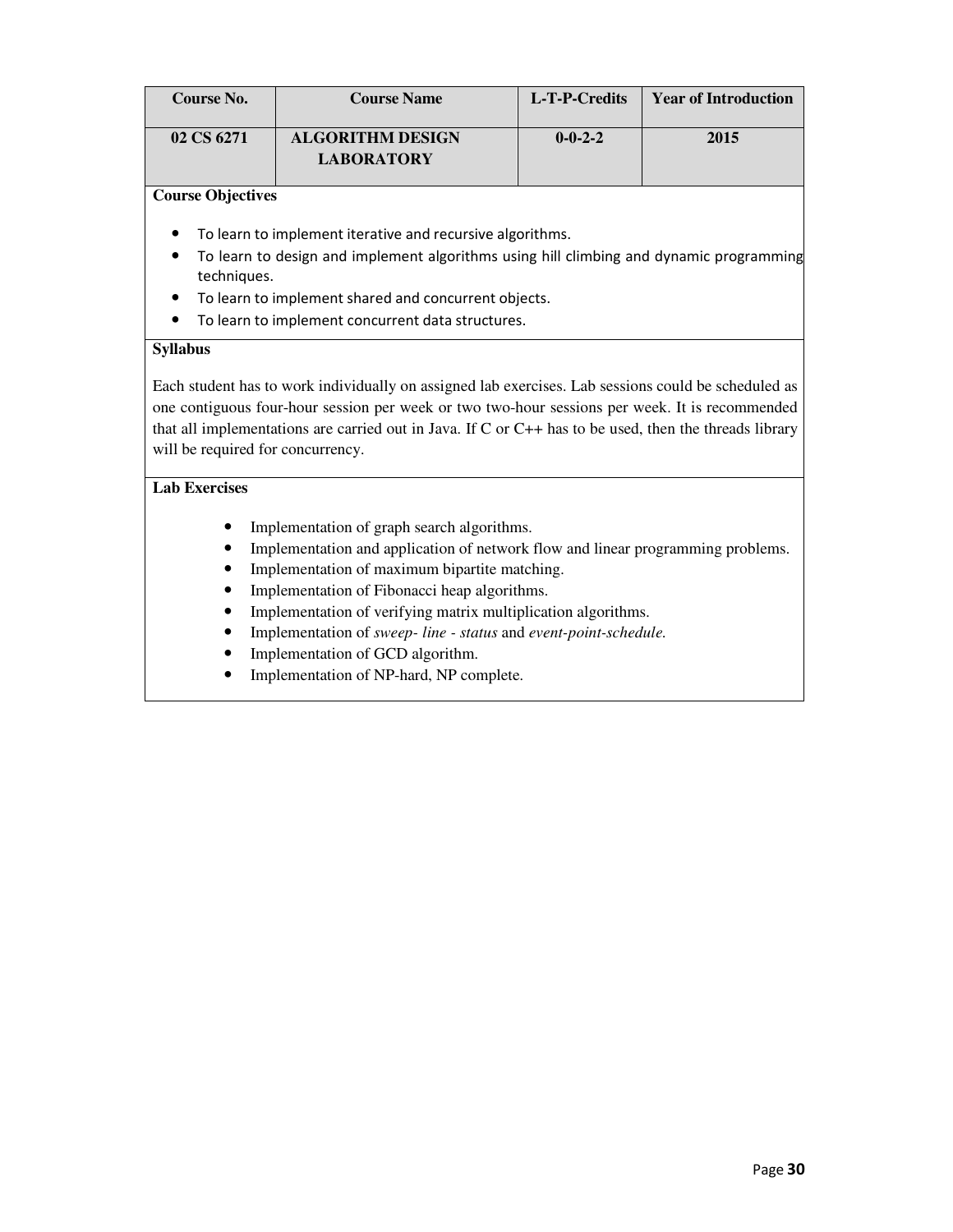| Course No. | Course Name | L-T-P-Credits | Year of Introduction |
| --- | --- | --- | --- |
| 02 CS 6271 | ALGORITHM DESIGN LABORATORY | 0-0-2-2 | 2015 |

**Course Objectives**

- To learn to implement iterative and recursive algorithms.
- To learn to design and implement algorithms using hill climbing and dynamic programming techniques.
- To learn to implement shared and concurrent objects.
- To learn to implement concurrent data structures.

**Syllabus**

Each student has to work individually on assigned lab exercises. Lab sessions could be scheduled as one contiguous four-hour session per week or two two-hour sessions per week. It is recommended that all implementations are carried out in Java. If C or C++ has to be used, then the threads library will be required for concurrency.

**Lab Exercises**

- Implementation of graph search algorithms.
- Implementation and application of network flow and linear programming problems.
- Implementation of maximum bipartite matching.
- Implementation of Fibonacci heap algorithms.
- Implementation of verifying matrix multiplication algorithms.
- Implementation of *sweep- line - status* and *event-point-schedule.*
- Implementation of GCD algorithm.
- Implementation of NP-hard, NP complete.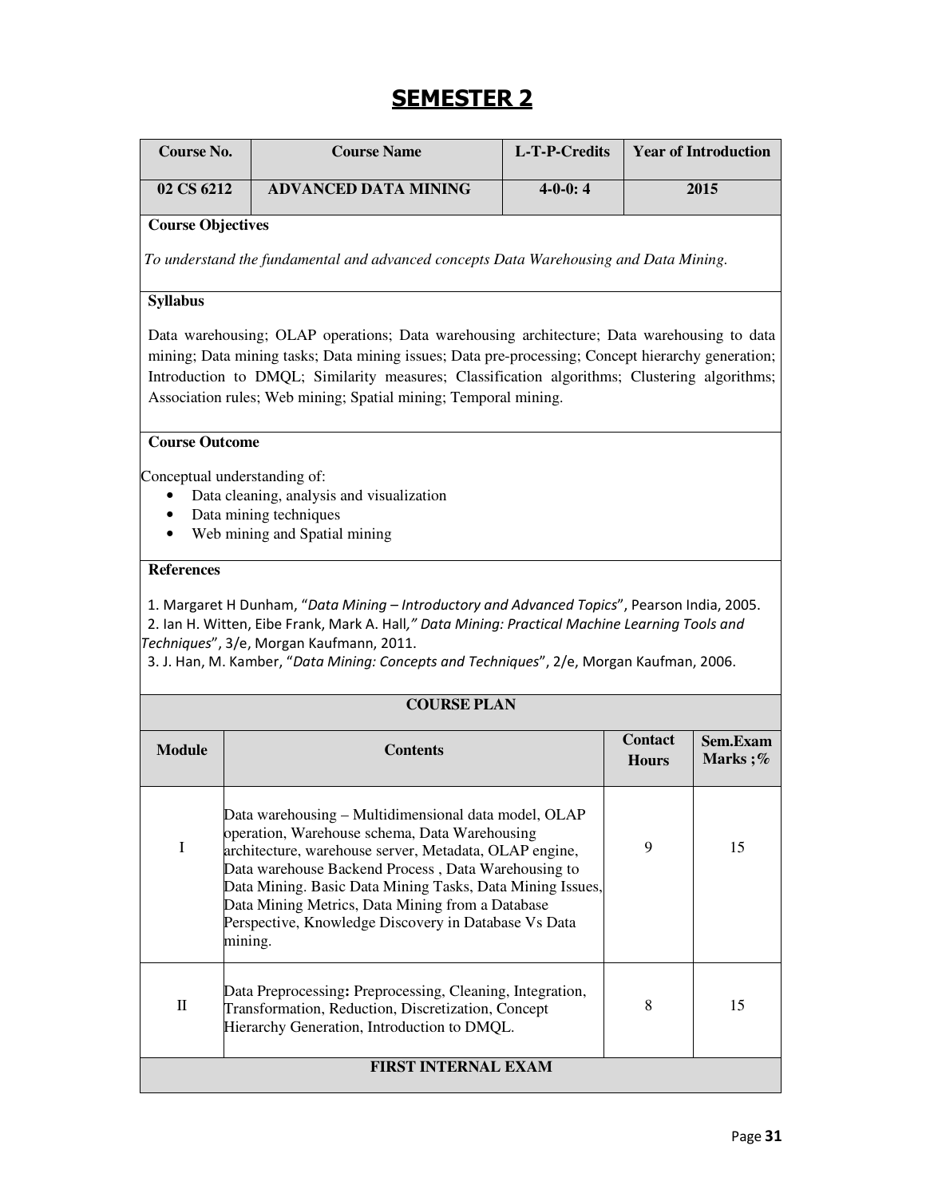# SEMESTER 2

| Course No. | Course Name | L-T-P-Credits | Year of Introduction |
|---|---|---|---|
| 02 CS 6212 | ADVANCED DATA MINING | 4-0-0: 4 | 2015 |

**Course Objectives**

*To understand the fundamental and advanced concepts Data Warehousing and Data Mining.*

**Syllabus**

Data warehousing; OLAP operations; Data warehousing architecture; Data warehousing to data mining; Data mining tasks; Data mining issues; Data pre-processing; Concept hierarchy generation; Introduction to DMQL; Similarity measures; Classification algorithms; Clustering algorithms; Association rules; Web mining; Spatial mining; Temporal mining.

**Course Outcome**

Conceptual understanding of:

- Data cleaning, analysis and visualization
- Data mining techniques
- Web mining and Spatial mining

**References**

1. Margaret H Dunham, "*Data Mining – Introductory and Advanced Topics*", Pearson India, 2005.
2. Ian H. Witten, Eibe Frank, Mark A. Hall,*" Data Mining: Practical Machine Learning Tools and Techniques*", 3/e, Morgan Kaufmann, 2011.
3. J. Han, M. Kamber, "*Data Mining: Concepts and Techniques*", 2/e, Morgan Kaufman, 2006.

**COURSE PLAN**

| Module | Contents | Contact Hours | Sem.Exam Marks ;% |
|---|---|---|---|
| I | Data warehousing – Multidimensional data model, OLAP operation, Warehouse schema, Data Warehousing architecture, warehouse server, Metadata, OLAP engine, Data warehouse Backend Process , Data Warehousing to Data Mining. Basic Data Mining Tasks, Data Mining Issues, Data Mining Metrics, Data Mining from a Database Perspective, Knowledge Discovery in Database Vs Data mining. | 9 | 15 |
| II | Data Preprocessing**:** Preprocessing, Cleaning, Integration, Transformation, Reduction, Discretization, Concept Hierarchy Generation, Introduction to DMQL. | 8 | 15 |
| **FIRST INTERNAL EXAM** | | | |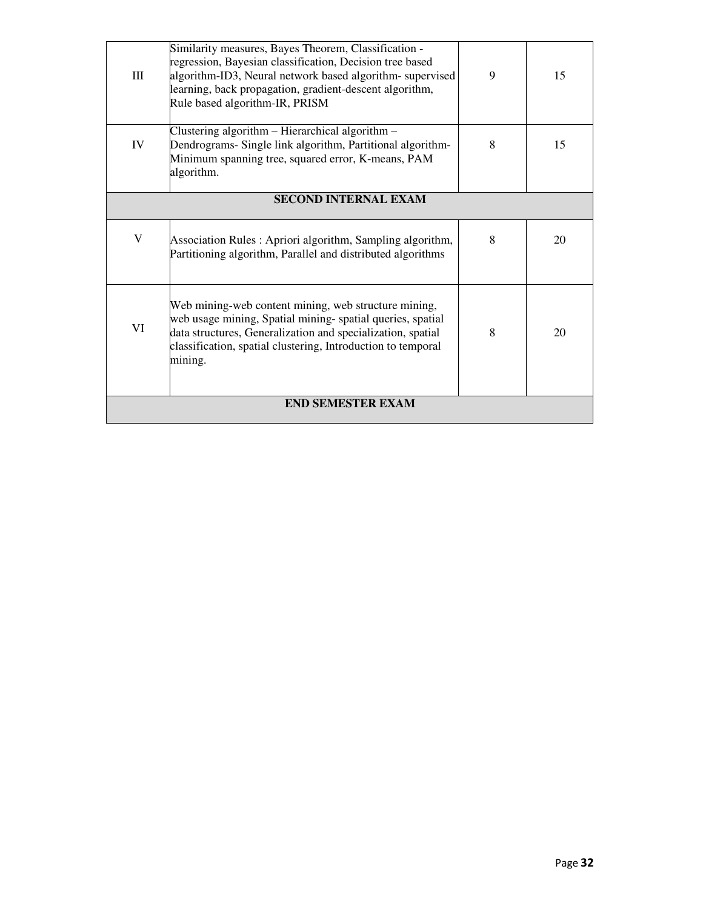| | | | |
|---|---|---|---|
| III | Similarity measures, Bayes Theorem, Classification - regression, Bayesian classification, Decision tree based algorithm-ID3, Neural network based algorithm- supervised learning, back propagation, gradient-descent algorithm, Rule based algorithm-IR, PRISM | 9 | 15 |
| IV | Clustering algorithm – Hierarchical algorithm – Dendrograms- Single link algorithm, Partitional algorithm- Minimum spanning tree, squared error, K-means, PAM algorithm. | 8 | 15 |
| **SECOND INTERNAL EXAM** | | | |
| V | Association Rules : Apriori algorithm, Sampling algorithm, Partitioning algorithm, Parallel and distributed algorithms | 8 | 20 |
| VI | Web mining-web content mining, web structure mining, web usage mining, Spatial mining- spatial queries, spatial data structures, Generalization and specialization, spatial classification, spatial clustering, Introduction to temporal mining. | 8 | 20 |
| **END SEMESTER EXAM** | | | |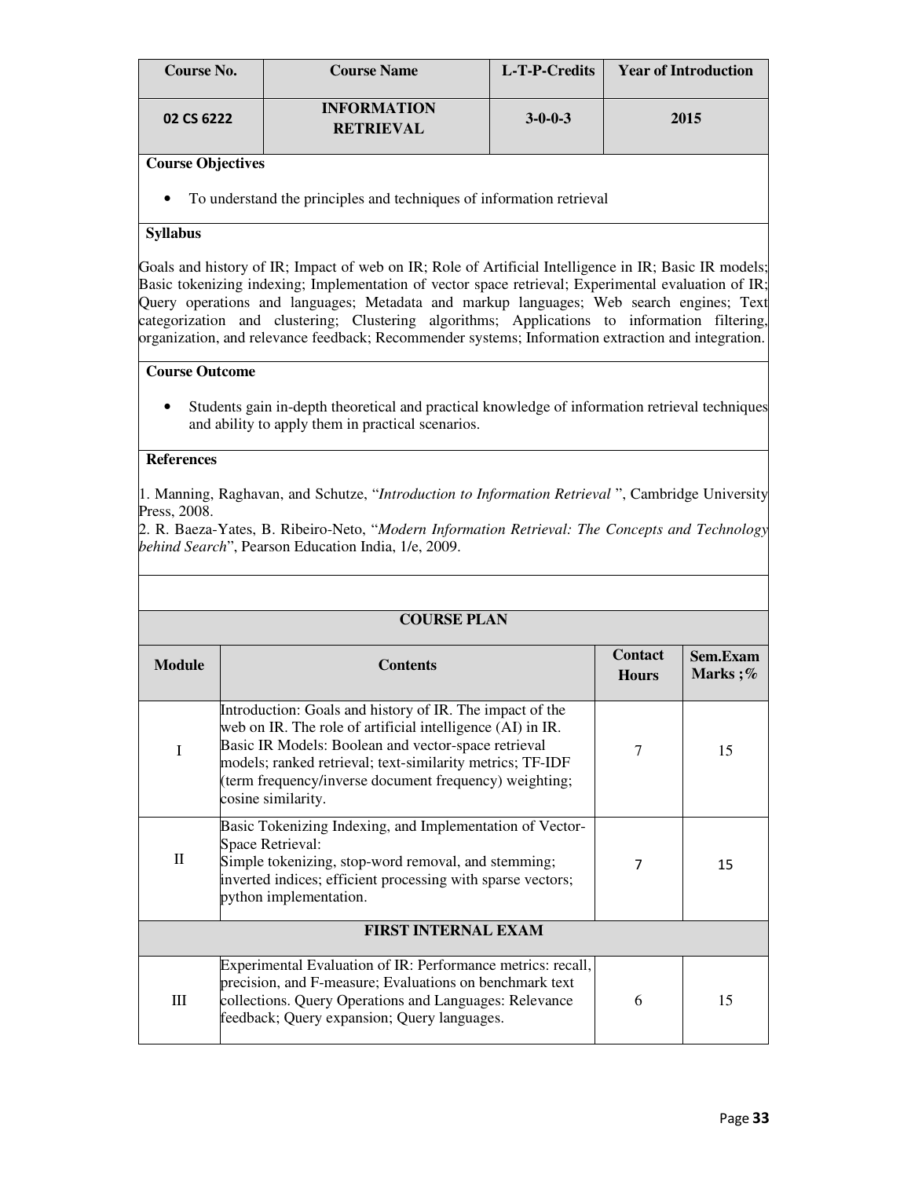| Course No. | Course Name | L-T-P-Credits | Year of Introduction |
|---|---|---|---|
| 02 CS 6222 | INFORMATION RETRIEVAL | 3-0-0-3 | 2015 |

**Course Objectives**

- To understand the principles and techniques of information retrieval

**Syllabus**

Goals and history of IR; Impact of web on IR; Role of Artificial Intelligence in IR; Basic IR models; Basic tokenizing indexing; Implementation of vector space retrieval; Experimental evaluation of IR; Query operations and languages; Metadata and markup languages; Web search engines; Text categorization and clustering; Clustering algorithms; Applications to information filtering, organization, and relevance feedback; Recommender systems; Information extraction and integration.

**Course Outcome**

- Students gain in-depth theoretical and practical knowledge of information retrieval techniques and ability to apply them in practical scenarios.

**References**

1. Manning, Raghavan, and Schutze, "*Introduction to Information Retrieval* ", Cambridge University Press, 2008.
2. R. Baeza-Yates, B. Ribeiro-Neto, "*Modern Information Retrieval: The Concepts and Technology behind Search*", Pearson Education India, 1/e, 2009.

**COURSE PLAN**

| Module | Contents | Contact Hours | Sem.Exam Marks ;% |
|---|---|---|---|
| I | Introduction: Goals and history of IR. The impact of the web on IR. The role of artificial intelligence (AI) in IR. Basic IR Models: Boolean and vector-space retrieval models; ranked retrieval; text-similarity metrics; TF-IDF (term frequency/inverse document frequency) weighting; cosine similarity. | 7 | 15 |
| II | Basic Tokenizing Indexing, and Implementation of Vector-Space Retrieval: Simple tokenizing, stop-word removal, and stemming; inverted indices; efficient processing with sparse vectors; python implementation. | 7 | 15 |
| **FIRST INTERNAL EXAM** | | | |
| III | Experimental Evaluation of IR: Performance metrics: recall, precision, and F-measure; Evaluations on benchmark text collections. Query Operations and Languages: Relevance feedback; Query expansion; Query languages. | 6 | 15 |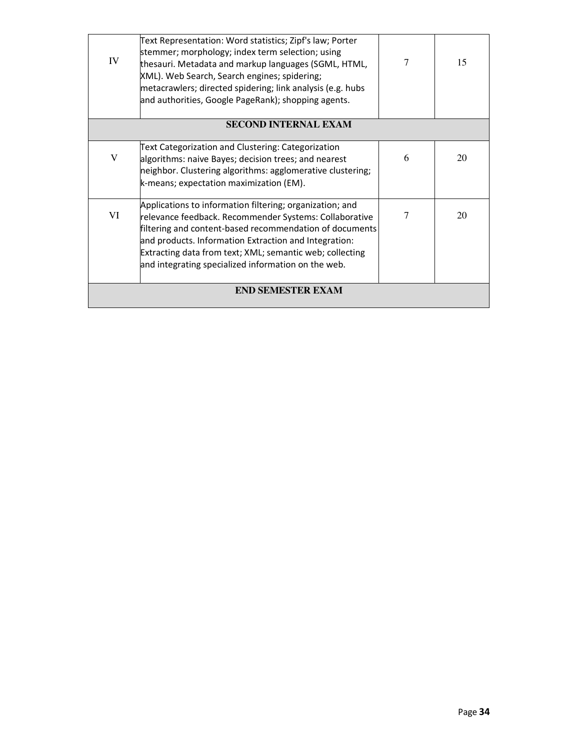| IV | Text Representation: Word statistics; Zipf's law; Porter stemmer; morphology; index term selection; using thesauri. Metadata and markup languages (SGML, HTML, XML). Web Search, Search engines; spidering; metacrawlers; directed spidering; link analysis (e.g. hubs and authorities, Google PageRank); shopping agents. | 7 | 15 |
|---|---|---|---|
| **SECOND INTERNAL EXAM** | | | |
| V | Text Categorization and Clustering: Categorization algorithms: naive Bayes; decision trees; and nearest neighbor. Clustering algorithms: agglomerative clustering; k-means; expectation maximization (EM). | 6 | 20 |
| VI | Applications to information filtering; organization; and relevance feedback. Recommender Systems: Collaborative filtering and content-based recommendation of documents and products. Information Extraction and Integration: Extracting data from text; XML; semantic web; collecting and integrating specialized information on the web. | 7 | 20 |
| **END SEMESTER EXAM** | | | |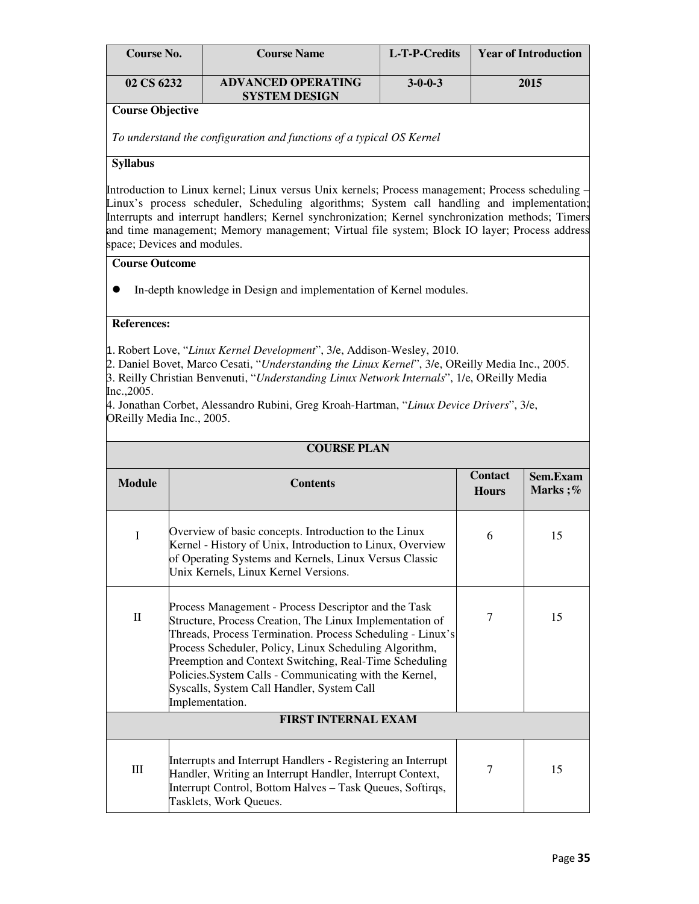| Course No. | Course Name | L-T-P-Credits | Year of Introduction |
|---|---|---|---|
| 02 CS 6232 | ADVANCED OPERATING SYSTEM DESIGN | 3-0-0-3 | 2015 |

**Course Objective**

*To understand the configuration and functions of a typical OS Kernel*

**Syllabus**

Introduction to Linux kernel; Linux versus Unix kernels; Process management; Process scheduling – Linux's process scheduler, Scheduling algorithms; System call handling and implementation; Interrupts and interrupt handlers; Kernel synchronization; Kernel synchronization methods; Timers and time management; Memory management; Virtual file system; Block IO layer; Process address space; Devices and modules.

**Course Outcome**

- In-depth knowledge in Design and implementation of Kernel modules.

**References:**

1. Robert Love, "*Linux Kernel Development*", 3/e, Addison-Wesley, 2010.
2. Daniel Bovet, Marco Cesati, "*Understanding the Linux Kernel*", 3/e, OReilly Media Inc., 2005.
3. Reilly Christian Benvenuti, "*Understanding Linux Network Internals*", 1/e, OReilly Media Inc.,2005.
4. Jonathan Corbet, Alessandro Rubini, Greg Kroah-Hartman, "*Linux Device Drivers*", 3/e, OReilly Media Inc., 2005.

**COURSE PLAN**

| Module | Contents | Contact Hours | Sem.Exam Marks ;% |
|---|---|---|---|
| I | Overview of basic concepts. Introduction to the Linux Kernel - History of Unix, Introduction to Linux, Overview of Operating Systems and Kernels, Linux Versus Classic Unix Kernels, Linux Kernel Versions. | 6 | 15 |
| II | Process Management - Process Descriptor and the Task Structure, Process Creation, The Linux Implementation of Threads, Process Termination. Process Scheduling - Linux's Process Scheduler, Policy, Linux Scheduling Algorithm, Preemption and Context Switching, Real-Time Scheduling Policies.System Calls - Communicating with the Kernel, Syscalls, System Call Handler, System Call Implementation. | 7 | 15 |
| **FIRST INTERNAL EXAM** | | | |
| III | Interrupts and Interrupt Handlers - Registering an Interrupt Handler, Writing an Interrupt Handler, Interrupt Context, Interrupt Control, Bottom Halves – Task Queues, Softirqs, Tasklets, Work Queues. | 7 | 15 |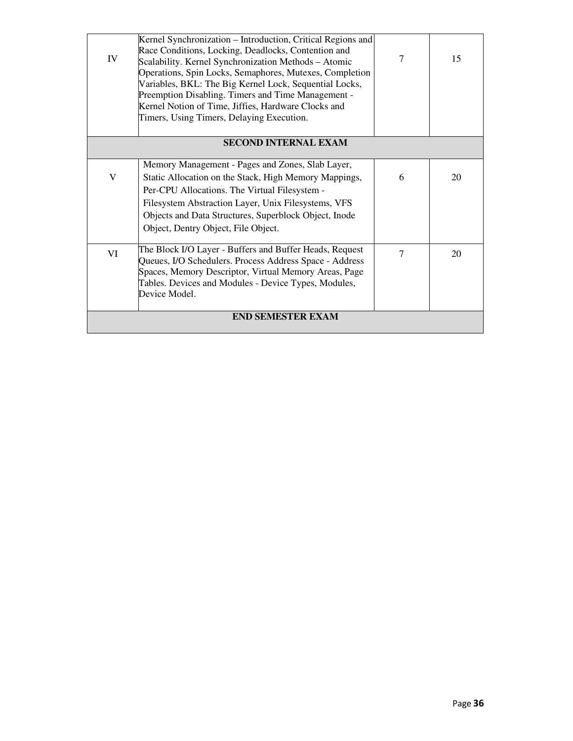| | | | |
|---|---|---|---|
| IV | Kernel Synchronization – Introduction, Critical Regions and Race Conditions, Locking, Deadlocks, Contention and Scalability. Kernel Synchronization Methods – Atomic Operations, Spin Locks, Semaphores, Mutexes, Completion Variables, BKL: The Big Kernel Lock, Sequential Locks, Preemption Disabling. Timers and Time Management - Kernel Notion of Time, Jiffies, Hardware Clocks and Timers, Using Timers, Delaying Execution. | 7 | 15 |
| **SECOND INTERNAL EXAM** | | | |
| V | Memory Management - Pages and Zones, Slab Layer, Static Allocation on the Stack, High Memory Mappings, Per-CPU Allocations. The Virtual Filesystem - Filesystem Abstraction Layer, Unix Filesystems, VFS Objects and Data Structures, Superblock Object, Inode Object, Dentry Object, File Object. | 6 | 20 |
| VI | The Block I/O Layer - Buffers and Buffer Heads, Request Queues, I/O Schedulers. Process Address Space - Address Spaces, Memory Descriptor, Virtual Memory Areas, Page Tables. Devices and Modules - Device Types, Modules, Device Model. | 7 | 20 |
| **END SEMESTER EXAM** | | | |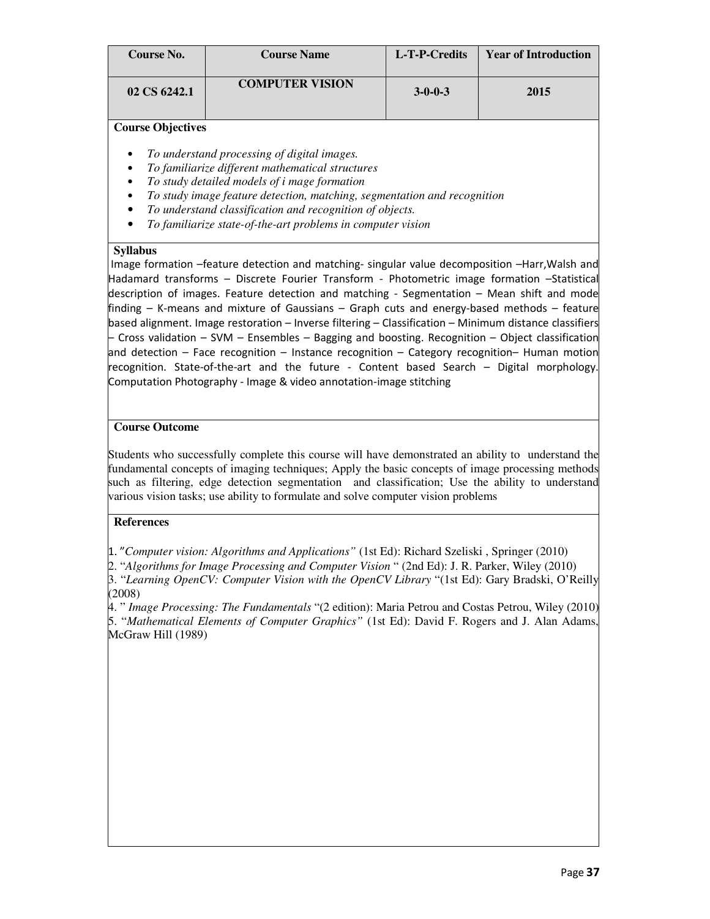| Course No. | Course Name | L-T-P-Credits | Year of Introduction |
|---|---|---|---|
| 02 CS 6242.1 | COMPUTER VISION | 3-0-0-3 | 2015 |

**Course Objectives**

- *To understand processing of digital images.*
- *To familiarize different mathematical structures*
- *To study detailed models of i mage formation*
- *To study image feature detection, matching, segmentation and recognition*
- *To understand classification and recognition of objects.*
- *To familiarize state-of-the-art problems in computer vision*

**Syllabus**

Image formation –feature detection and matching- singular value decomposition –Harr,Walsh and Hadamard transforms – Discrete Fourier Transform - Photometric image formation –Statistical description of images. Feature detection and matching - Segmentation – Mean shift and mode finding – K-means and mixture of Gaussians – Graph cuts and energy-based methods – feature based alignment. Image restoration – Inverse filtering – Classification – Minimum distance classifiers – Cross validation – SVM – Ensembles – Bagging and boosting. Recognition – Object classification and detection – Face recognition – Instance recognition – Category recognition– Human motion recognition. State-of-the-art and the future - Content based Search – Digital morphology. Computation Photography - Image & video annotation-image stitching

**Course Outcome**

Students who successfully complete this course will have demonstrated an ability to understand the fundamental concepts of imaging techniques; Apply the basic concepts of image processing methods such as filtering, edge detection segmentation and classification; Use the ability to understand various vision tasks; use ability to formulate and solve computer vision problems

**References**

1. *"Computer vision: Algorithms and Applications"* (1st Ed): Richard Szeliski , Springer (2010)
2. "*Algorithms for Image Processing and Computer Vision* " (2nd Ed): J. R. Parker, Wiley (2010)
3. "*Learning OpenCV: Computer Vision with the OpenCV Library* "(1st Ed): Gary Bradski, O'Reilly (2008)
4. " *Image Processing: The Fundamentals* "(2 edition): Maria Petrou and Costas Petrou, Wiley (2010)
5. "*Mathematical Elements of Computer Graphics"* (1st Ed): David F. Rogers and J. Alan Adams, McGraw Hill (1989)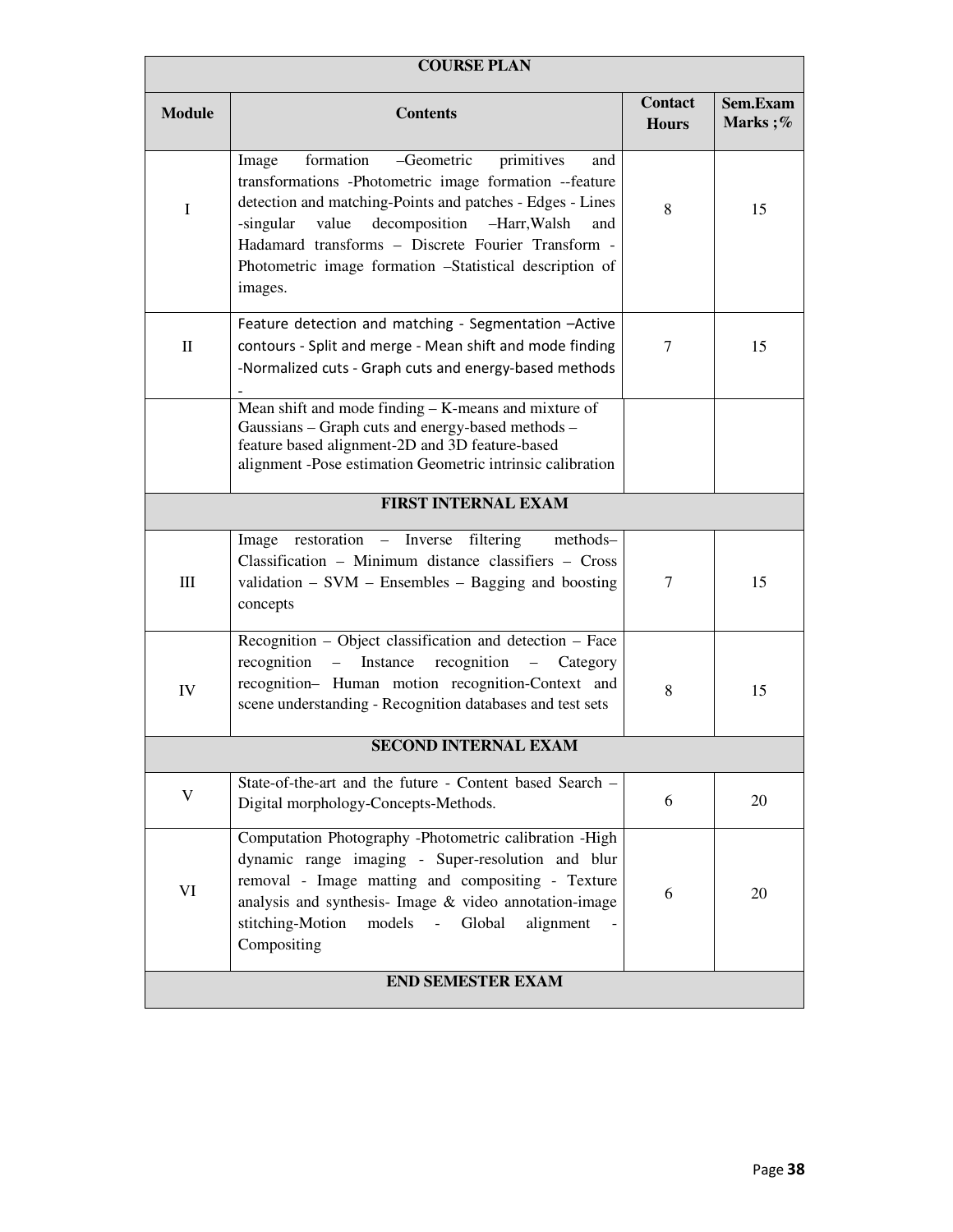| COURSE PLAN | | | |
|---|---|---|---|
| **Module** | **Contents** | **Contact Hours** | **Sem.Exam Marks ;%** |
| I | Image formation –Geometric primitives and transformations -Photometric image formation --feature detection and matching-Points and patches - Edges - Lines -singular value decomposition –Harr,Walsh and Hadamard transforms – Discrete Fourier Transform - Photometric image formation –Statistical description of images. | 8 | 15 |
| II | Feature detection and matching - Segmentation –Active contours - Split and merge - Mean shift and mode finding -Normalized cuts - Graph cuts and energy-based methods - | 7 | 15 |
| | Mean shift and mode finding – K-means and mixture of Gaussians – Graph cuts and energy-based methods – feature based alignment-2D and 3D feature-based alignment -Pose estimation Geometric intrinsic calibration | | |
| **FIRST INTERNAL EXAM** | | | |
| III | Image restoration – Inverse filtering methods– Classification – Minimum distance classifiers – Cross validation – SVM – Ensembles – Bagging and boosting concepts | 7 | 15 |
| IV | Recognition – Object classification and detection – Face recognition – Instance recognition – Category recognition– Human motion recognition-Context and scene understanding - Recognition databases and test sets | 8 | 15 |
| **SECOND INTERNAL EXAM** | | | |
| V | State-of-the-art and the future - Content based Search – Digital morphology-Concepts-Methods. | 6 | 20 |
| VI | Computation Photography -Photometric calibration -High dynamic range imaging - Super-resolution and blur removal - Image matting and compositing - Texture analysis and synthesis- Image & video annotation-image stitching-Motion models - Global alignment - Compositing | 6 | 20 |
| **END SEMESTER EXAM** | | | |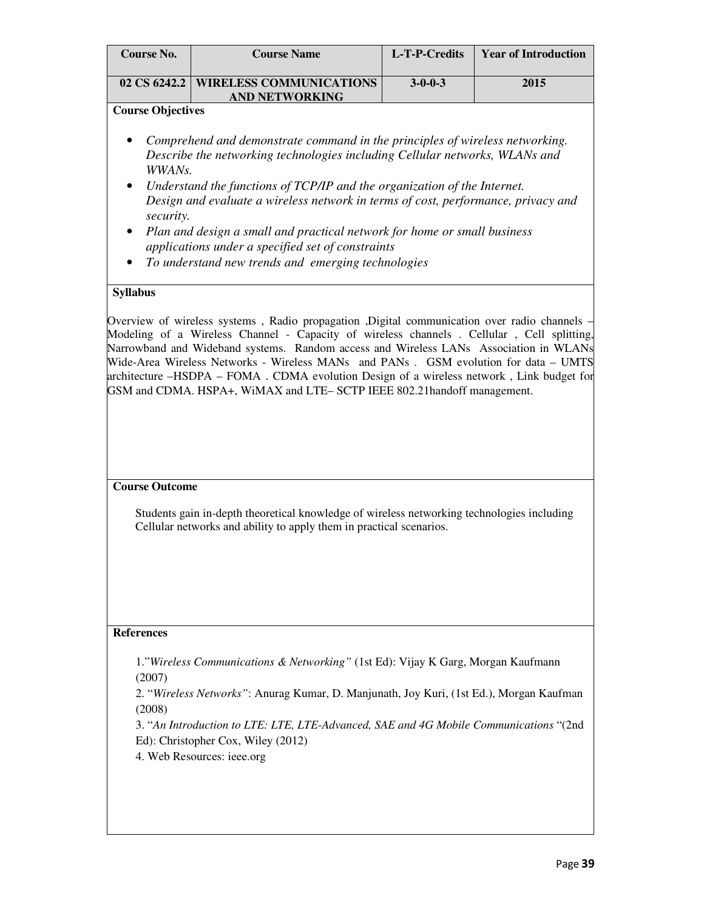| Course No. | Course Name | L-T-P-Credits | Year of Introduction |
|---|---|---|---|
| 02 CS 6242.2 | WIRELESS COMMUNICATIONS AND NETWORKING | 3-0-0-3 | 2015 |

**Course Objectives**

- *Comprehend and demonstrate command in the principles of wireless networking. Describe the networking technologies including Cellular networks, WLANs and WWANs.*
- *Understand the functions of TCP/IP and the organization of the Internet. Design and evaluate a wireless network in terms of cost, performance, privacy and security.*
- *Plan and design a small and practical network for home or small business applications under a specified set of constraints*
- *To understand new trends and emerging technologies*

**Syllabus**

Overview of wireless systems , Radio propagation ,Digital communication over radio channels – Modeling of a Wireless Channel - Capacity of wireless channels . Cellular , Cell splitting, Narrowband and Wideband systems. Random access and Wireless LANs Association in WLANs Wide-Area Wireless Networks - Wireless MANs and PANs . GSM evolution for data – UMTS architecture –HSDPA – FOMA . CDMA evolution Design of a wireless network , Link budget for GSM and CDMA. HSPA+, WiMAX and LTE– SCTP IEEE 802.21handoff management.

**Course Outcome**

Students gain in-depth theoretical knowledge of wireless networking technologies including Cellular networks and ability to apply them in practical scenarios.

**References**

1."*Wireless Communications & Networking"* (1st Ed): Vijay K Garg, Morgan Kaufmann (2007)

2. "*Wireless Networks"*: Anurag Kumar, D. Manjunath, Joy Kuri, (1st Ed.), Morgan Kaufman (2008)

3. "*An Introduction to LTE: LTE, LTE-Advanced, SAE and 4G Mobile Communications* "(2nd Ed): Christopher Cox, Wiley (2012)

4. Web Resources: ieee.org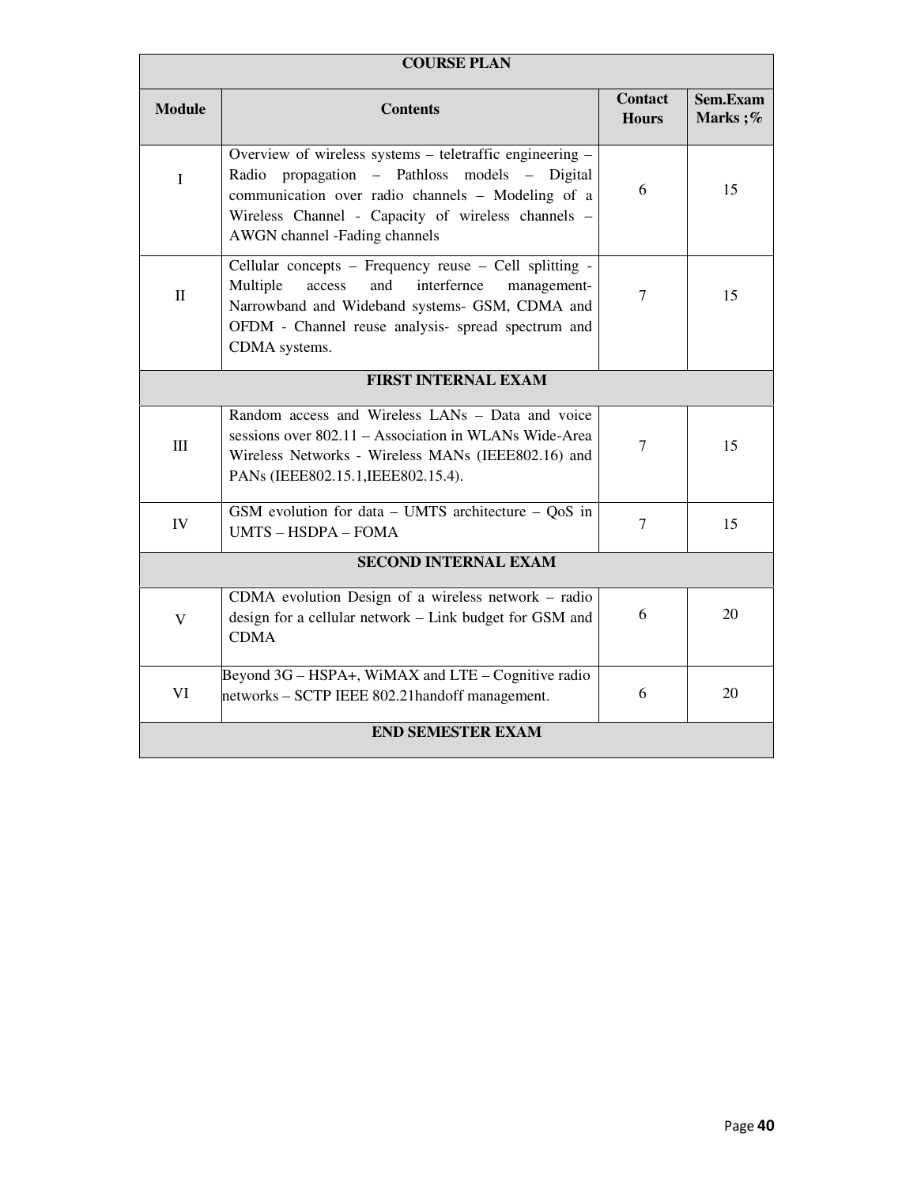| COURSE PLAN | | | |
|---|---|---|---|
| **Module** | **Contents** | **Contact Hours** | **Sem.Exam Marks ;%** |
| I | Overview of wireless systems – teletraffic engineering – Radio propagation – Pathloss models – Digital communication over radio channels – Modeling of a Wireless Channel - Capacity of wireless channels – AWGN channel -Fading channels | 6 | 15 |
| II | Cellular concepts – Frequency reuse – Cell splitting - Multiple access and interfernce management-Narrowband and Wideband systems- GSM, CDMA and OFDM - Channel reuse analysis- spread spectrum and CDMA systems. | 7 | 15 |
| **FIRST INTERNAL EXAM** | | | |
| III | Random access and Wireless LANs – Data and voice sessions over 802.11 – Association in WLANs Wide-Area Wireless Networks - Wireless MANs (IEEE802.16) and PANs (IEEE802.15.1,IEEE802.15.4). | 7 | 15 |
| IV | GSM evolution for data – UMTS architecture – QoS in UMTS – HSDPA – FOMA | 7 | 15 |
| **SECOND INTERNAL EXAM** | | | |
| V | CDMA evolution Design of a wireless network – radio design for a cellular network – Link budget for GSM and CDMA | 6 | 20 |
| VI | Beyond 3G – HSPA+, WiMAX and LTE – Cognitive radio networks – SCTP IEEE 802.21handoff management. | 6 | 20 |
| **END SEMESTER EXAM** | | | |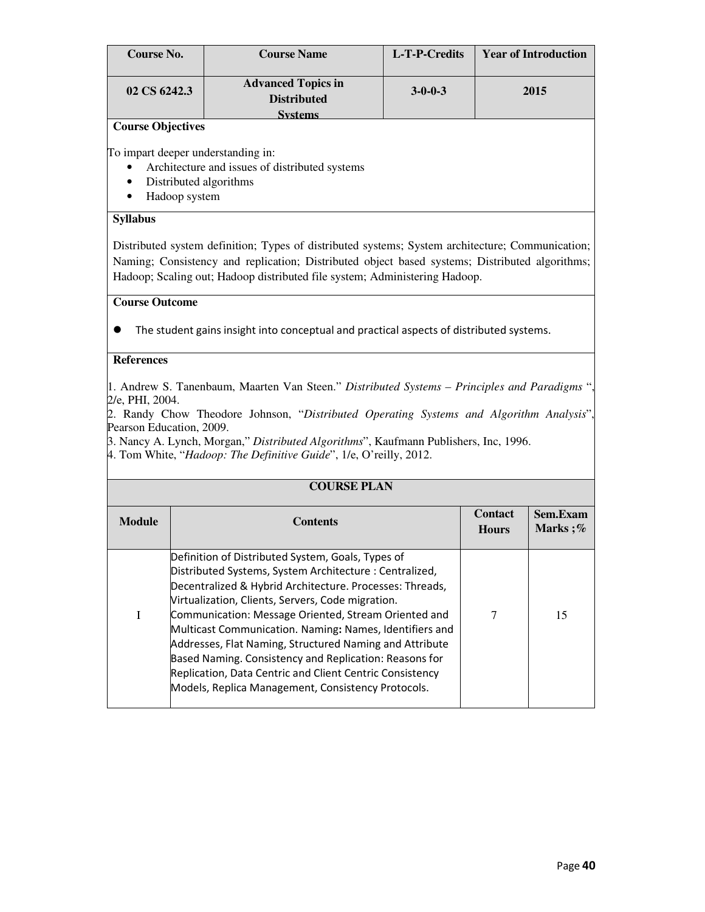| Course No. | Course Name | L-T-P-Credits | Year of Introduction |
|---|---|---|---|
| 02 CS 6242.3 | Advanced Topics in Distributed Systems | 3-0-0-3 | 2015 |

**Course Objectives**

To impart deeper understanding in:

- Architecture and issues of distributed systems
- Distributed algorithms
- Hadoop system

**Syllabus**

Distributed system definition; Types of distributed systems; System architecture; Communication; Naming; Consistency and replication; Distributed object based systems; Distributed algorithms; Hadoop; Scaling out; Hadoop distributed file system; Administering Hadoop.

**Course Outcome**

- The student gains insight into conceptual and practical aspects of distributed systems.

**References**

1. Andrew S. Tanenbaum, Maarten Van Steen." *Distributed Systems – Principles and Paradigms* ", 2/e, PHI, 2004.
2. Randy Chow Theodore Johnson, "*Distributed Operating Systems and Algorithm Analysis*", Pearson Education, 2009.
3. Nancy A. Lynch, Morgan," *Distributed Algorithms*", Kaufmann Publishers, Inc, 1996.
4. Tom White, "*Hadoop: The Definitive Guide*", 1/e, O'reilly, 2012.

**COURSE PLAN**

| Module | Contents | Contact Hours | Sem.Exam Marks ;% |
|---|---|---|---|
| I | Definition of Distributed System, Goals, Types of Distributed Systems, System Architecture : Centralized, Decentralized & Hybrid Architecture. Processes: Threads, Virtualization, Clients, Servers, Code migration. Communication: Message Oriented, Stream Oriented and Multicast Communication. Naming**:** Names, Identifiers and Addresses, Flat Naming, Structured Naming and Attribute Based Naming. Consistency and Replication: Reasons for Replication, Data Centric and Client Centric Consistency Models, Replica Management, Consistency Protocols. | 7 | 15 |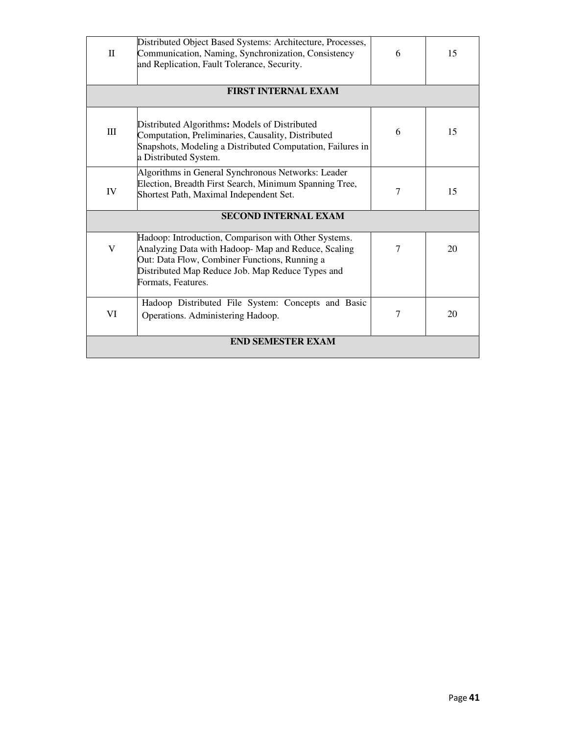| II | Distributed Object Based Systems: Architecture, Processes, Communication, Naming, Synchronization, Consistency and Replication, Fault Tolerance, Security. | 6 | 15 |
|---|---|---|---|
| **FIRST INTERNAL EXAM** | | | |
| III | Distributed Algorithms**:** Models of Distributed Computation, Preliminaries, Causality, Distributed Snapshots, Modeling a Distributed Computation, Failures in a Distributed System. | 6 | 15 |
| IV | Algorithms in General Synchronous Networks: Leader Election, Breadth First Search, Minimum Spanning Tree, Shortest Path, Maximal Independent Set. | 7 | 15 |
| **SECOND INTERNAL EXAM** | | | |
| V | Hadoop: Introduction, Comparison with Other Systems. Analyzing Data with Hadoop- Map and Reduce, Scaling Out: Data Flow, Combiner Functions, Running a Distributed Map Reduce Job. Map Reduce Types and Formats, Features. | 7 | 20 |
| VI | Hadoop Distributed File System: Concepts and Basic Operations. Administering Hadoop. | 7 | 20 |
| **END SEMESTER EXAM** | | | |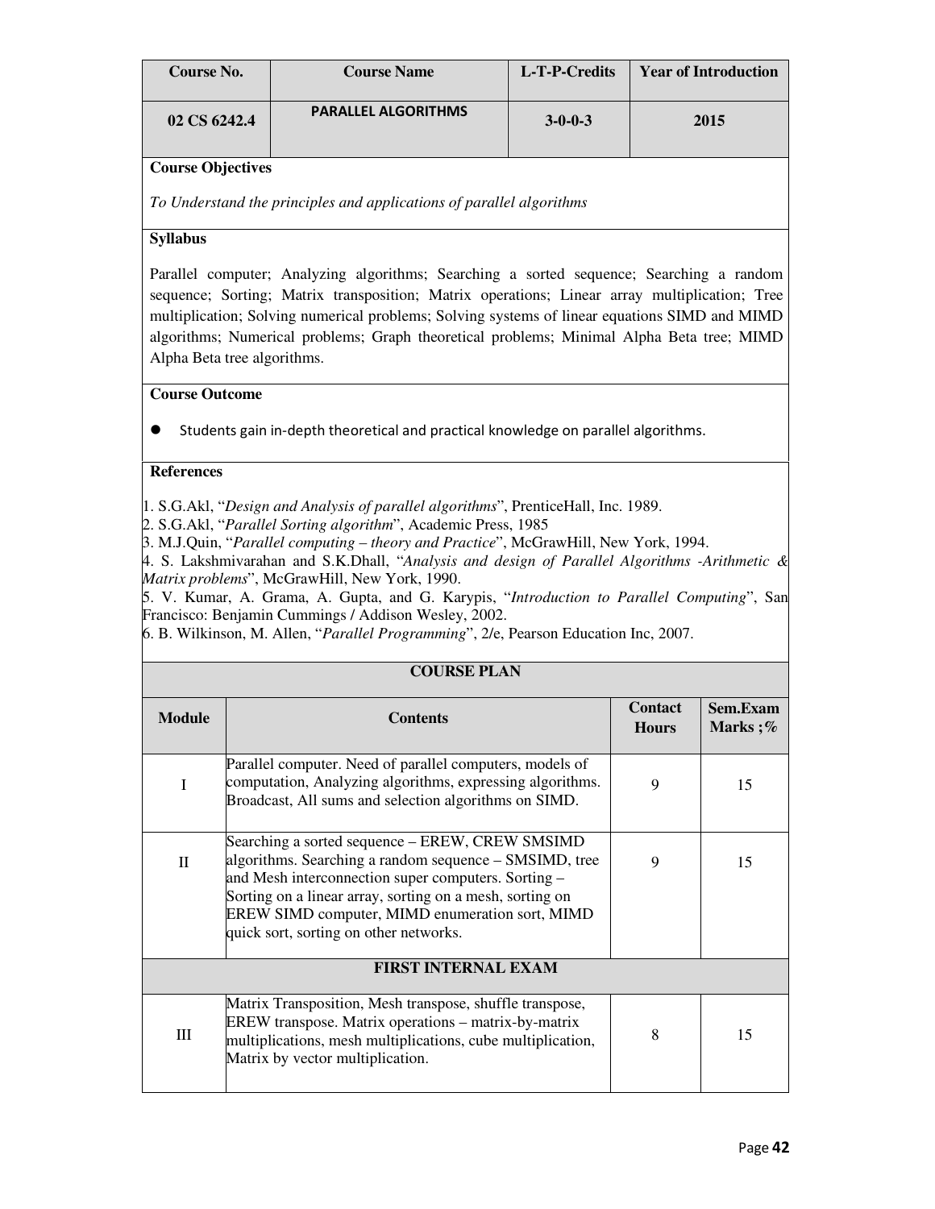| Course No. | Course Name | L-T-P-Credits | Year of Introduction |
|---|---|---|---|
| 02 CS 6242.4 | PARALLEL ALGORITHMS | 3-0-0-3 | 2015 |

**Course Objectives**

*To Understand the principles and applications of parallel algorithms*

**Syllabus**

Parallel computer; Analyzing algorithms; Searching a sorted sequence; Searching a random sequence; Sorting; Matrix transposition; Matrix operations; Linear array multiplication; Tree multiplication; Solving numerical problems; Solving systems of linear equations SIMD and MIMD algorithms; Numerical problems; Graph theoretical problems; Minimal Alpha Beta tree; MIMD Alpha Beta tree algorithms.

**Course Outcome**

- Students gain in-depth theoretical and practical knowledge on parallel algorithms.

**References**

1. S.G.Akl, "*Design and Analysis of parallel algorithms*", PrenticeHall, Inc. 1989.
2. S.G.Akl, "*Parallel Sorting algorithm*", Academic Press, 1985
3. M.J.Quin, "*Parallel computing – theory and Practice*", McGrawHill, New York, 1994.
4. S. Lakshmivarahan and S.K.Dhall, "*Analysis and design of Parallel Algorithms -Arithmetic & Matrix problems*", McGrawHill, New York, 1990.
5. V. Kumar, A. Grama, A. Gupta, and G. Karypis, "*Introduction to Parallel Computing*", San Francisco: Benjamin Cummings / Addison Wesley, 2002.
6. B. Wilkinson, M. Allen, "*Parallel Programming*", 2/e, Pearson Education Inc, 2007.

**COURSE PLAN**

| Module | Contents | Contact Hours | Sem.Exam Marks ;% |
|---|---|---|---|
| I | Parallel computer. Need of parallel computers, models of computation, Analyzing algorithms, expressing algorithms. Broadcast, All sums and selection algorithms on SIMD. | 9 | 15 |
| II | Searching a sorted sequence – EREW, CREW SMSIMD algorithms. Searching a random sequence – SMSIMD, tree and Mesh interconnection super computers. Sorting – Sorting on a linear array, sorting on a mesh, sorting on EREW SIMD computer, MIMD enumeration sort, MIMD quick sort, sorting on other networks. | 9 | 15 |
| **FIRST INTERNAL EXAM** | | | |
| III | Matrix Transposition, Mesh transpose, shuffle transpose, EREW transpose. Matrix operations – matrix-by-matrix multiplications, mesh multiplications, cube multiplication, Matrix by vector multiplication. | 8 | 15 |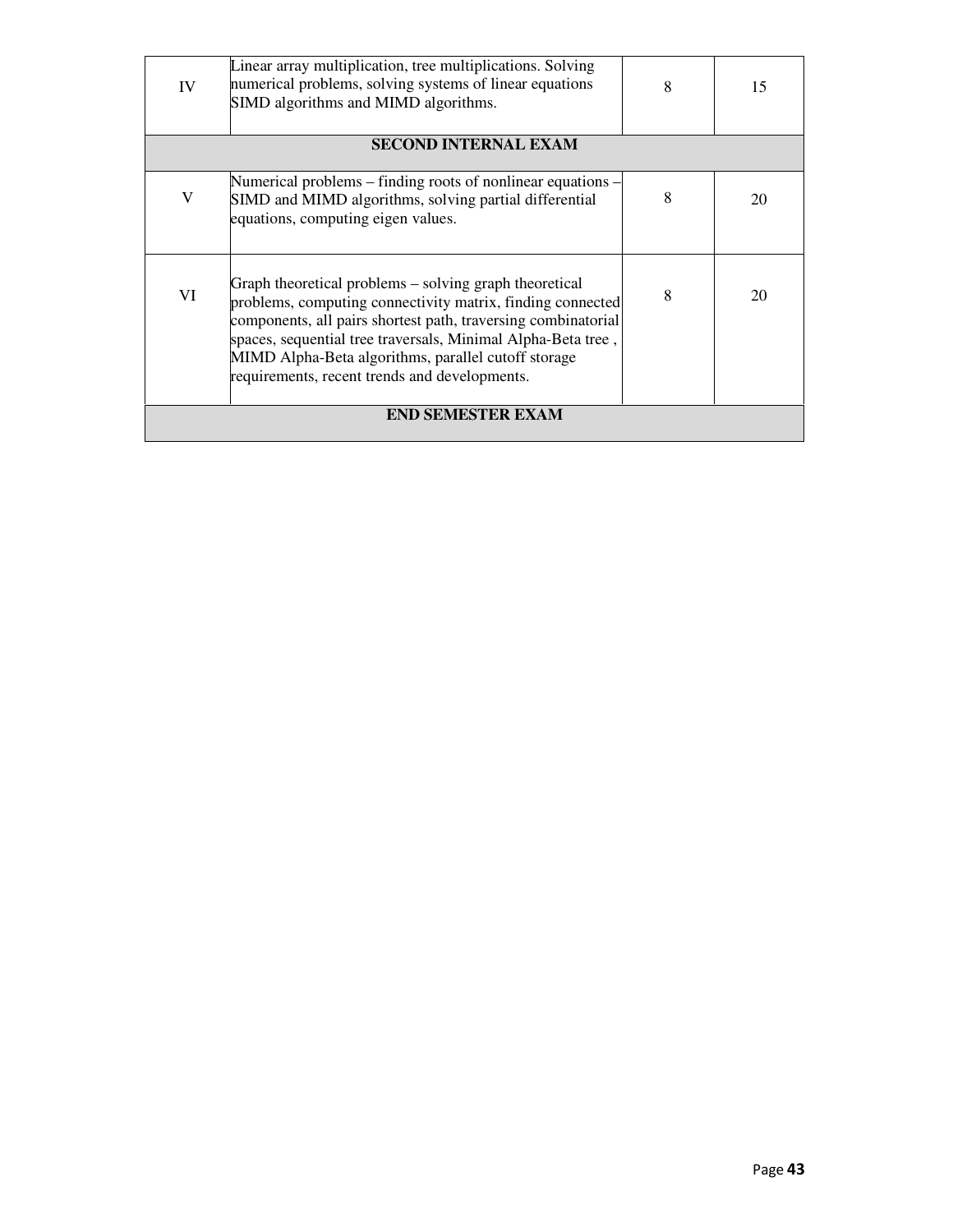| IV | Linear array multiplication, tree multiplications. Solving numerical problems, solving systems of linear equations SIMD algorithms and MIMD algorithms. | 8 | 15 |
|---|---|---|---|
| **SECOND INTERNAL EXAM** | | | |
| V | Numerical problems – finding roots of nonlinear equations – SIMD and MIMD algorithms, solving partial differential equations, computing eigen values. | 8 | 20 |
| VI | Graph theoretical problems – solving graph theoretical problems, computing connectivity matrix, finding connected components, all pairs shortest path, traversing combinatorial spaces, sequential tree traversals, Minimal Alpha-Beta tree , MIMD Alpha-Beta algorithms, parallel cutoff storage requirements, recent trends and developments. | 8 | 20 |
| **END SEMESTER EXAM** | | | |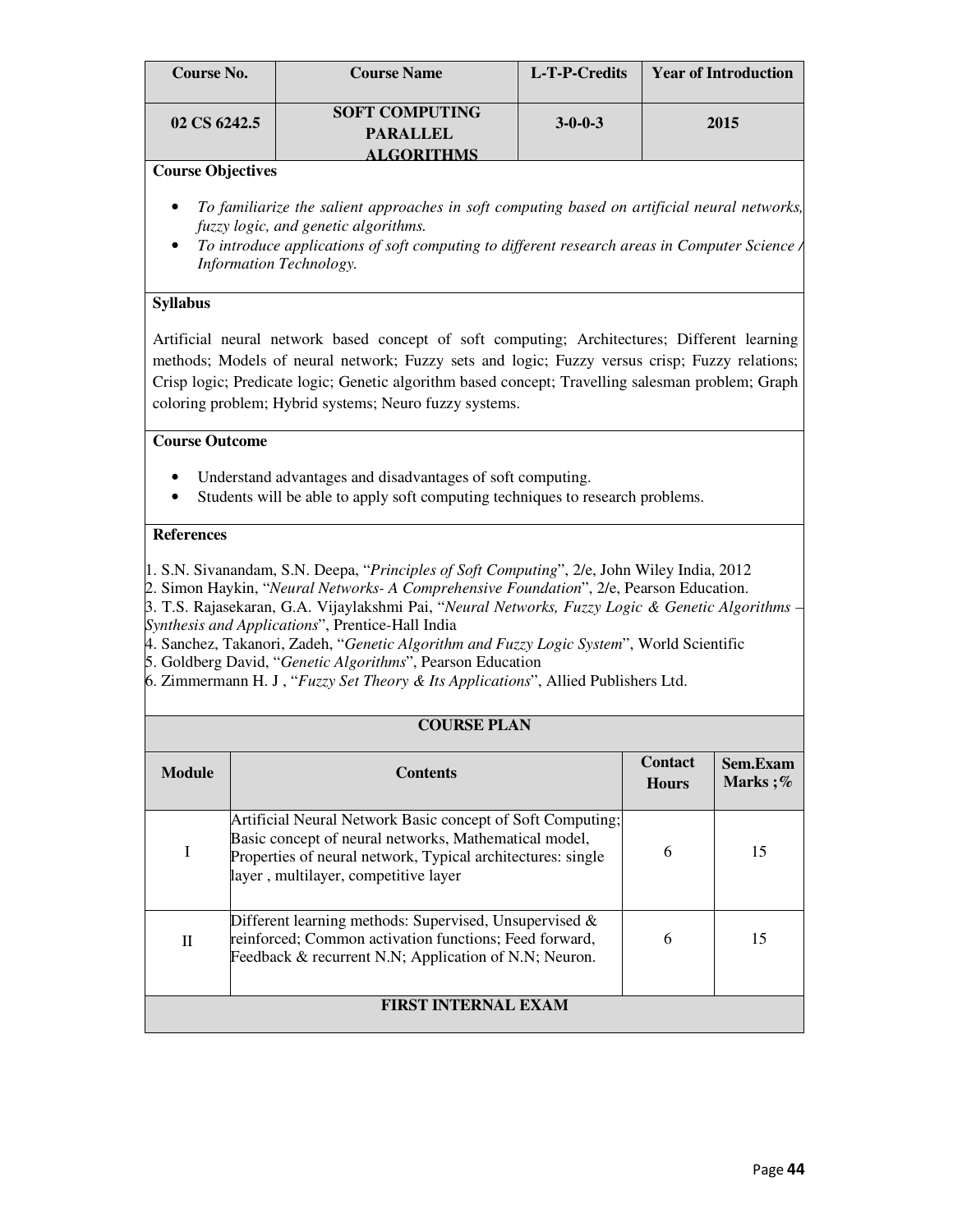| Course No. | Course Name | L-T-P-Credits | Year of Introduction |
|---|---|---|---|
| 02 CS 6242.5 | SOFT COMPUTING PARALLEL ALGORITHMS | 3-0-0-3 | 2015 |

**Course Objectives**

- *To familiarize the salient approaches in soft computing based on artificial neural networks, fuzzy logic, and genetic algorithms.*
- *To introduce applications of soft computing to different research areas in Computer Science / Information Technology.*

**Syllabus**

Artificial neural network based concept of soft computing; Architectures; Different learning methods; Models of neural network; Fuzzy sets and logic; Fuzzy versus crisp; Fuzzy relations; Crisp logic; Predicate logic; Genetic algorithm based concept; Travelling salesman problem; Graph coloring problem; Hybrid systems; Neuro fuzzy systems.

**Course Outcome**

- Understand advantages and disadvantages of soft computing.
- Students will be able to apply soft computing techniques to research problems.

**References**

1. S.N. Sivanandam, S.N. Deepa, "*Principles of Soft Computing*", 2/e, John Wiley India, 2012
2. Simon Haykin, "*Neural Networks- A Comprehensive Foundation*", 2/e, Pearson Education.
3. T.S. Rajasekaran, G.A. Vijaylakshmi Pai, "*Neural Networks, Fuzzy Logic & Genetic Algorithms – Synthesis and Applications*", Prentice-Hall India
4. Sanchez, Takanori, Zadeh, "*Genetic Algorithm and Fuzzy Logic System*", World Scientific
5. Goldberg David, "*Genetic Algorithms*", Pearson Education
6. Zimmermann H. J , "*Fuzzy Set Theory & Its Applications*", Allied Publishers Ltd.

**COURSE PLAN**

| Module | Contents | Contact Hours | Sem.Exam Marks ;% |
|---|---|---|---|
| I | Artificial Neural Network Basic concept of Soft Computing; Basic concept of neural networks, Mathematical model, Properties of neural network, Typical architectures: single layer , multilayer, competitive layer | 6 | 15 |
| II | Different learning methods: Supervised, Unsupervised & reinforced; Common activation functions; Feed forward, Feedback & recurrent N.N; Application of N.N; Neuron. | 6 | 15 |
| **FIRST INTERNAL EXAM** | | | |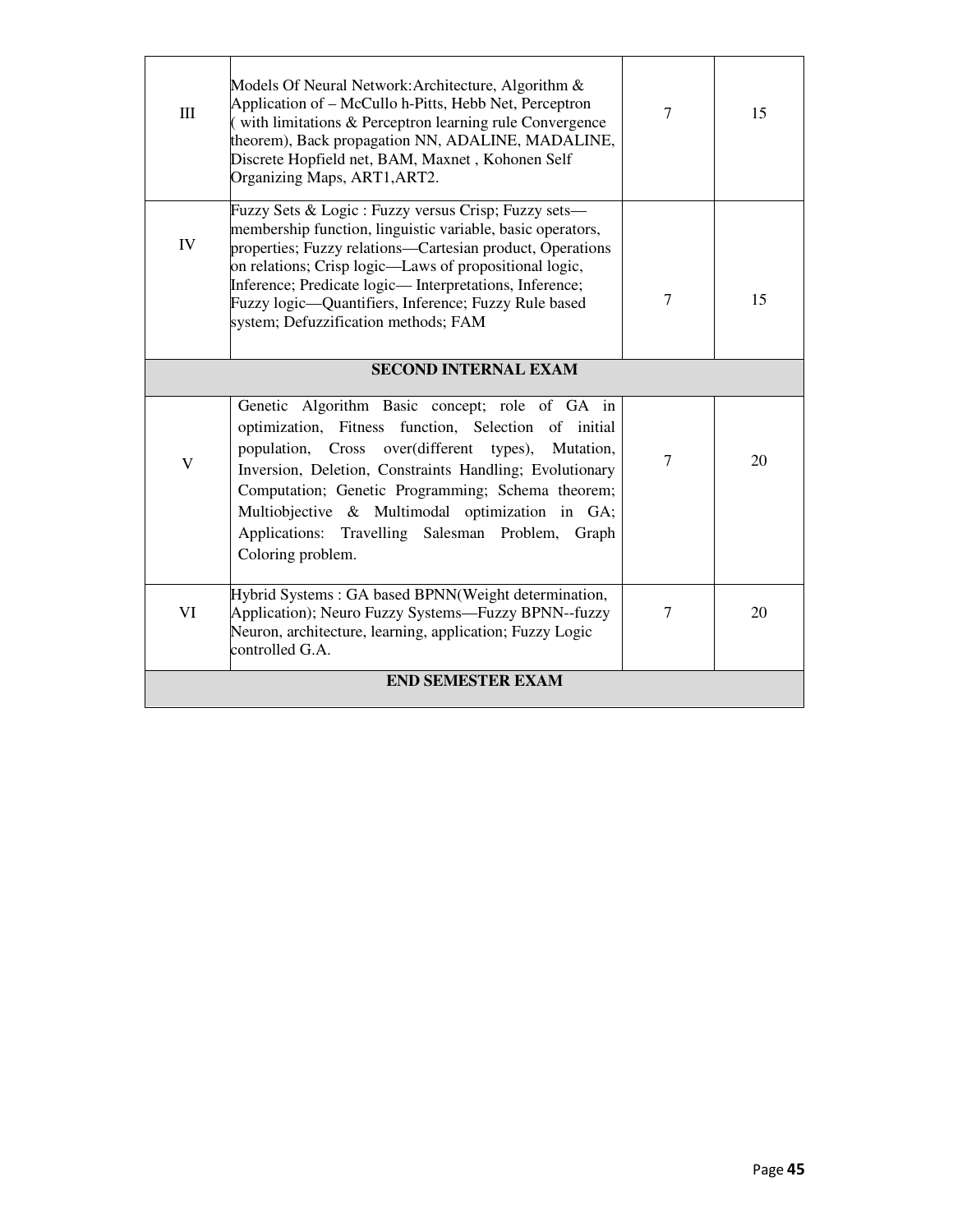| | | | |
|---|---|---|---|
| III | Models Of Neural Network:Architecture, Algorithm & Application of – McCullo h-Pitts, Hebb Net, Perceptron ( with limitations & Perceptron learning rule Convergence theorem), Back propagation NN, ADALINE, MADALINE, Discrete Hopfield net, BAM, Maxnet , Kohonen Self Organizing Maps, ART1,ART2. | 7 | 15 |
| IV | Fuzzy Sets & Logic : Fuzzy versus Crisp; Fuzzy sets—membership function, linguistic variable, basic operators, properties; Fuzzy relations—Cartesian product, Operations on relations; Crisp logic—Laws of propositional logic, Inference; Predicate logic— Interpretations, Inference; Fuzzy logic—Quantifiers, Inference; Fuzzy Rule based system; Defuzzification methods; FAM | 7 | 15 |
| **SECOND INTERNAL EXAM** | | | |
| V | Genetic Algorithm Basic concept; role of GA in optimization, Fitness function, Selection of initial population, Cross over(different types), Mutation, Inversion, Deletion, Constraints Handling; Evolutionary Computation; Genetic Programming; Schema theorem; Multiobjective & Multimodal optimization in GA; Applications: Travelling Salesman Problem, Graph Coloring problem. | 7 | 20 |
| VI | Hybrid Systems : GA based BPNN(Weight determination, Application); Neuro Fuzzy Systems—Fuzzy BPNN--fuzzy Neuron, architecture, learning, application; Fuzzy Logic controlled G.A. | 7 | 20 |
| **END SEMESTER EXAM** | | | |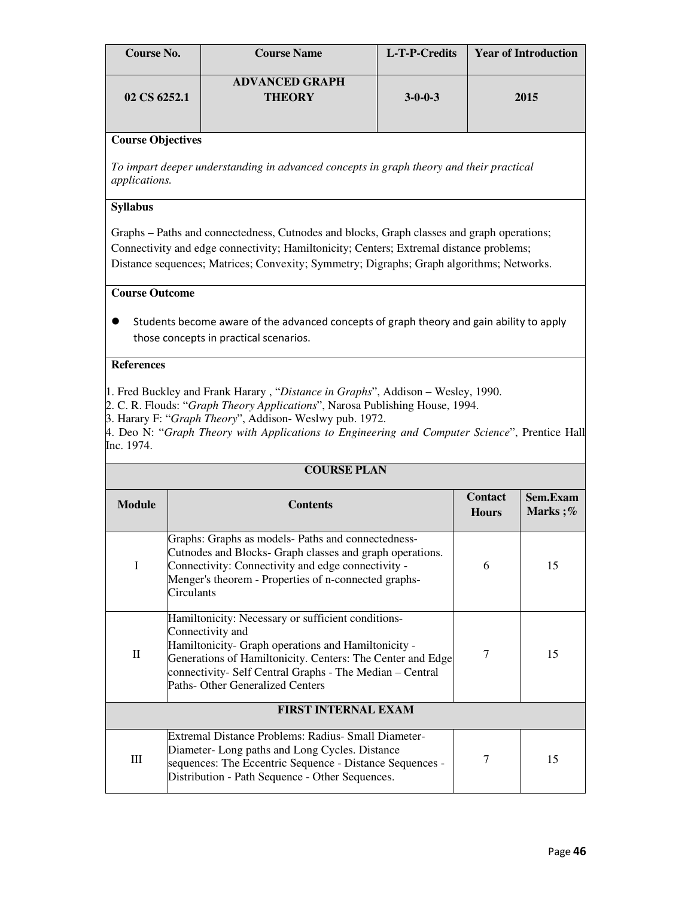| Course No. | Course Name | L-T-P-Credits | Year of Introduction |
|---|---|---|---|
| 02 CS 6252.1 | ADVANCED GRAPH THEORY | 3-0-0-3 | 2015 |

**Course Objectives**

*To impart deeper understanding in advanced concepts in graph theory and their practical applications.*

**Syllabus**

Graphs – Paths and connectedness, Cutnodes and blocks, Graph classes and graph operations; Connectivity and edge connectivity; Hamiltonicity; Centers; Extremal distance problems; Distance sequences; Matrices; Convexity; Symmetry; Digraphs; Graph algorithms; Networks.

**Course Outcome**

- Students become aware of the advanced concepts of graph theory and gain ability to apply those concepts in practical scenarios.

**References**

1. Fred Buckley and Frank Harary , "*Distance in Graphs*", Addison – Wesley, 1990.
2. C. R. Flouds: "*Graph Theory Applications*", Narosa Publishing House, 1994.
3. Harary F: "*Graph Theory*", Addison- Weslwy pub. 1972.
4. Deo N: "*Graph Theory with Applications to Engineering and Computer Science*", Prentice Hall Inc. 1974.

**COURSE PLAN**

| Module | Contents | Contact Hours | Sem.Exam Marks ;% |
|---|---|---|---|
| I | Graphs: Graphs as models- Paths and connectedness- Cutnodes and Blocks- Graph classes and graph operations. Connectivity: Connectivity and edge connectivity - Menger's theorem - Properties of n-connected graphs- Circulants | 6 | 15 |
| II | Hamiltonicity: Necessary or sufficient conditions- Connectivity and Hamiltonicity- Graph operations and Hamiltonicity - Generations of Hamiltonicity. Centers: The Center and Edge connectivity- Self Central Graphs - The Median – Central Paths- Other Generalized Centers | 7 | 15 |
| **FIRST INTERNAL EXAM** | | | |
| III | Extremal Distance Problems: Radius- Small Diameter- Diameter- Long paths and Long Cycles. Distance sequences: The Eccentric Sequence - Distance Sequences - Distribution - Path Sequence - Other Sequences. | 7 | 15 |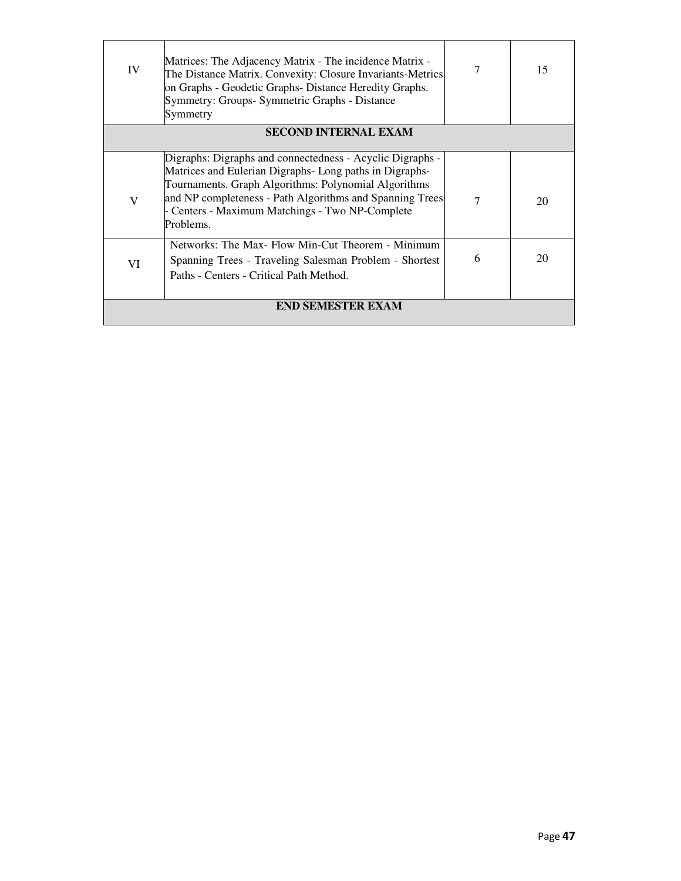| IV | Matrices: The Adjacency Matrix - The incidence Matrix - The Distance Matrix. Convexity: Closure Invariants-Metrics on Graphs - Geodetic Graphs- Distance Heredity Graphs. Symmetry: Groups- Symmetric Graphs - Distance Symmetry | 7 | 15 |
|---|---|---|---|
| **SECOND INTERNAL EXAM** | | | |
| V | Digraphs: Digraphs and connectedness - Acyclic Digraphs - Matrices and Eulerian Digraphs- Long paths in Digraphs- Tournaments. Graph Algorithms: Polynomial Algorithms and NP completeness - Path Algorithms and Spanning Trees - Centers - Maximum Matchings - Two NP-Complete Problems. | 7 | 20 |
| VI | Networks: The Max- Flow Min-Cut Theorem - Minimum Spanning Trees - Traveling Salesman Problem - Shortest Paths - Centers - Critical Path Method. | 6 | 20 |
| **END SEMESTER EXAM** | | | |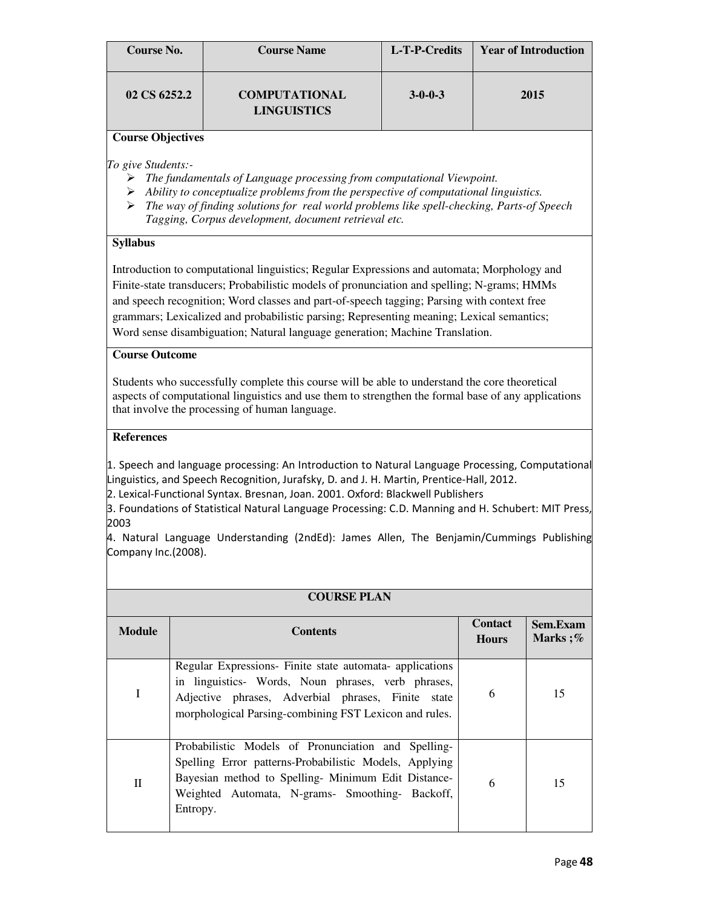| Course No. | Course Name | L-T-P-Credits | Year of Introduction |
|---|---|---|---|
| 02 CS 6252.2 | COMPUTATIONAL LINGUISTICS | 3-0-0-3 | 2015 |

**Course Objectives**

*To give Students:-*

- *The fundamentals of Language processing from computational Viewpoint.*
- *Ability to conceptualize problems from the perspective of computational linguistics.*
- *The way of finding solutions for real world problems like spell-checking, Parts-of Speech Tagging, Corpus development, document retrieval etc.*

**Syllabus**

Introduction to computational linguistics; Regular Expressions and automata; Morphology and Finite-state transducers; Probabilistic models of pronunciation and spelling; N-grams; HMMs and speech recognition; Word classes and part-of-speech tagging; Parsing with context free grammars; Lexicalized and probabilistic parsing; Representing meaning; Lexical semantics; Word sense disambiguation; Natural language generation; Machine Translation.

**Course Outcome**

Students who successfully complete this course will be able to understand the core theoretical aspects of computational linguistics and use them to strengthen the formal base of any applications that involve the processing of human language.

**References**

1. Speech and language processing: An Introduction to Natural Language Processing, Computational Linguistics, and Speech Recognition, Jurafsky, D. and J. H. Martin, Prentice-Hall, 2012.
2. Lexical-Functional Syntax. Bresnan, Joan. 2001. Oxford: Blackwell Publishers
3. Foundations of Statistical Natural Language Processing: C.D. Manning and H. Schubert: MIT Press, 2003
4. Natural Language Understanding (2ndEd): James Allen, The Benjamin/Cummings Publishing Company Inc.(2008).

**COURSE PLAN**

| Module | Contents | Contact Hours | Sem.Exam Marks ;% |
|---|---|---|---|
| I | Regular Expressions- Finite state automata- applications in linguistics- Words, Noun phrases, verb phrases, Adjective phrases, Adverbial phrases, Finite state morphological Parsing-combining FST Lexicon and rules. | 6 | 15 |
| II | Probabilistic Models of Pronunciation and Spelling- Spelling Error patterns-Probabilistic Models, Applying Bayesian method to Spelling- Minimum Edit Distance- Weighted Automata, N-grams- Smoothing- Backoff, Entropy. | 6 | 15 |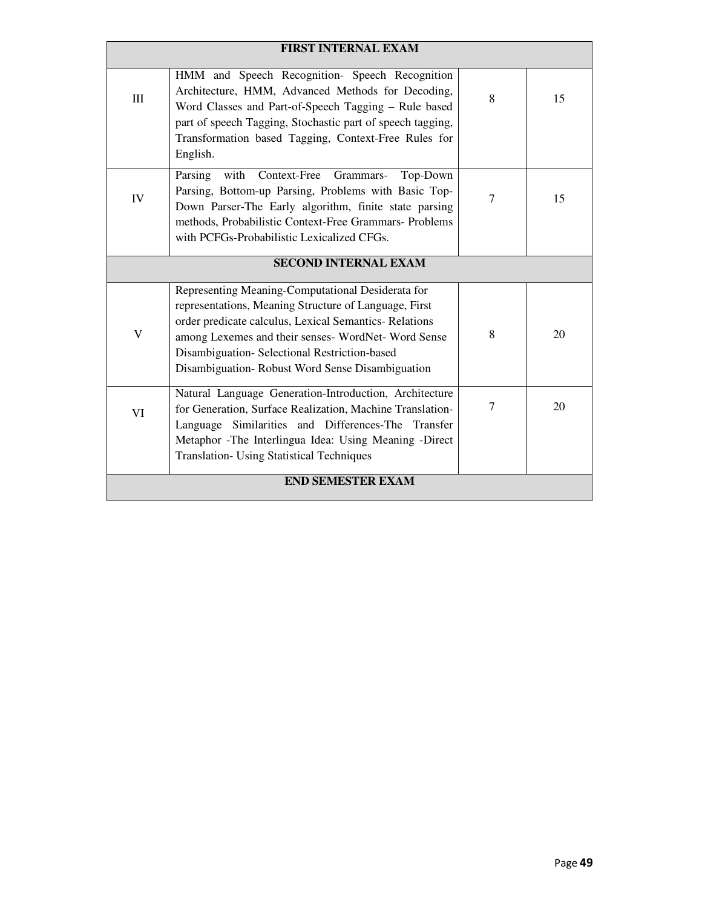| | | | |
|---|---|---|---|
| **FIRST INTERNAL EXAM** | | | |
| III | HMM and Speech Recognition- Speech Recognition Architecture, HMM, Advanced Methods for Decoding, Word Classes and Part-of-Speech Tagging – Rule based part of speech Tagging, Stochastic part of speech tagging, Transformation based Tagging, Context-Free Rules for English. | 8 | 15 |
| IV | Parsing with Context-Free Grammars- Top-Down Parsing, Bottom-up Parsing, Problems with Basic Top-Down Parser-The Early algorithm, finite state parsing methods, Probabilistic Context-Free Grammars- Problems with PCFGs-Probabilistic Lexicalized CFGs. | 7 | 15 |
| **SECOND INTERNAL EXAM** | | | |
| V | Representing Meaning-Computational Desiderata for representations, Meaning Structure of Language, First order predicate calculus, Lexical Semantics- Relations among Lexemes and their senses- WordNet- Word Sense Disambiguation- Selectional Restriction-based Disambiguation- Robust Word Sense Disambiguation | 8 | 20 |
| VI | Natural Language Generation-Introduction, Architecture for Generation, Surface Realization, Machine Translation-Language Similarities and Differences-The Transfer Metaphor -The Interlingua Idea: Using Meaning -Direct Translation- Using Statistical Techniques | 7 | 20 |
| **END SEMESTER EXAM** | | | |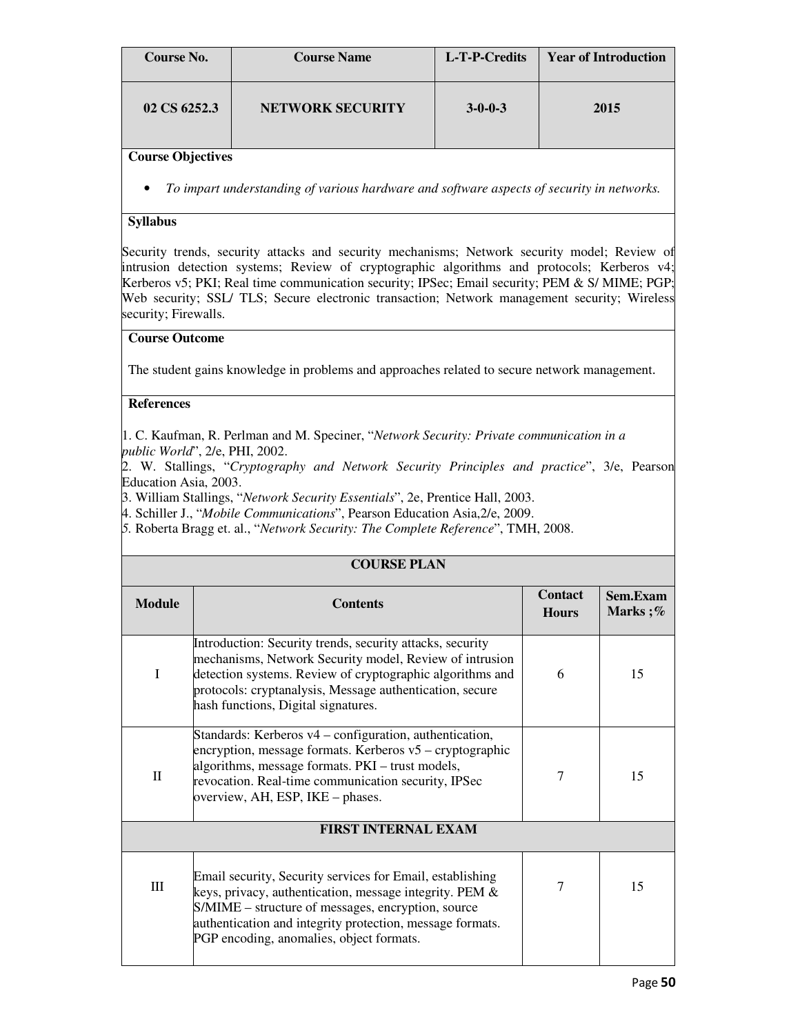| Course No. | Course Name | L-T-P-Credits | Year of Introduction |
|---|---|---|---|
| 02 CS 6252.3 | NETWORK SECURITY | 3-0-0-3 | 2015 |

**Course Objectives**

- *To impart understanding of various hardware and software aspects of security in networks.*

**Syllabus**

Security trends, security attacks and security mechanisms; Network security model; Review of intrusion detection systems; Review of cryptographic algorithms and protocols; Kerberos v4; Kerberos v5; PKI; Real time communication security; IPSec; Email security; PEM & S/ MIME; PGP; Web security; SSL/ TLS; Secure electronic transaction; Network management security; Wireless security; Firewalls.

**Course Outcome**

The student gains knowledge in problems and approaches related to secure network management.

**References**

1. C. Kaufman, R. Perlman and M. Speciner, "*Network Security: Private communication in a public World*", 2/e, PHI, 2002.
2. W. Stallings, "*Cryptography and Network Security Principles and practice*", 3/e, Pearson Education Asia, 2003.
3. William Stallings, "*Network Security Essentials*", 2e, Prentice Hall, 2003.
4. Schiller J., "*Mobile Communications*", Pearson Education Asia,2/e, 2009.
5. Roberta Bragg et. al., "*Network Security: The Complete Reference*", TMH, 2008.

**COURSE PLAN**

| Module | Contents | Contact Hours | Sem.Exam Marks ;% |
|---|---|---|---|
| I | Introduction: Security trends, security attacks, security mechanisms, Network Security model, Review of intrusion detection systems. Review of cryptographic algorithms and protocols: cryptanalysis, Message authentication, secure hash functions, Digital signatures. | 6 | 15 |
| II | Standards: Kerberos v4 – configuration, authentication, encryption, message formats. Kerberos v5 – cryptographic algorithms, message formats. PKI – trust models, revocation. Real-time communication security, IPSec overview, AH, ESP, IKE – phases. | 7 | 15 |
| **FIRST INTERNAL EXAM** | | | |
| III | Email security, Security services for Email, establishing keys, privacy, authentication, message integrity. PEM & S/MIME – structure of messages, encryption, source authentication and integrity protection, message formats. PGP encoding, anomalies, object formats. | 7 | 15 |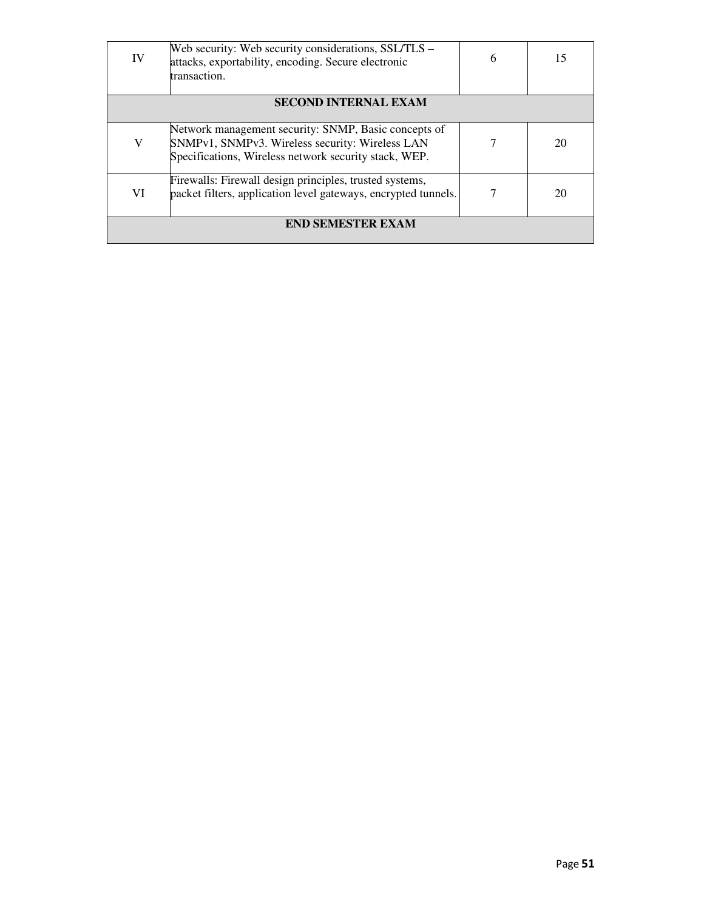| IV | Web security: Web security considerations, SSL/TLS – attacks, exportability, encoding. Secure electronic transaction. | 6 | 15 |
|---|---|---|---|
| **SECOND INTERNAL EXAM** | | | |
| V | Network management security: SNMP, Basic concepts of SNMPv1, SNMPv3. Wireless security: Wireless LAN Specifications, Wireless network security stack, WEP. | 7 | 20 |
| VI | Firewalls: Firewall design principles, trusted systems, packet filters, application level gateways, encrypted tunnels. | 7 | 20 |
| **END SEMESTER EXAM** | | | |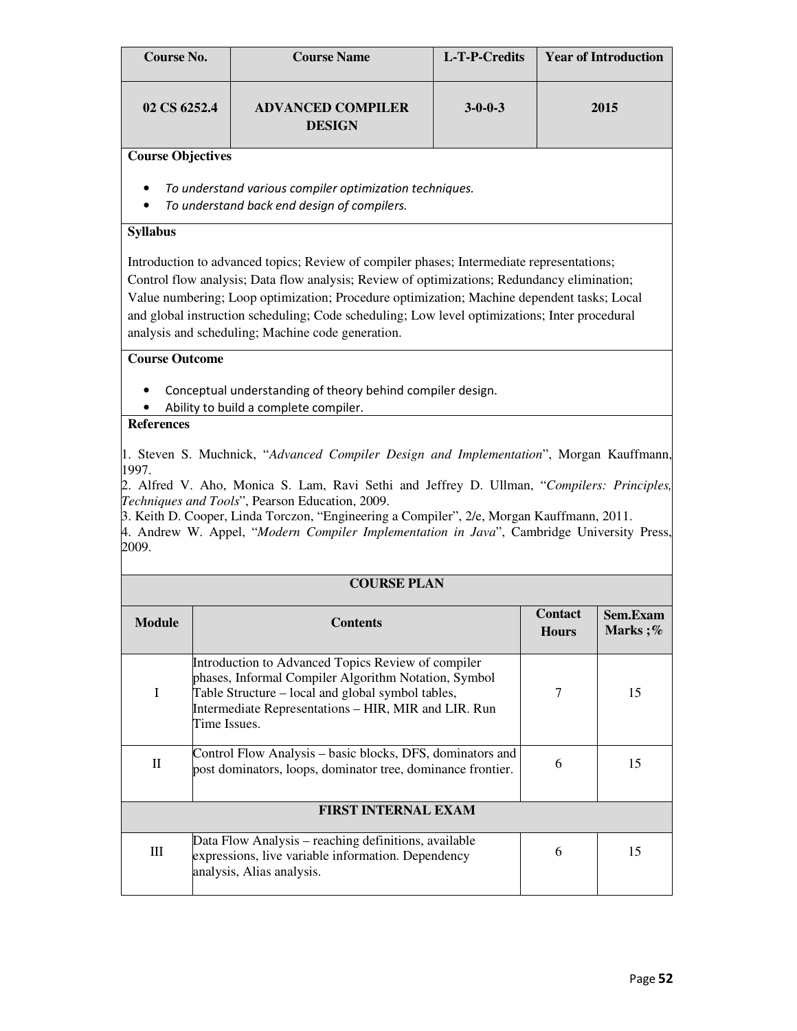| Course No. | Course Name | L-T-P-Credits | Year of Introduction |
|---|---|---|---|
| 02 CS 6252.4 | ADVANCED COMPILER DESIGN | 3-0-0-3 | 2015 |

**Course Objectives**

- *To understand various compiler optimization techniques.*
- *To understand back end design of compilers.*

**Syllabus**

Introduction to advanced topics; Review of compiler phases; Intermediate representations; Control flow analysis; Data flow analysis; Review of optimizations; Redundancy elimination; Value numbering; Loop optimization; Procedure optimization; Machine dependent tasks; Local and global instruction scheduling; Code scheduling; Low level optimizations; Inter procedural analysis and scheduling; Machine code generation.

**Course Outcome**

- Conceptual understanding of theory behind compiler design.
- Ability to build a complete compiler.

**References**

1. Steven S. Muchnick, "*Advanced Compiler Design and Implementation*", Morgan Kauffmann, 1997.
2. Alfred V. Aho, Monica S. Lam, Ravi Sethi and Jeffrey D. Ullman, "*Compilers: Principles, Techniques and Tools*", Pearson Education, 2009.
3. Keith D. Cooper, Linda Torczon, "Engineering a Compiler", 2/e, Morgan Kauffmann, 2011.
4. Andrew W. Appel, "*Modern Compiler Implementation in Java*", Cambridge University Press, 2009.

**COURSE PLAN**

| Module | Contents | Contact Hours | Sem.Exam Marks ;% |
|---|---|---|---|
| I | Introduction to Advanced Topics Review of compiler phases, Informal Compiler Algorithm Notation, Symbol Table Structure – local and global symbol tables, Intermediate Representations – HIR, MIR and LIR. Run Time Issues. | 7 | 15 |
| II | Control Flow Analysis – basic blocks, DFS, dominators and post dominators, loops, dominator tree, dominance frontier. | 6 | 15 |
| **FIRST INTERNAL EXAM** | | | |
| III | Data Flow Analysis – reaching definitions, available expressions, live variable information. Dependency analysis, Alias analysis. | 6 | 15 |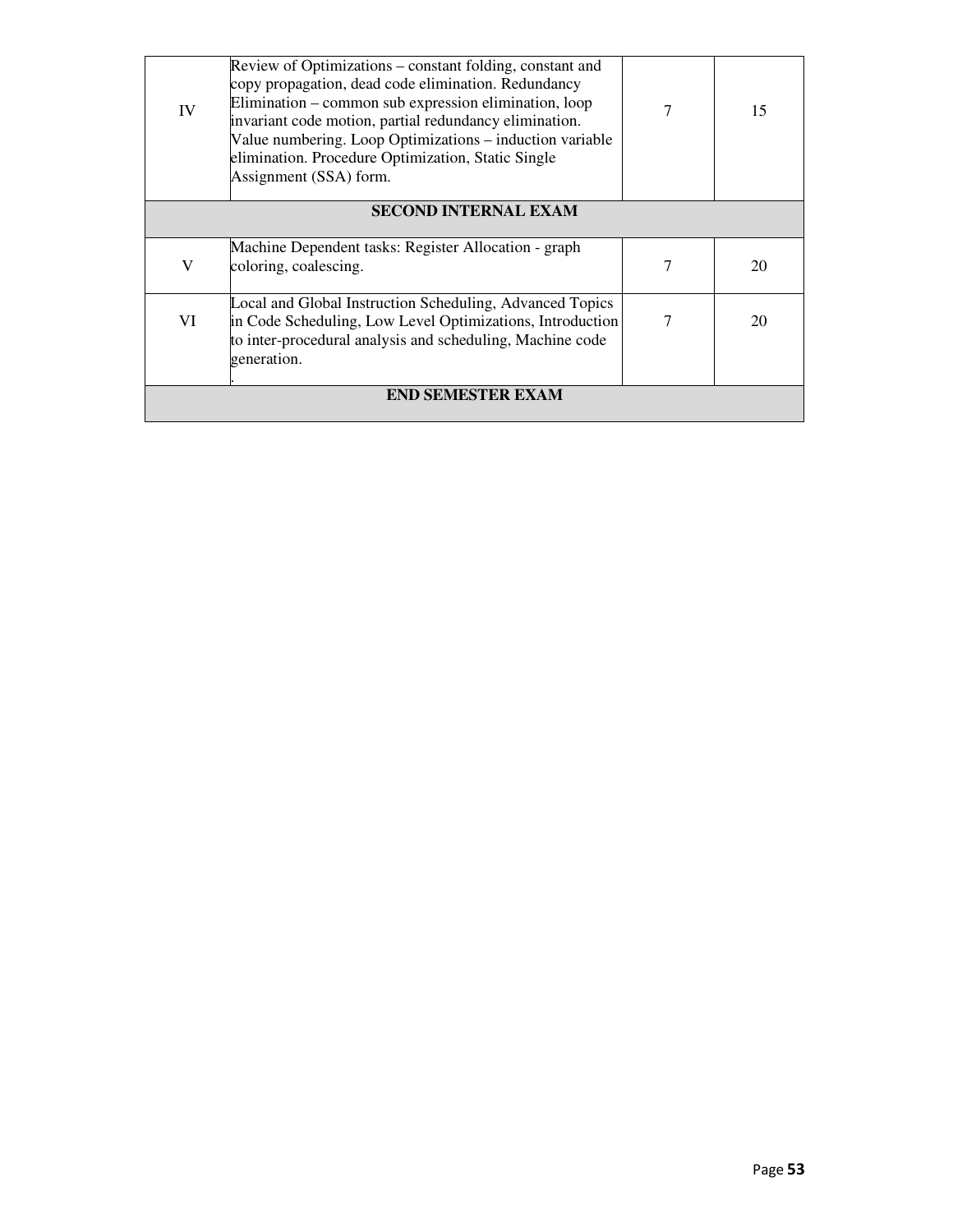| IV | Review of Optimizations – constant folding, constant and copy propagation, dead code elimination. Redundancy Elimination – common sub expression elimination, loop invariant code motion, partial redundancy elimination. Value numbering. Loop Optimizations – induction variable elimination. Procedure Optimization, Static Single Assignment (SSA) form. | 7 | 15 |
|---|---|---|---|
| **SECOND INTERNAL EXAM** | | | |
| V | Machine Dependent tasks: Register Allocation - graph coloring, coalescing. | 7 | 20 |
| VI | Local and Global Instruction Scheduling, Advanced Topics in Code Scheduling, Low Level Optimizations, Introduction to inter-procedural analysis and scheduling, Machine code generation. . | 7 | 20 |
| **END SEMESTER EXAM** | | | |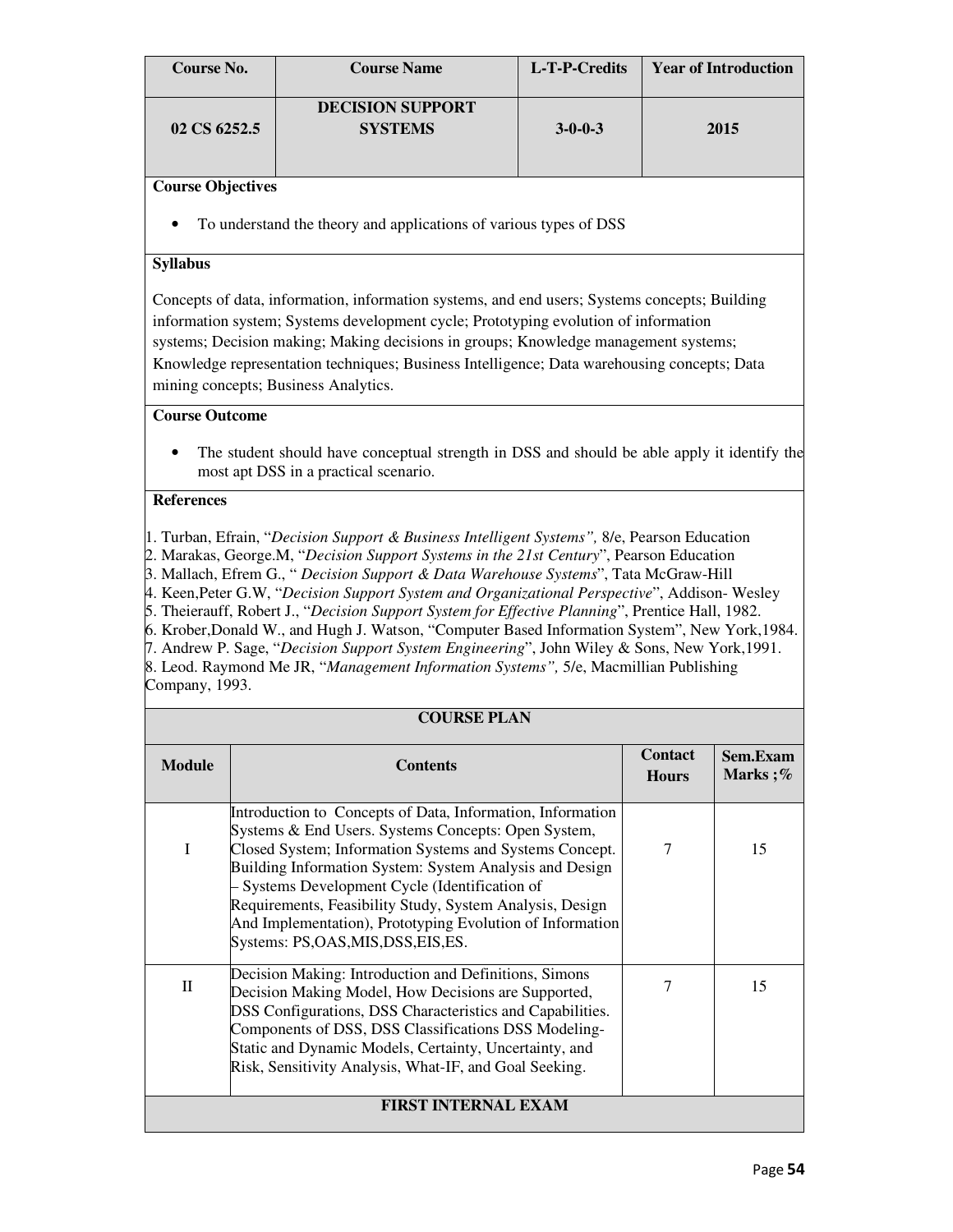| Course No. | Course Name | L-T-P-Credits | Year of Introduction |
|---|---|---|---|
| 02 CS 6252.5 | DECISION SUPPORT SYSTEMS | 3-0-0-3 | 2015 |

**Course Objectives**

- To understand the theory and applications of various types of DSS

**Syllabus**

Concepts of data, information, information systems, and end users; Systems concepts; Building information system; Systems development cycle; Prototyping evolution of information systems; Decision making; Making decisions in groups; Knowledge management systems; Knowledge representation techniques; Business Intelligence; Data warehousing concepts; Data mining concepts; Business Analytics.

**Course Outcome**

- The student should have conceptual strength in DSS and should be able apply it identify the most apt DSS in a practical scenario.

**References**

1. Turban, Efrain, "*Decision Support & Business Intelligent Systems",* 8/e, Pearson Education
2. Marakas, George.M, "*Decision Support Systems in the 21st Century*", Pearson Education
3. Mallach, Efrem G., " *Decision Support & Data Warehouse Systems*", Tata McGraw-Hill
4. Keen,Peter G.W, "*Decision Support System and Organizational Perspective*", Addison- Wesley
5. Theierauff, Robert J., "*Decision Support System for Effective Planning*", Prentice Hall, 1982.
6. Krober,Donald W., and Hugh J. Watson, "Computer Based Information System", New York,1984.
7. Andrew P. Sage, "*Decision Support System Engineering*", John Wiley & Sons, New York,1991.
8. Leod. Raymond Me JR, "*Management Information Systems",* 5/e, Macmillian Publishing Company, 1993.

**COURSE PLAN**

| Module | Contents | Contact Hours | Sem.Exam Marks ;% |
|---|---|---|---|
| I | Introduction to Concepts of Data, Information, Information Systems & End Users. Systems Concepts: Open System, Closed System; Information Systems and Systems Concept. Building Information System: System Analysis and Design – Systems Development Cycle (Identification of Requirements, Feasibility Study, System Analysis, Design And Implementation), Prototyping Evolution of Information Systems: PS,OAS,MIS,DSS,EIS,ES. | 7 | 15 |
| II | Decision Making: Introduction and Definitions, Simons Decision Making Model, How Decisions are Supported, DSS Configurations, DSS Characteristics and Capabilities. Components of DSS, DSS Classifications DSS Modeling-Static and Dynamic Models, Certainty, Uncertainty, and Risk, Sensitivity Analysis, What-IF, and Goal Seeking. | 7 | 15 |
| **FIRST INTERNAL EXAM** | | | |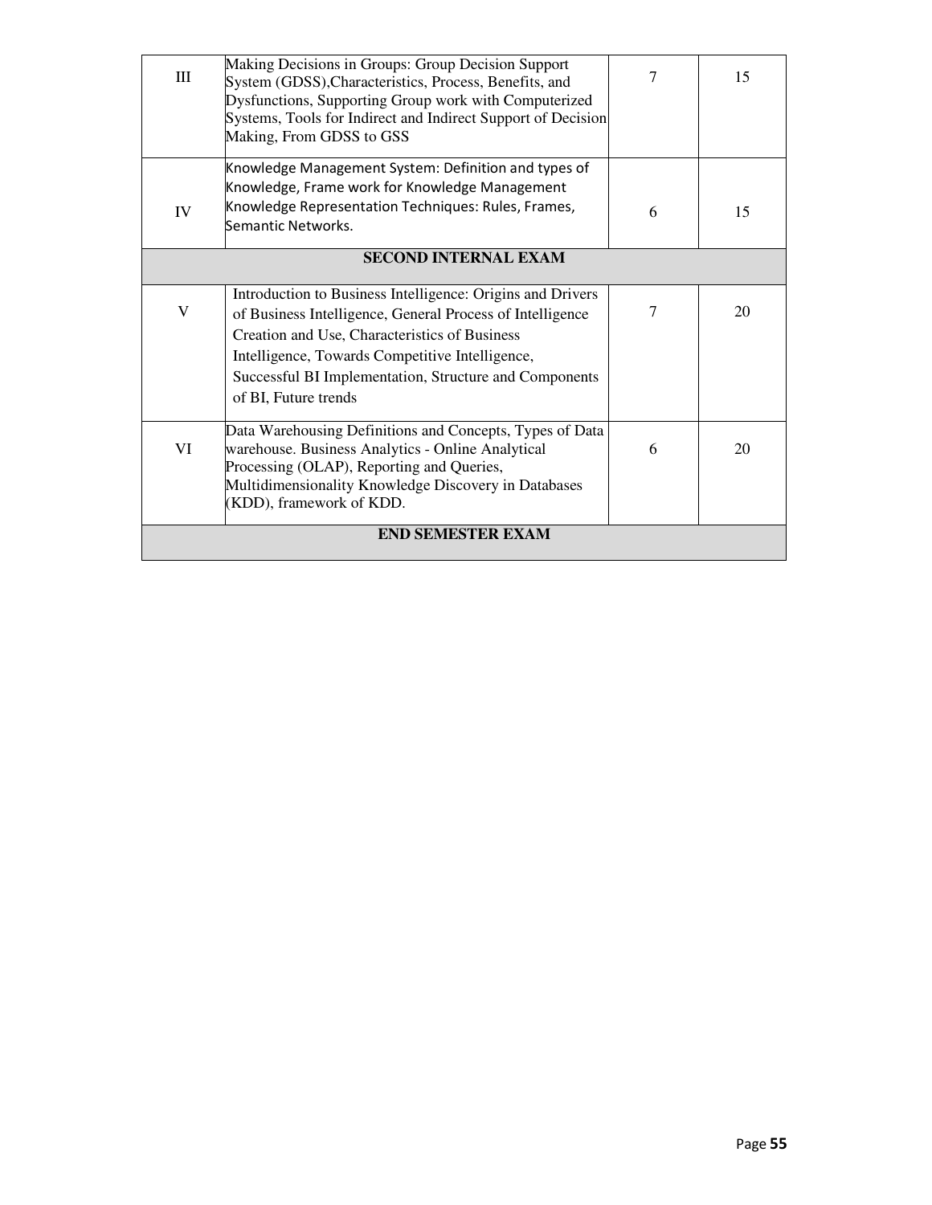| | | | |
|---|---|---|---|
| III | Making Decisions in Groups: Group Decision Support System (GDSS),Characteristics, Process, Benefits, and Dysfunctions, Supporting Group work with Computerized Systems, Tools for Indirect and Indirect Support of Decision Making, From GDSS to GSS | 7 | 15 |
| IV | Knowledge Management System: Definition and types of Knowledge, Frame work for Knowledge Management Knowledge Representation Techniques: Rules, Frames, Semantic Networks. | 6 | 15 |
| **SECOND INTERNAL EXAM** | | | |
| V | Introduction to Business Intelligence: Origins and Drivers of Business Intelligence, General Process of Intelligence Creation and Use, Characteristics of Business Intelligence, Towards Competitive Intelligence, Successful BI Implementation, Structure and Components of BI, Future trends | 7 | 20 |
| VI | Data Warehousing Definitions and Concepts, Types of Data warehouse. Business Analytics - Online Analytical Processing (OLAP), Reporting and Queries, Multidimensionality Knowledge Discovery in Databases (KDD), framework of KDD. | 6 | 20 |
| **END SEMESTER EXAM** | | | |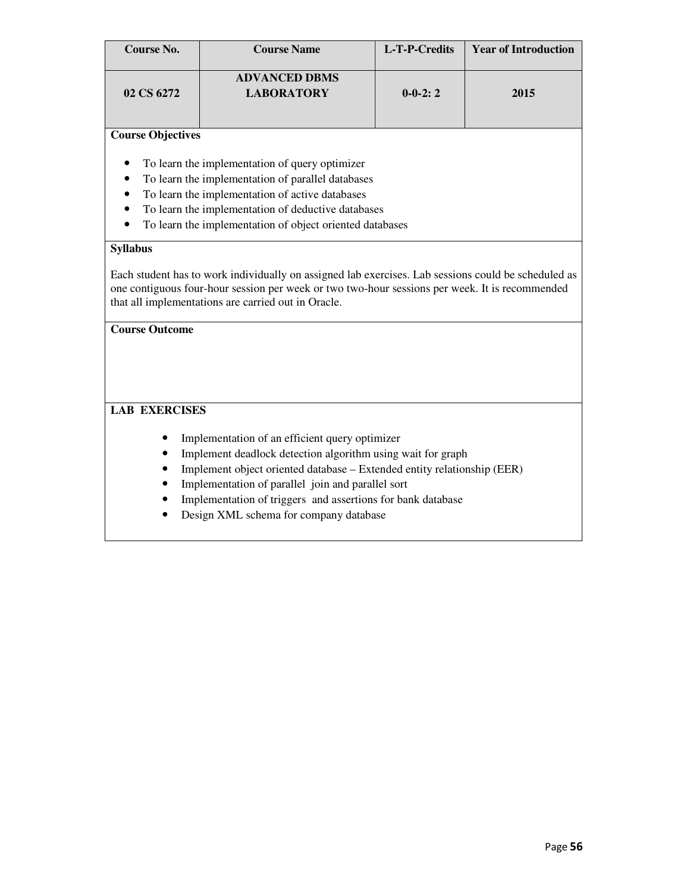| Course No. | Course Name | L-T-P-Credits | Year of Introduction |
|---|---|---|---|
| **02 CS 6272** | **ADVANCED DBMS LABORATORY** | **0-0-2: 2** | **2015** |

**Course Objectives**

- To learn the implementation of query optimizer
- To learn the implementation of parallel databases
- To learn the implementation of active databases
- To learn the implementation of deductive databases
- To learn the implementation of object oriented databases

**Syllabus**

Each student has to work individually on assigned lab exercises. Lab sessions could be scheduled as one contiguous four-hour session per week or two two-hour sessions per week. It is recommended that all implementations are carried out in Oracle.

**Course Outcome**

**LAB EXERCISES**

- Implementation of an efficient query optimizer
- Implement deadlock detection algorithm using wait for graph
- Implement object oriented database – Extended entity relationship (EER)
- Implementation of parallel join and parallel sort
- Implementation of triggers and assertions for bank database
- Design XML schema for company database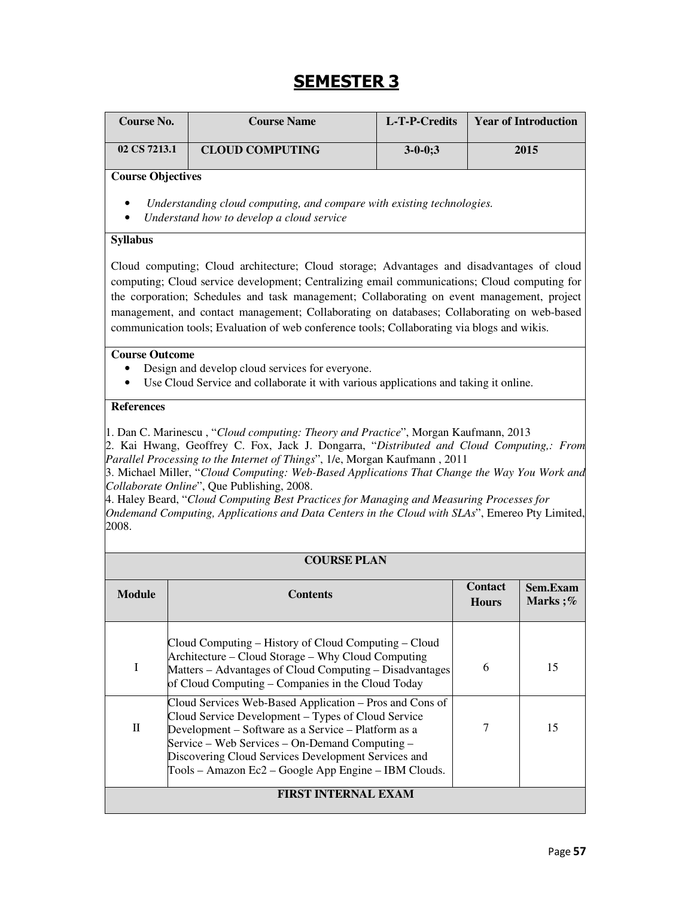# SEMESTER 3

| Course No. | Course Name | L-T-P-Credits | Year of Introduction |
|---|---|---|---|
| 02 CS 7213.1 | CLOUD COMPUTING | 3-0-0;3 | 2015 |

**Course Objectives**

- *Understanding cloud computing, and compare with existing technologies.*
- *Understand how to develop a cloud service*

**Syllabus**

Cloud computing; Cloud architecture; Cloud storage; Advantages and disadvantages of cloud computing; Cloud service development; Centralizing email communications; Cloud computing for the corporation; Schedules and task management; Collaborating on event management, project management, and contact management; Collaborating on databases; Collaborating on web-based communication tools; Evaluation of web conference tools; Collaborating via blogs and wikis.

**Course Outcome**

- Design and develop cloud services for everyone.
- Use Cloud Service and collaborate it with various applications and taking it online.

**References**

1. Dan C. Marinescu , "*Cloud computing: Theory and Practice*", Morgan Kaufmann, 2013
2. Kai Hwang, Geoffrey C. Fox, Jack J. Dongarra, "*Distributed and Cloud Computing,: From Parallel Processing to the Internet of Things*", 1/e, Morgan Kaufmann , 2011
3. Michael Miller, "*Cloud Computing: Web-Based Applications That Change the Way You Work and Collaborate Online*", Que Publishing, 2008.
4. Haley Beard, "*Cloud Computing Best Practices for Managing and Measuring Processes for Ondemand Computing, Applications and Data Centers in the Cloud with SLAs*", Emereo Pty Limited, 2008.

**COURSE PLAN**

| Module | Contents | Contact Hours | Sem.Exam Marks ;% |
|---|---|---|---|
| I | Cloud Computing – History of Cloud Computing – Cloud Architecture – Cloud Storage – Why Cloud Computing Matters – Advantages of Cloud Computing – Disadvantages of Cloud Computing – Companies in the Cloud Today | 6 | 15 |
| II | Cloud Services Web-Based Application – Pros and Cons of Cloud Service Development – Types of Cloud Service Development – Software as a Service – Platform as a Service – Web Services – On-Demand Computing – Discovering Cloud Services Development Services and Tools – Amazon Ec2 – Google App Engine – IBM Clouds. | 7 | 15 |
| **FIRST INTERNAL EXAM** | | | |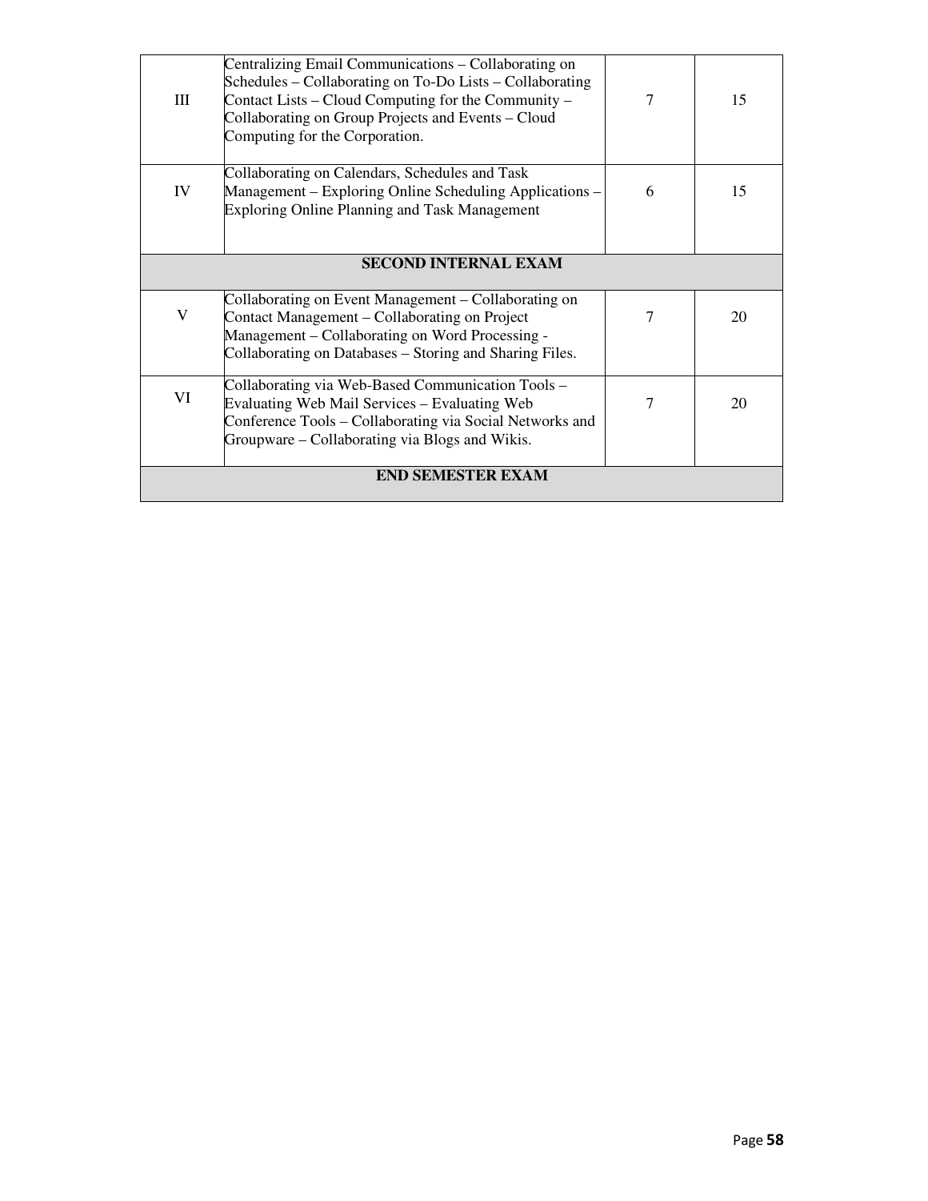| III | Centralizing Email Communications – Collaborating on Schedules – Collaborating on To-Do Lists – Collaborating Contact Lists – Cloud Computing for the Community – Collaborating on Group Projects and Events – Cloud Computing for the Corporation. | 7 | 15 |
|---|---|---|---|
| IV | Collaborating on Calendars, Schedules and Task Management – Exploring Online Scheduling Applications – Exploring Online Planning and Task Management | 6 | 15 |
| **SECOND INTERNAL EXAM** | | | |
| V | Collaborating on Event Management – Collaborating on Contact Management – Collaborating on Project Management – Collaborating on Word Processing - Collaborating on Databases – Storing and Sharing Files. | 7 | 20 |
| VI | Collaborating via Web-Based Communication Tools – Evaluating Web Mail Services – Evaluating Web Conference Tools – Collaborating via Social Networks and Groupware – Collaborating via Blogs and Wikis. | 7 | 20 |
| **END SEMESTER EXAM** | | | |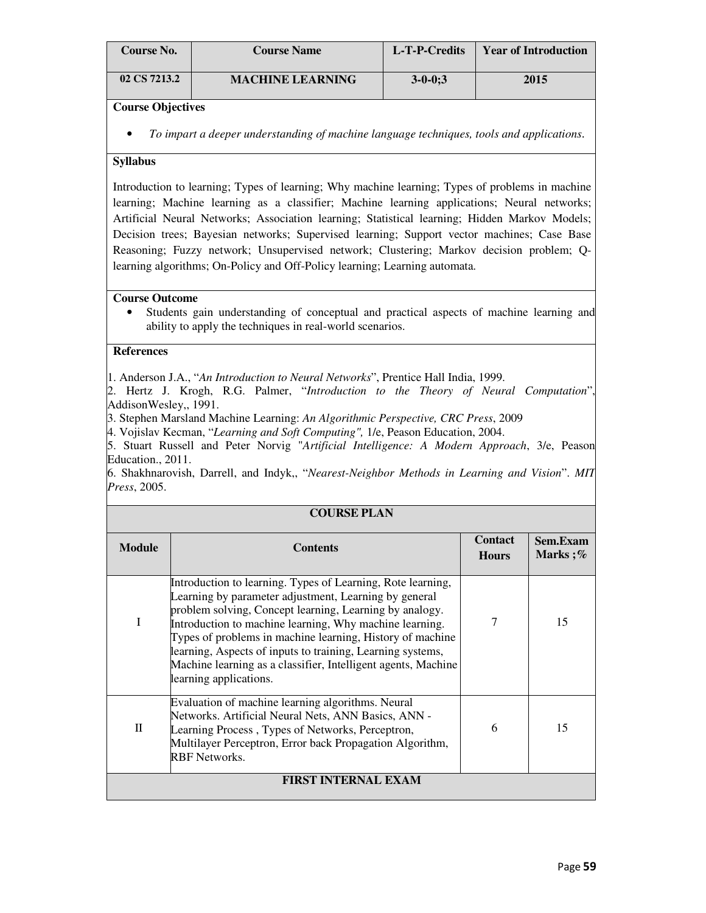| Course No. | Course Name | L-T-P-Credits | Year of Introduction |
|---|---|---|---|
| 02 CS 7213.2 | MACHINE LEARNING | 3-0-0;3 | 2015 |

**Course Objectives**

- *To impart a deeper understanding of machine language techniques, tools and applications.*

**Syllabus**

Introduction to learning; Types of learning; Why machine learning; Types of problems in machine learning; Machine learning as a classifier; Machine learning applications; Neural networks; Artificial Neural Networks; Association learning; Statistical learning; Hidden Markov Models; Decision trees; Bayesian networks; Supervised learning; Support vector machines; Case Base Reasoning; Fuzzy network; Unsupervised network; Clustering; Markov decision problem; Q-learning algorithms; On-Policy and Off-Policy learning; Learning automata.

**Course Outcome**

- Students gain understanding of conceptual and practical aspects of machine learning and ability to apply the techniques in real-world scenarios.

**References**

1. Anderson J.A., "*An Introduction to Neural Networks*", Prentice Hall India, 1999.
2. Hertz J. Krogh, R.G. Palmer, "*Introduction to the Theory of Neural Computation*", AddisonWesley,, 1991.
3. Stephen Marsland Machine Learning: *An Algorithmic Perspective, CRC Press*, 2009
4. Vojislav Kecman, "*Learning and Soft Computing",* 1/e, Peason Education, 2004.
5. Stuart Russell and Peter Norvig "*Artificial Intelligence: A Modern Approach*, 3/e, Peason Education., 2011.
6. Shakhnarovish, Darrell, and Indyk,, "*Nearest-Neighbor Methods in Learning and Vision*". *MIT Press*, 2005.

**COURSE PLAN**

| Module | Contents | Contact Hours | Sem.Exam Marks ;% |
|---|---|---|---|
| I | Introduction to learning. Types of Learning, Rote learning, Learning by parameter adjustment, Learning by general problem solving, Concept learning, Learning by analogy. Introduction to machine learning, Why machine learning. Types of problems in machine learning, History of machine learning, Aspects of inputs to training, Learning systems, Machine learning as a classifier, Intelligent agents, Machine learning applications. | 7 | 15 |
| II | Evaluation of machine learning algorithms. Neural Networks. Artificial Neural Nets, ANN Basics, ANN - Learning Process , Types of Networks, Perceptron, Multilayer Perceptron, Error back Propagation Algorithm, RBF Networks. | 6 | 15 |
| **FIRST INTERNAL EXAM** | | | |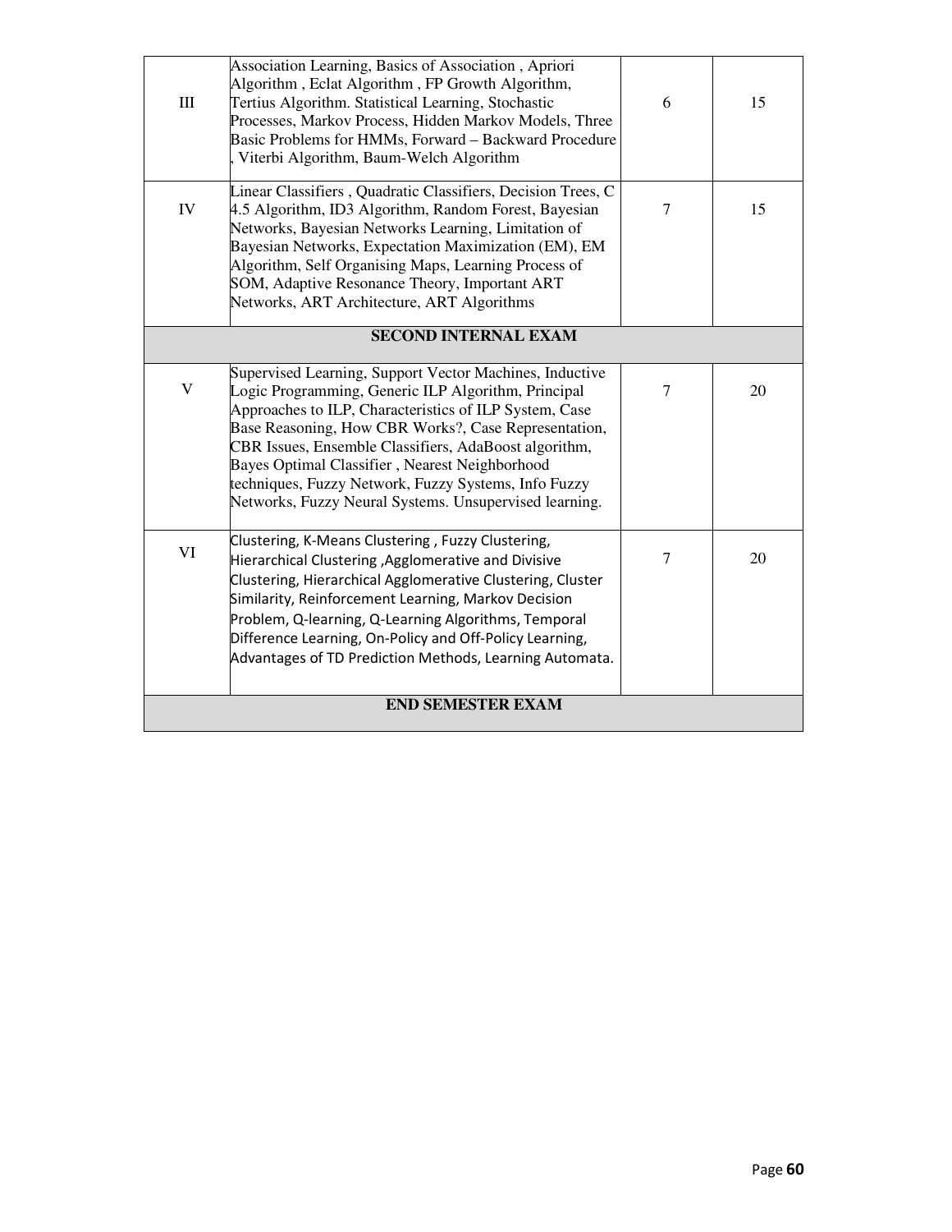| | | | |
|---|---|---|---|
| III | Association Learning, Basics of Association , Apriori Algorithm , Eclat Algorithm , FP Growth Algorithm, Tertius Algorithm. Statistical Learning, Stochastic Processes, Markov Process, Hidden Markov Models, Three Basic Problems for HMMs, Forward – Backward Procedure , Viterbi Algorithm, Baum-Welch Algorithm | 6 | 15 |
| IV | Linear Classifiers , Quadratic Classifiers, Decision Trees, C 4.5 Algorithm, ID3 Algorithm, Random Forest, Bayesian Networks, Bayesian Networks Learning, Limitation of Bayesian Networks, Expectation Maximization (EM), EM Algorithm, Self Organising Maps, Learning Process of SOM, Adaptive Resonance Theory, Important ART Networks, ART Architecture, ART Algorithms | 7 | 15 |
| **SECOND INTERNAL EXAM** | | | |
| V | Supervised Learning, Support Vector Machines, Inductive Logic Programming, Generic ILP Algorithm, Principal Approaches to ILP, Characteristics of ILP System, Case Base Reasoning, How CBR Works?, Case Representation, CBR Issues, Ensemble Classifiers, AdaBoost algorithm, Bayes Optimal Classifier , Nearest Neighborhood techniques, Fuzzy Network, Fuzzy Systems, Info Fuzzy Networks, Fuzzy Neural Systems. Unsupervised learning. | 7 | 20 |
| VI | Clustering, K-Means Clustering , Fuzzy Clustering, Hierarchical Clustering ,Agglomerative and Divisive Clustering, Hierarchical Agglomerative Clustering, Cluster Similarity, Reinforcement Learning, Markov Decision Problem, Q-learning, Q-Learning Algorithms, Temporal Difference Learning, On-Policy and Off-Policy Learning, Advantages of TD Prediction Methods, Learning Automata. | 7 | 20 |
| **END SEMESTER EXAM** | | | |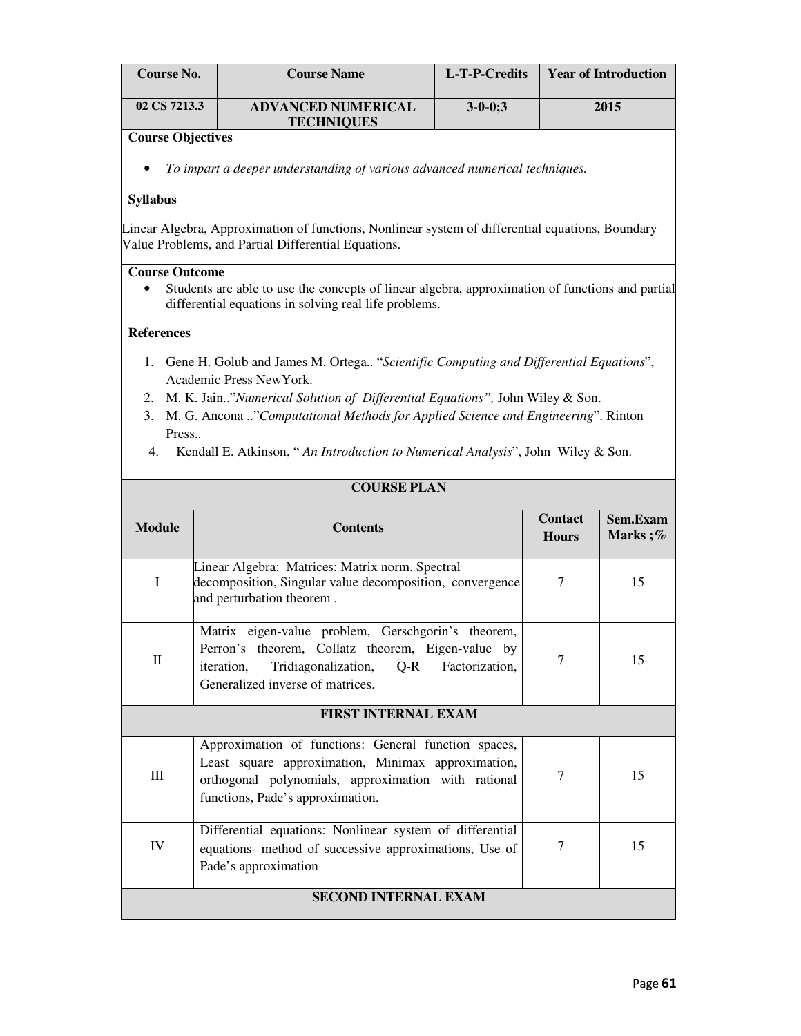| Course No. | Course Name | L-T-P-Credits | Year of Introduction |
|---|---|---|---|
| 02 CS 7213.3 | ADVANCED NUMERICAL TECHNIQUES | 3-0-0;3 | 2015 |

**Course Objectives**

- *To impart a deeper understanding of various advanced numerical techniques.*

**Syllabus**

Linear Algebra, Approximation of functions, Nonlinear system of differential equations, Boundary Value Problems, and Partial Differential Equations.

**Course Outcome**

- Students are able to use the concepts of linear algebra, approximation of functions and partial differential equations in solving real life problems.

**References**

1. Gene H. Golub and James M. Ortega.. "*Scientific Computing and Differential Equations*", Academic Press NewYork.
2. M. K. Jain.."*Numerical Solution of Differential Equations",* John Wiley & Son.
3. M. G. Ancona .."*Computational Methods for Applied Science and Engineering*". Rinton Press..
4. Kendall E. Atkinson, " *An Introduction to Numerical Analysis*", John Wiley & Son.

**COURSE PLAN**

| Module | Contents | Contact Hours | Sem.Exam Marks ;% |
|---|---|---|---|
| I | Linear Algebra: Matrices: Matrix norm. Spectral decomposition, Singular value decomposition, convergence and perturbation theorem . | 7 | 15 |
| II | Matrix eigen-value problem, Gerschgorin's theorem, Perron's theorem, Collatz theorem, Eigen-value by iteration, Tridiagonalization, Q-R Factorization, Generalized inverse of matrices. | 7 | 15 |
| **FIRST INTERNAL EXAM** | | | |
| III | Approximation of functions: General function spaces, Least square approximation, Minimax approximation, orthogonal polynomials, approximation with rational functions, Pade's approximation. | 7 | 15 |
| IV | Differential equations: Nonlinear system of differential equations- method of successive approximations, Use of Pade's approximation | 7 | 15 |
| **SECOND INTERNAL EXAM** | | | |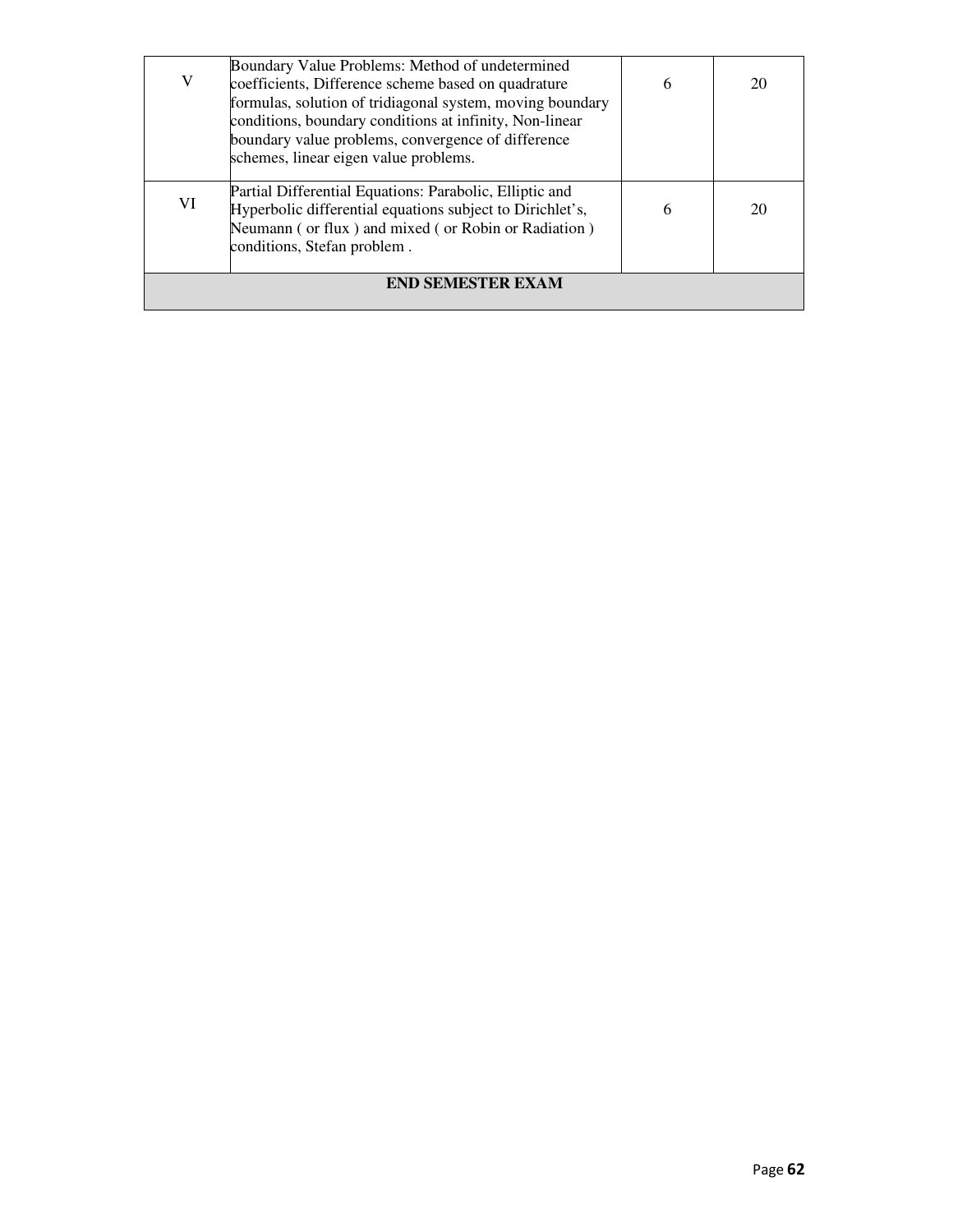| | | | |
|---|---|---|---|
| V | Boundary Value Problems: Method of undetermined coefficients, Difference scheme based on quadrature formulas, solution of tridiagonal system, moving boundary conditions, boundary conditions at infinity, Non-linear boundary value problems, convergence of difference schemes, linear eigen value problems. | 6 | 20 |
| VI | Partial Differential Equations: Parabolic, Elliptic and Hyperbolic differential equations subject to Dirichlet's, Neumann ( or flux ) and mixed ( or Robin or Radiation ) conditions, Stefan problem . | 6 | 20 |
| **END SEMESTER EXAM** | | | |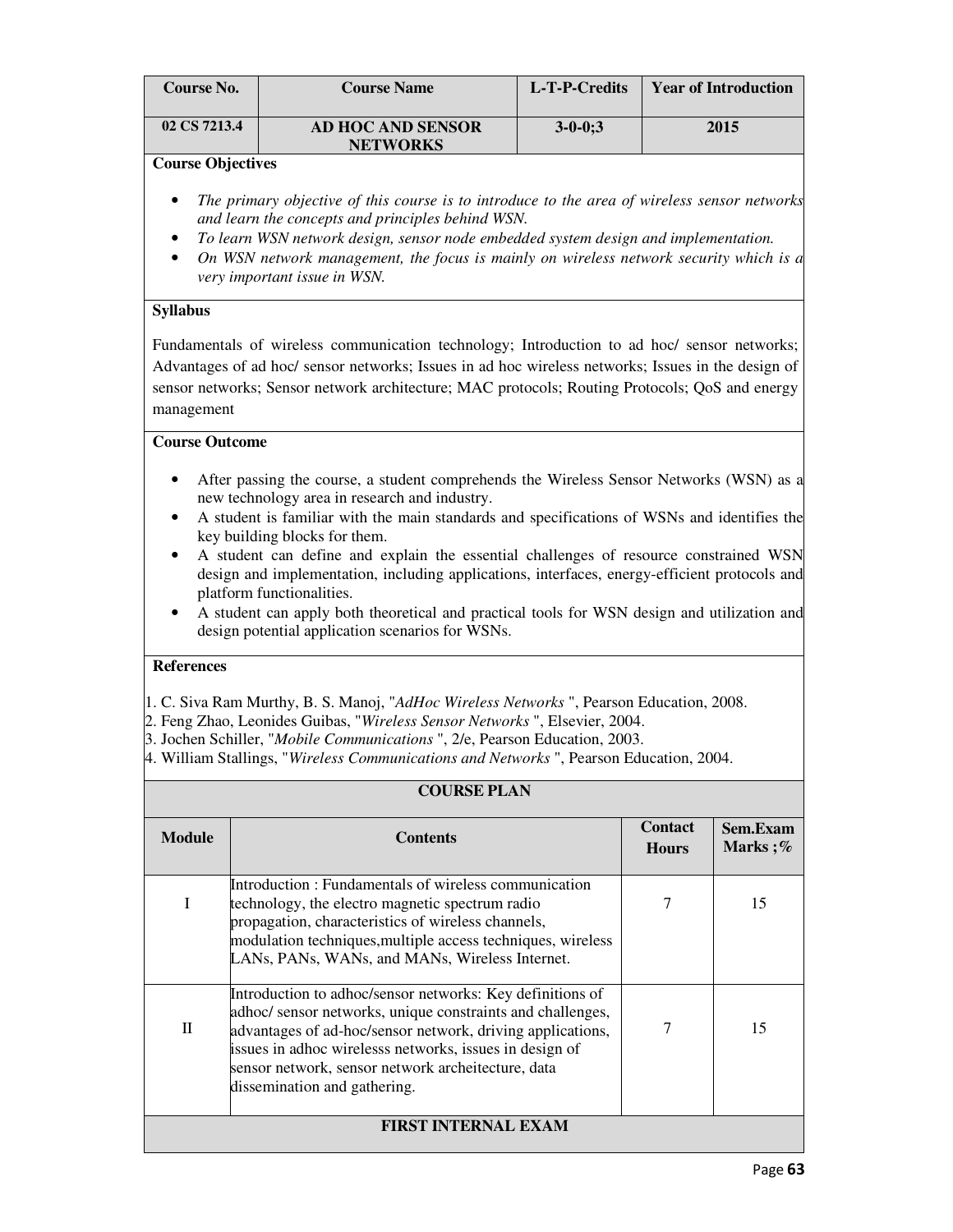| Course No. | Course Name | L-T-P-Credits | Year of Introduction |
|---|---|---|---|
| 02 CS 7213.4 | AD HOC AND SENSOR NETWORKS | 3-0-0;3 | 2015 |

**Course Objectives**

- *The primary objective of this course is to introduce to the area of wireless sensor networks and learn the concepts and principles behind WSN.*
- *To learn WSN network design, sensor node embedded system design and implementation.*
- *On WSN network management, the focus is mainly on wireless network security which is a very important issue in WSN.*

**Syllabus**

Fundamentals of wireless communication technology; Introduction to ad hoc/ sensor networks; Advantages of ad hoc/ sensor networks; Issues in ad hoc wireless networks; Issues in the design of sensor networks; Sensor network architecture; MAC protocols; Routing Protocols; QoS and energy management

**Course Outcome**

- After passing the course, a student comprehends the Wireless Sensor Networks (WSN) as a new technology area in research and industry.
- A student is familiar with the main standards and specifications of WSNs and identifies the key building blocks for them.
- A student can define and explain the essential challenges of resource constrained WSN design and implementation, including applications, interfaces, energy-efficient protocols and platform functionalities.
- A student can apply both theoretical and practical tools for WSN design and utilization and design potential application scenarios for WSNs.

**References**

1. C. Siva Ram Murthy, B. S. Manoj, "*AdHoc Wireless Networks* ", Pearson Education, 2008.
2. Feng Zhao, Leonides Guibas, "*Wireless Sensor Networks* ", Elsevier, 2004.
3. Jochen Schiller, "*Mobile Communications* ", 2/e, Pearson Education, 2003.
4. William Stallings, "*Wireless Communications and Networks* ", Pearson Education, 2004.

**COURSE PLAN**

| Module | Contents | Contact Hours | Sem.Exam Marks ;% |
|---|---|---|---|
| I | Introduction : Fundamentals of wireless communication technology, the electro magnetic spectrum radio propagation, characteristics of wireless channels, modulation techniques,multiple access techniques, wireless LANs, PANs, WANs, and MANs, Wireless Internet. | 7 | 15 |
| II | Introduction to adhoc/sensor networks: Key definitions of adhoc/ sensor networks, unique constraints and challenges, advantages of ad-hoc/sensor network, driving applications, issues in adhoc wirelesss networks, issues in design of sensor network, sensor network archeitecture, data dissemination and gathering. | 7 | 15 |
| **FIRST INTERNAL EXAM** | | | |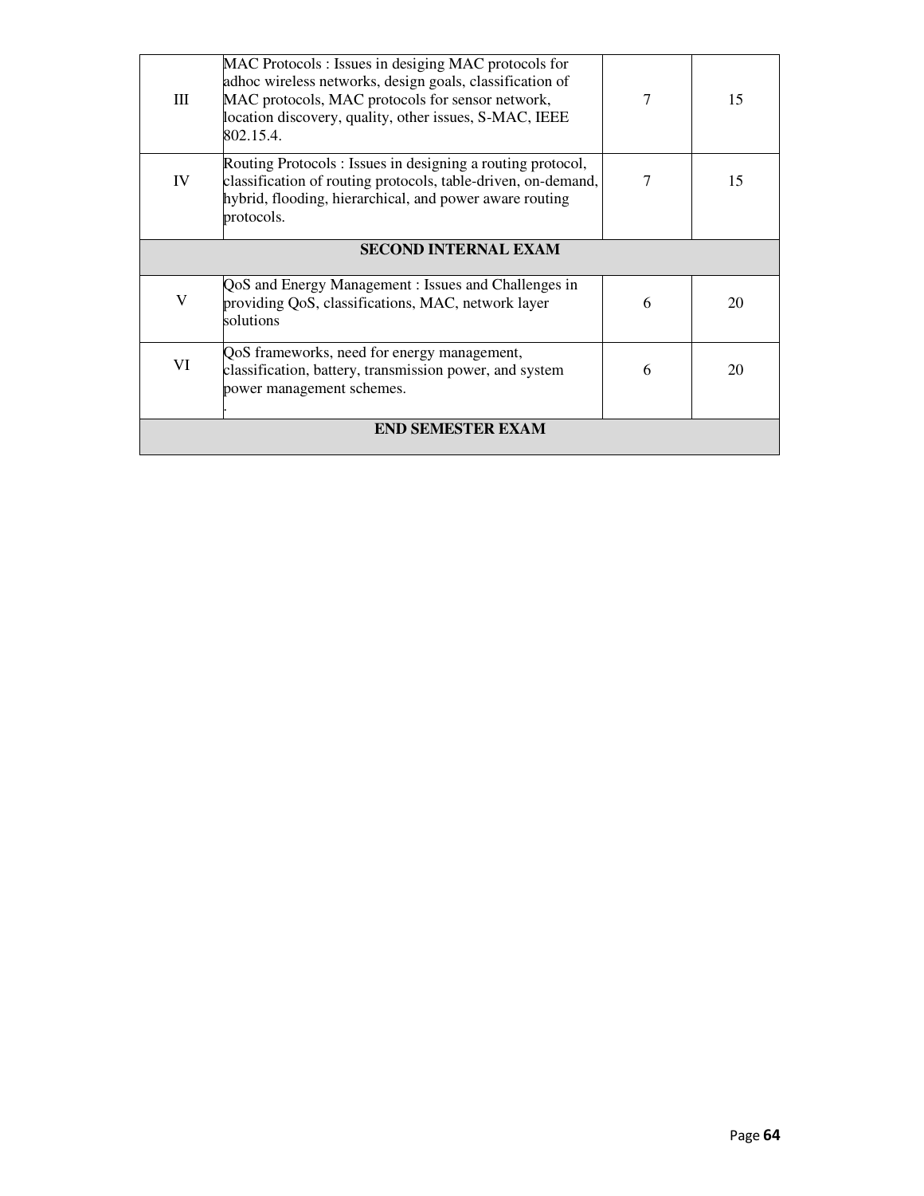| | | | |
|---|---|---|---|
| III | MAC Protocols : Issues in desiging MAC protocols for adhoc wireless networks, design goals, classification of MAC protocols, MAC protocols for sensor network, location discovery, quality, other issues, S-MAC, IEEE 802.15.4. | 7 | 15 |
| IV | Routing Protocols : Issues in designing a routing protocol, classification of routing protocols, table-driven, on-demand, hybrid, flooding, hierarchical, and power aware routing protocols. | 7 | 15 |
| **SECOND INTERNAL EXAM** | | | |
| V | QoS and Energy Management : Issues and Challenges in providing QoS, classifications, MAC, network layer solutions | 6 | 20 |
| VI | QoS frameworks, need for energy management, classification, battery, transmission power, and system power management schemes. . | 6 | 20 |
| **END SEMESTER EXAM** | | | |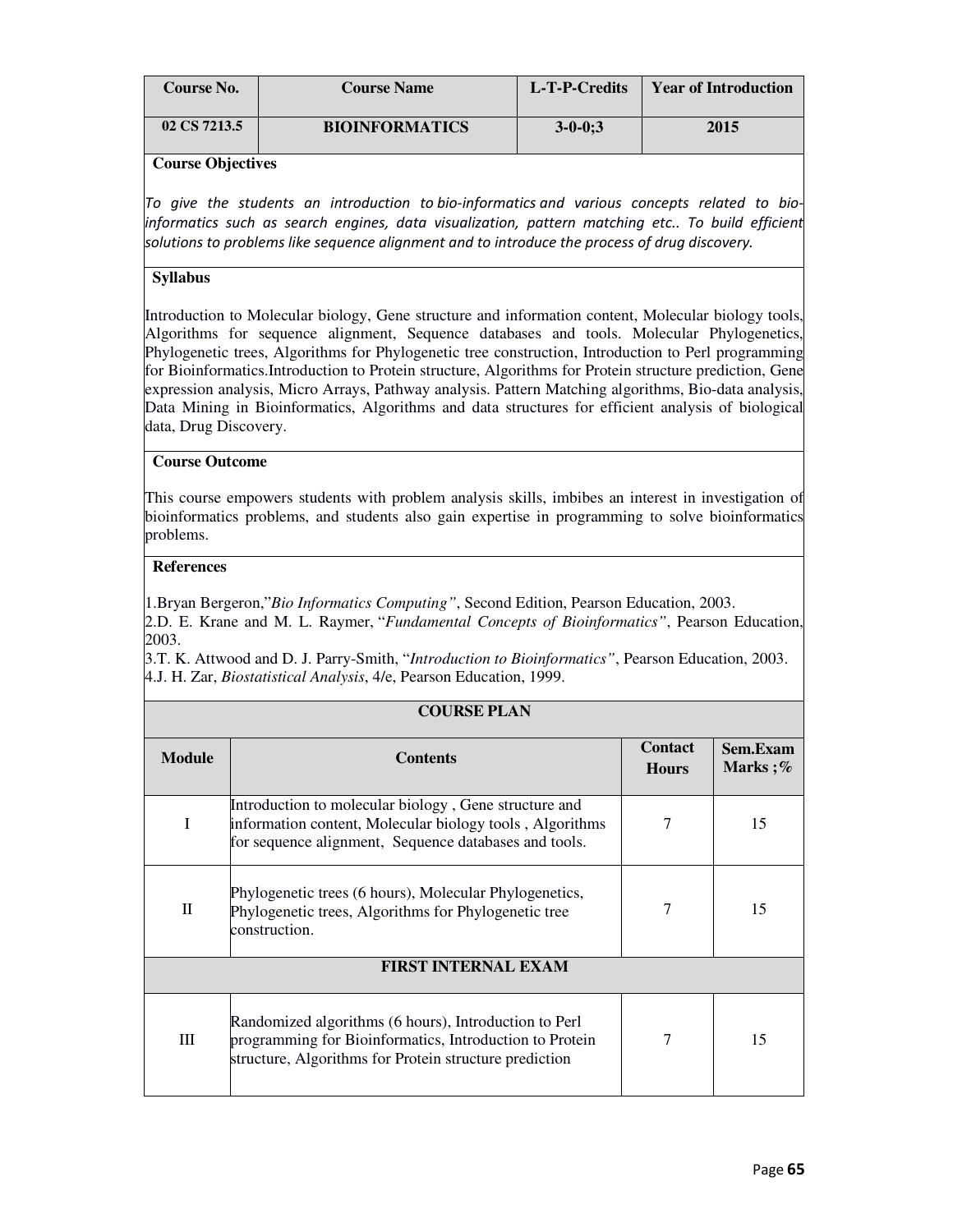| Course No. | Course Name | L-T-P-Credits | Year of Introduction |
|---|---|---|---|
| 02 CS 7213.5 | BIOINFORMATICS | 3-0-0;3 | 2015 |

**Course Objectives**

*To give the students an introduction to bio-informatics and various concepts related to bio-informatics such as search engines, data visualization, pattern matching etc.. To build efficient solutions to problems like sequence alignment and to introduce the process of drug discovery.*

**Syllabus**

Introduction to Molecular biology, Gene structure and information content, Molecular biology tools, Algorithms for sequence alignment, Sequence databases and tools. Molecular Phylogenetics, Phylogenetic trees, Algorithms for Phylogenetic tree construction, Introduction to Perl programming for Bioinformatics.Introduction to Protein structure, Algorithms for Protein structure prediction, Gene expression analysis, Micro Arrays, Pathway analysis. Pattern Matching algorithms, Bio-data analysis, Data Mining in Bioinformatics, Algorithms and data structures for efficient analysis of biological data, Drug Discovery.

**Course Outcome**

This course empowers students with problem analysis skills, imbibes an interest in investigation of bioinformatics problems, and students also gain expertise in programming to solve bioinformatics problems.

**References**

1.Bryan Bergeron,"*Bio Informatics Computing"*, Second Edition, Pearson Education, 2003.
2.D. E. Krane and M. L. Raymer, "*Fundamental Concepts of Bioinformatics"*, Pearson Education, 2003.
3.T. K. Attwood and D. J. Parry-Smith, "*Introduction to Bioinformatics"*, Pearson Education, 2003.
4.J. H. Zar, *Biostatistical Analysis*, 4/e, Pearson Education, 1999.

**COURSE PLAN**

| Module | Contents | Contact Hours | Sem.Exam Marks ;% |
|---|---|---|---|
| I | Introduction to molecular biology , Gene structure and information content, Molecular biology tools , Algorithms for sequence alignment, Sequence databases and tools. | 7 | 15 |
| II | Phylogenetic trees (6 hours), Molecular Phylogenetics, Phylogenetic trees, Algorithms for Phylogenetic tree construction. | 7 | 15 |
| **FIRST INTERNAL EXAM** | | | |
| III | Randomized algorithms (6 hours), Introduction to Perl programming for Bioinformatics, Introduction to Protein structure, Algorithms for Protein structure prediction | 7 | 15 |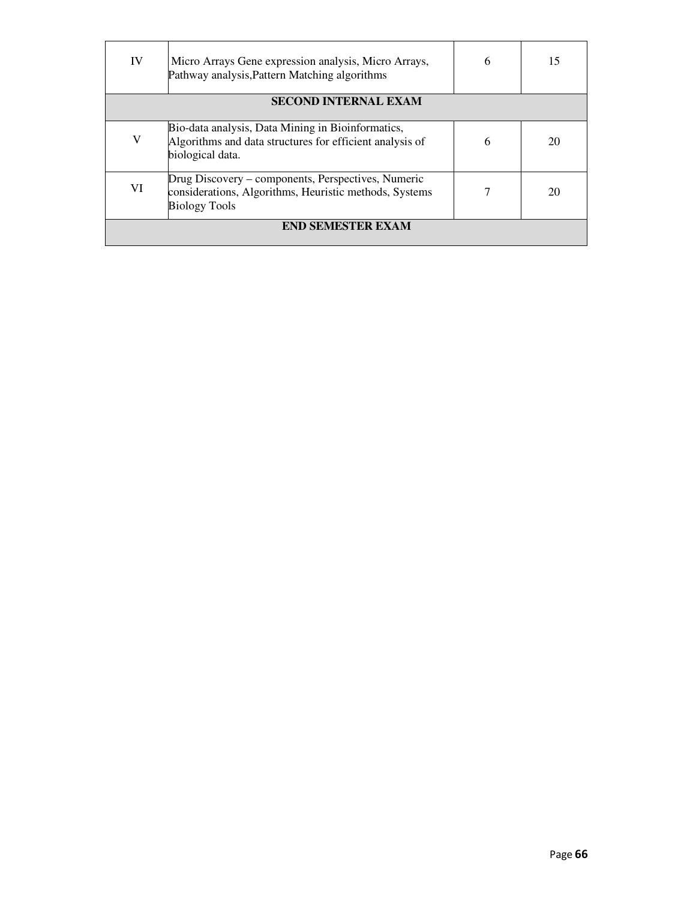| IV | Micro Arrays Gene expression analysis, Micro Arrays, Pathway analysis,Pattern Matching algorithms | 6 | 15 |
|---|---|---|---|
| **SECOND INTERNAL EXAM** | | | |
| V | Bio-data analysis, Data Mining in Bioinformatics, Algorithms and data structures for efficient analysis of biological data. | 6 | 20 |
| VI | Drug Discovery – components, Perspectives, Numeric considerations, Algorithms, Heuristic methods, Systems Biology Tools | 7 | 20 |
| **END SEMESTER EXAM** | | | |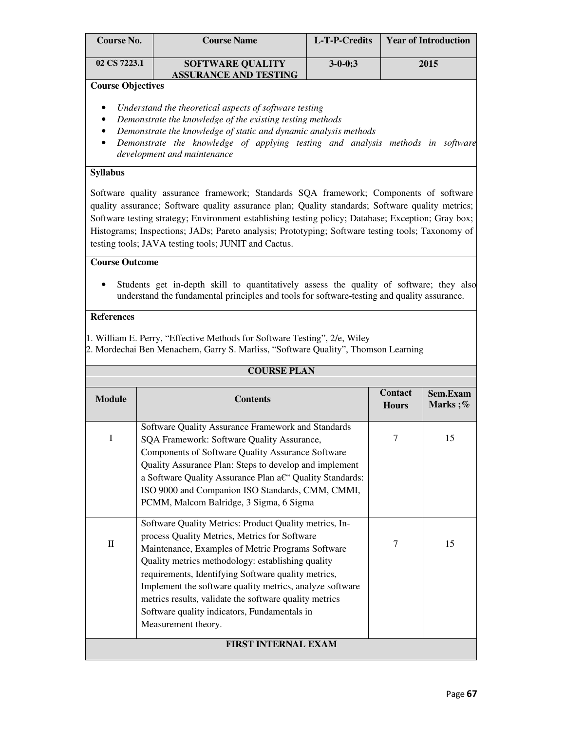| Course No. | Course Name | L-T-P-Credits | Year of Introduction |
|---|---|---|---|
| 02 CS 7223.1 | SOFTWARE QUALITY ASSURANCE AND TESTING | 3-0-0;3 | 2015 |

**Course Objectives**

- *Understand the theoretical aspects of software testing*
- *Demonstrate the knowledge of the existing testing methods*
- *Demonstrate the knowledge of static and dynamic analysis methods*
- *Demonstrate the knowledge of applying testing and analysis methods in software development and maintenance*

**Syllabus**

Software quality assurance framework; Standards SQA framework; Components of software quality assurance; Software quality assurance plan; Quality standards; Software quality metrics; Software testing strategy; Environment establishing testing policy; Database; Exception; Gray box; Histograms; Inspections; JADs; Pareto analysis; Prototyping; Software testing tools; Taxonomy of testing tools; JAVA testing tools; JUNIT and Cactus.

**Course Outcome**

- Students get in-depth skill to quantitatively assess the quality of software; they also understand the fundamental principles and tools for software-testing and quality assurance.

**References**

1. William E. Perry, "Effective Methods for Software Testing", 2/e, Wiley
2. Mordechai Ben Menachem, Garry S. Marliss, "Software Quality", Thomson Learning

**COURSE PLAN**

| Module | Contents | Contact Hours | Sem.Exam Marks ;% |
|---|---|---|---|
| I | Software Quality Assurance Framework and Standards SQA Framework: Software Quality Assurance, Components of Software Quality Assurance Software Quality Assurance Plan: Steps to develop and implement a Software Quality Assurance Plan â€“ Quality Standards: ISO 9000 and Companion ISO Standards, CMM, CMMI, PCMM, Malcom Balridge, 3 Sigma, 6 Sigma | 7 | 15 |
| II | Software Quality Metrics: Product Quality metrics, In-process Quality Metrics, Metrics for Software Maintenance, Examples of Metric Programs Software Quality metrics methodology: establishing quality requirements, Identifying Software quality metrics, Implement the software quality metrics, analyze software metrics results, validate the software quality metrics Software quality indicators, Fundamentals in Measurement theory. | 7 | 15 |
| **FIRST INTERNAL EXAM** | | | |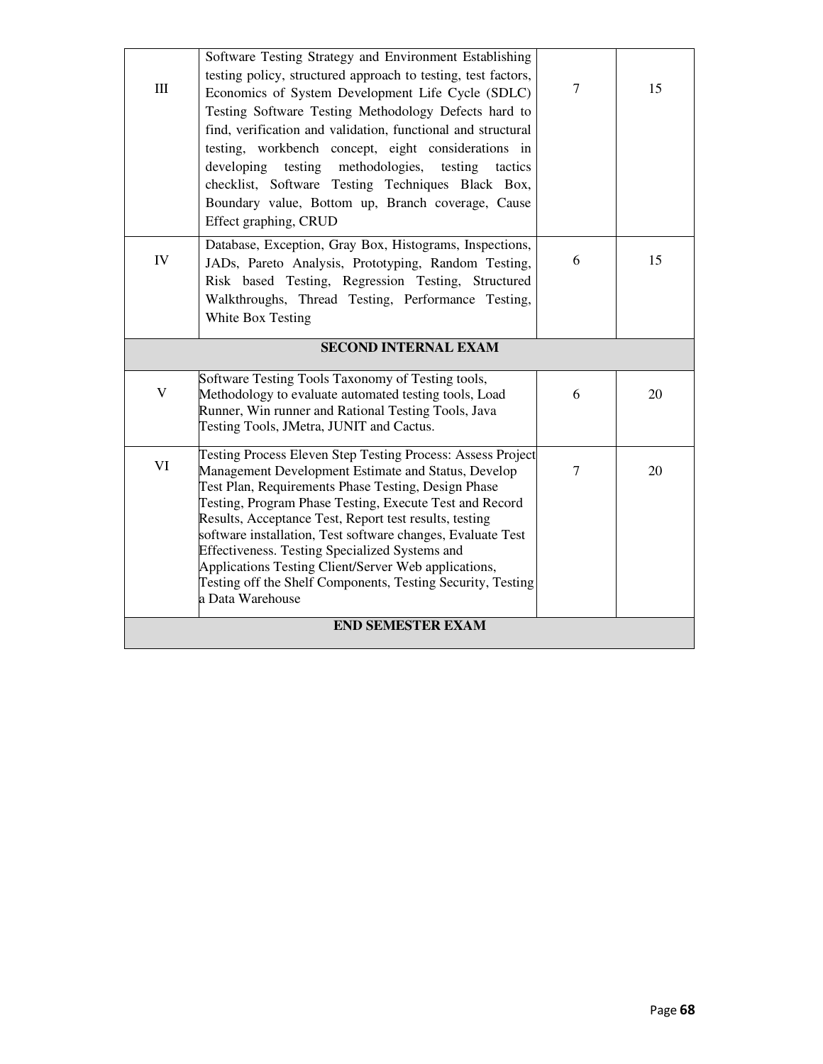| | | | |
|---|---|---|---|
| III | Software Testing Strategy and Environment Establishing testing policy, structured approach to testing, test factors, Economics of System Development Life Cycle (SDLC) Testing Software Testing Methodology Defects hard to find, verification and validation, functional and structural testing, workbench concept, eight considerations in developing testing methodologies, testing tactics checklist, Software Testing Techniques Black Box, Boundary value, Bottom up, Branch coverage, Cause Effect graphing, CRUD | 7 | 15 |
| IV | Database, Exception, Gray Box, Histograms, Inspections, JADs, Pareto Analysis, Prototyping, Random Testing, Risk based Testing, Regression Testing, Structured Walkthroughs, Thread Testing, Performance Testing, White Box Testing | 6 | 15 |
| **SECOND INTERNAL EXAM** | | | |
| V | Software Testing Tools Taxonomy of Testing tools, Methodology to evaluate automated testing tools, Load Runner, Win runner and Rational Testing Tools, Java Testing Tools, JMetra, JUNIT and Cactus. | 6 | 20 |
| VI | Testing Process Eleven Step Testing Process: Assess Project Management Development Estimate and Status, Develop Test Plan, Requirements Phase Testing, Design Phase Testing, Program Phase Testing, Execute Test and Record Results, Acceptance Test, Report test results, testing software installation, Test software changes, Evaluate Test Effectiveness. Testing Specialized Systems and Applications Testing Client/Server Web applications, Testing off the Shelf Components, Testing Security, Testing a Data Warehouse | 7 | 20 |
| **END SEMESTER EXAM** | | | |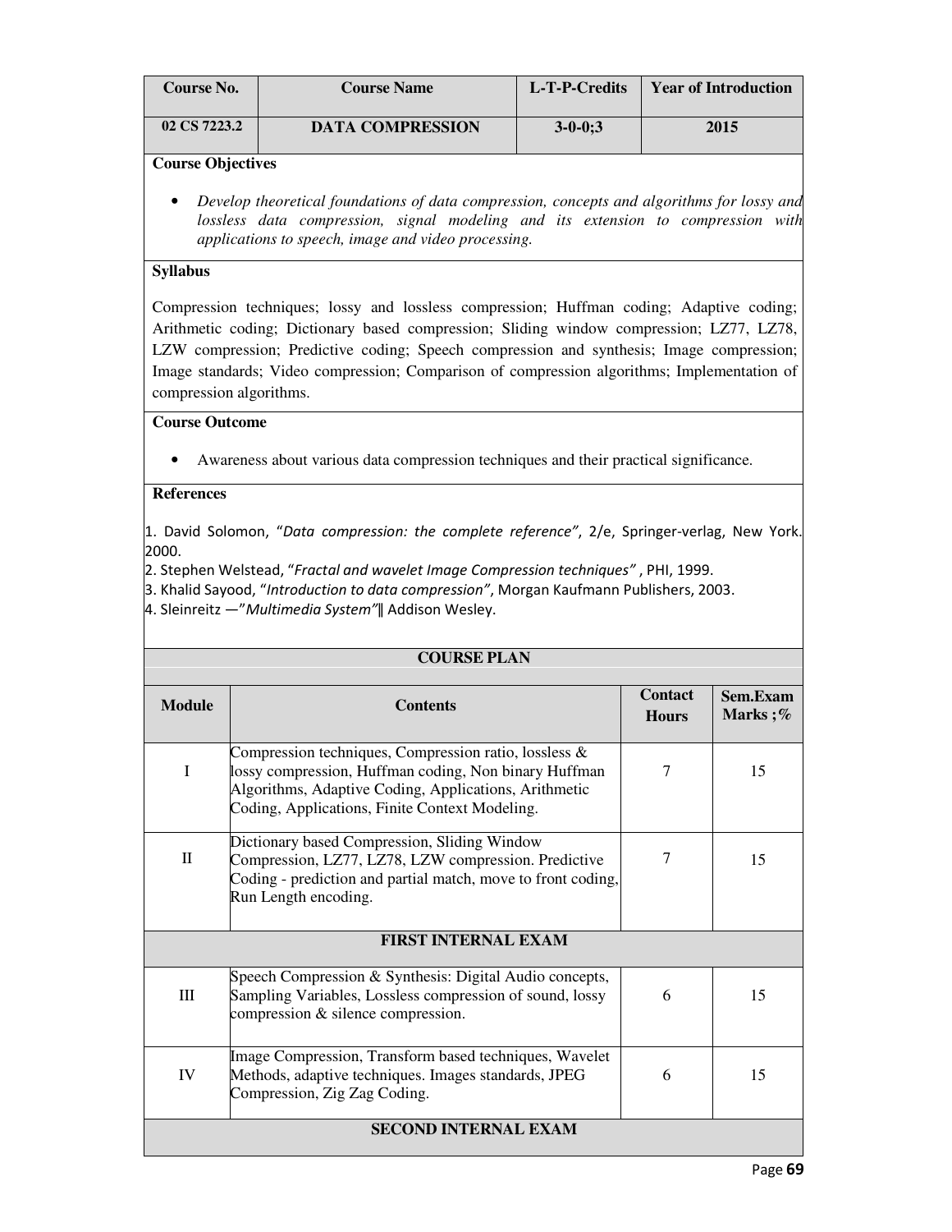| Course No. | Course Name | L-T-P-Credits | Year of Introduction |
|---|---|---|---|
| 02 CS 7223.2 | DATA COMPRESSION | 3-0-0;3 | 2015 |

**Course Objectives**

- *Develop theoretical foundations of data compression, concepts and algorithms for lossy and lossless data compression, signal modeling and its extension to compression with applications to speech, image and video processing.*

**Syllabus**

Compression techniques; lossy and lossless compression; Huffman coding; Adaptive coding; Arithmetic coding; Dictionary based compression; Sliding window compression; LZ77, LZ78, LZW compression; Predictive coding; Speech compression and synthesis; Image compression; Image standards; Video compression; Comparison of compression algorithms; Implementation of compression algorithms.

**Course Outcome**

- Awareness about various data compression techniques and their practical significance.

**References**

1. David Solomon, "*Data compression: the complete reference*", 2/e, Springer-verlag, New York. 2000.
2. Stephen Welstead, "*Fractal and wavelet Image Compression techniques*" , PHI, 1999.
3. Khalid Sayood, "*Introduction to data compression*", Morgan Kaufmann Publishers, 2003.
4. Sleinreitz —"*Multimedia System*"‖ Addison Wesley.

**COURSE PLAN**

| Module | Contents | Contact Hours | Sem.Exam Marks ;% |
|---|---|---|---|
| I | Compression techniques, Compression ratio, lossless & lossy compression, Huffman coding, Non binary Huffman Algorithms, Adaptive Coding, Applications, Arithmetic Coding, Applications, Finite Context Modeling. | 7 | 15 |
| II | Dictionary based Compression, Sliding Window Compression, LZ77, LZ78, LZW compression. Predictive Coding - prediction and partial match, move to front coding, Run Length encoding. | 7 | 15 |
| **FIRST INTERNAL EXAM** | | | |
| III | Speech Compression & Synthesis: Digital Audio concepts, Sampling Variables, Lossless compression of sound, lossy compression & silence compression. | 6 | 15 |
| IV | Image Compression, Transform based techniques, Wavelet Methods, adaptive techniques. Images standards, JPEG Compression, Zig Zag Coding. | 6 | 15 |
| **SECOND INTERNAL EXAM** | | | |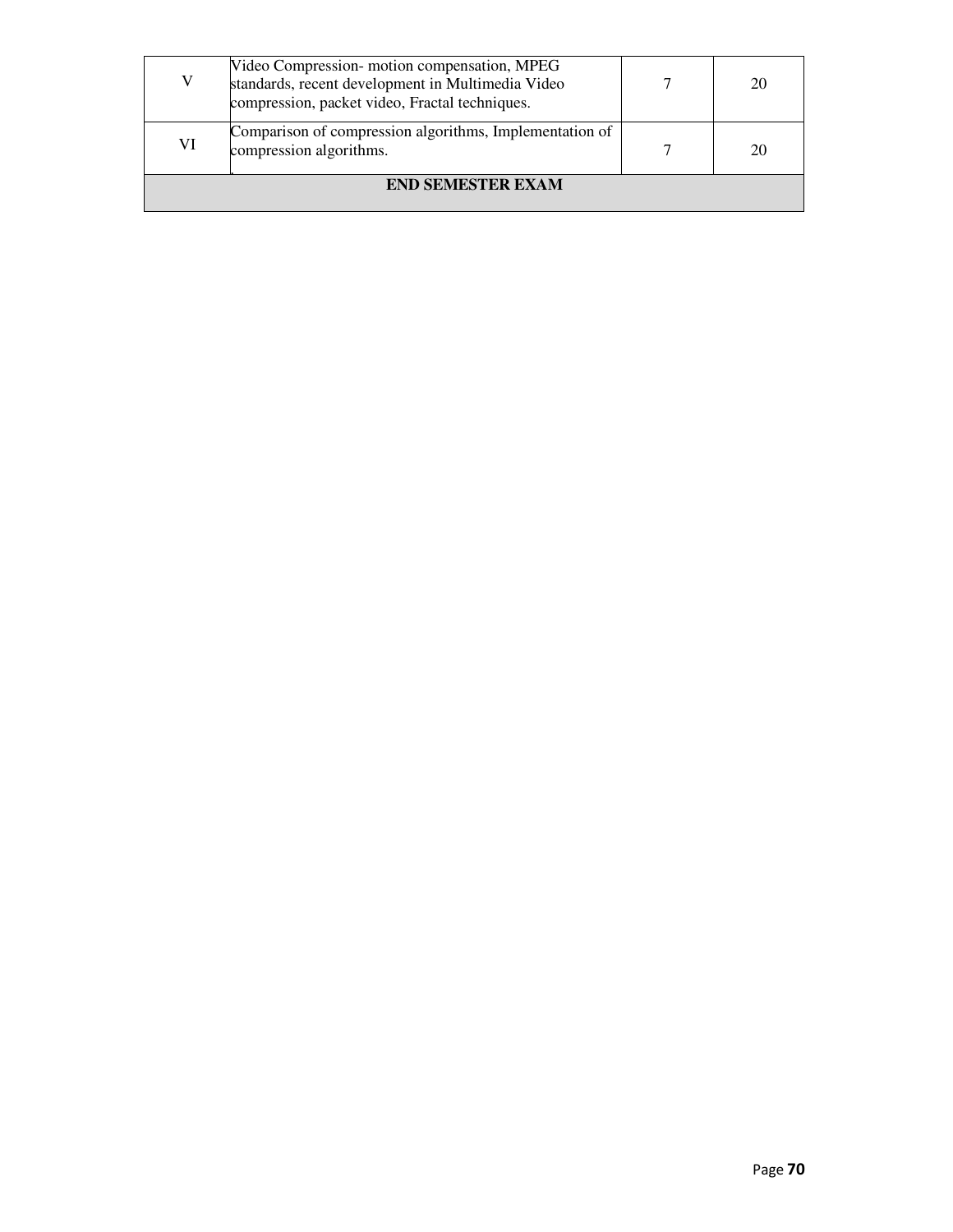| | | | |
|---|---|---|---|
| V | Video Compression- motion compensation, MPEG standards, recent development in Multimedia Video compression, packet video, Fractal techniques. | 7 | 20 |
| VI | Comparison of compression algorithms, Implementation of compression algorithms. | 7 | 20 |
| **END SEMESTER EXAM** | | | |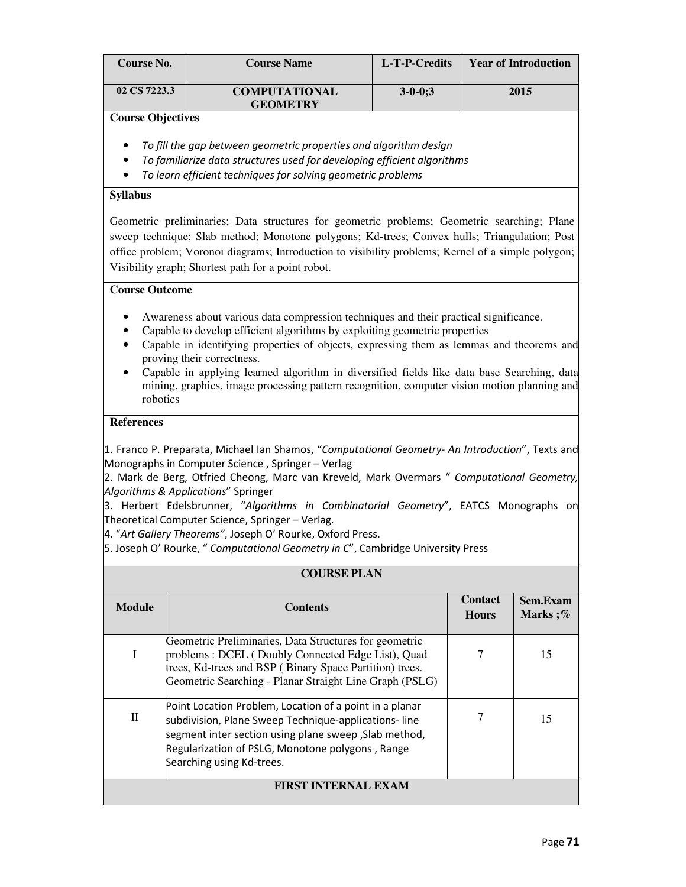| Course No. | Course Name | L-T-P-Credits | Year of Introduction |
|---|---|---|---|
| 02 CS 7223.3 | COMPUTATIONAL GEOMETRY | 3-0-0;3 | 2015 |

**Course Objectives**

- *To fill the gap between geometric properties and algorithm design*
- *To familiarize data structures used for developing efficient algorithms*
- *To learn efficient techniques for solving geometric problems*

**Syllabus**

Geometric preliminaries; Data structures for geometric problems; Geometric searching; Plane sweep technique; Slab method; Monotone polygons; Kd-trees; Convex hulls; Triangulation; Post office problem; Voronoi diagrams; Introduction to visibility problems; Kernel of a simple polygon; Visibility graph; Shortest path for a point robot.

**Course Outcome**

- Awareness about various data compression techniques and their practical significance.
- Capable to develop efficient algorithms by exploiting geometric properties
- Capable in identifying properties of objects, expressing them as lemmas and theorems and proving their correctness.
- Capable in applying learned algorithm in diversified fields like data base Searching, data mining, graphics, image processing pattern recognition, computer vision motion planning and robotics

**References**

1. Franco P. Preparata, Michael Ian Shamos, "*Computational Geometry- An Introduction*", Texts and Monographs in Computer Science , Springer – Verlag
2. Mark de Berg, Otfried Cheong, Marc van Kreveld, Mark Overmars " *Computational Geometry, Algorithms & Applications*" Springer
3. Herbert Edelsbrunner, "*Algorithms in Combinatorial Geometry*", EATCS Monographs on Theoretical Computer Science, Springer – Verlag.
4. "*Art Gallery Theorems"*, Joseph O' Rourke, Oxford Press.
5. Joseph O' Rourke, " *Computational Geometry in C*", Cambridge University Press

**COURSE PLAN**

| Module | Contents | Contact Hours | Sem.Exam Marks ;% |
|---|---|---|---|
| I | Geometric Preliminaries, Data Structures for geometric problems : DCEL ( Doubly Connected Edge List), Quad trees, Kd-trees and BSP ( Binary Space Partition) trees. Geometric Searching - Planar Straight Line Graph (PSLG) | 7 | 15 |
| II | Point Location Problem, Location of a point in a planar subdivision, Plane Sweep Technique-applications- line segment inter section using plane sweep ,Slab method, Regularization of PSLG, Monotone polygons , Range Searching using Kd-trees. | 7 | 15 |
| **FIRST INTERNAL EXAM** | | | |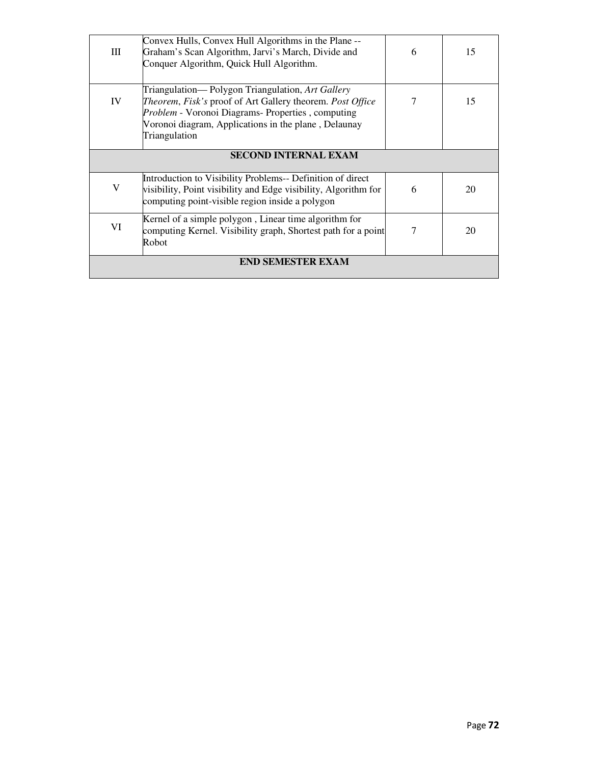| | | | |
|---|---|---|---|
| III | Convex Hulls, Convex Hull Algorithms in the Plane -- Graham's Scan Algorithm, Jarvi's March, Divide and Conquer Algorithm, Quick Hull Algorithm. | 6 | 15 |
| IV | Triangulation— Polygon Triangulation, *Art Gallery Theorem*, *Fisk's* proof of Art Gallery theorem. *Post Office Problem* - Voronoi Diagrams- Properties , computing Voronoi diagram, Applications in the plane , Delaunay Triangulation | 7 | 15 |
| **SECOND INTERNAL EXAM** | | | |
| V | Introduction to Visibility Problems-- Definition of direct visibility, Point visibility and Edge visibility, Algorithm for computing point-visible region inside a polygon | 6 | 20 |
| VI | Kernel of a simple polygon , Linear time algorithm for computing Kernel. Visibility graph, Shortest path for a point Robot | 7 | 20 |
| **END SEMESTER EXAM** | | | |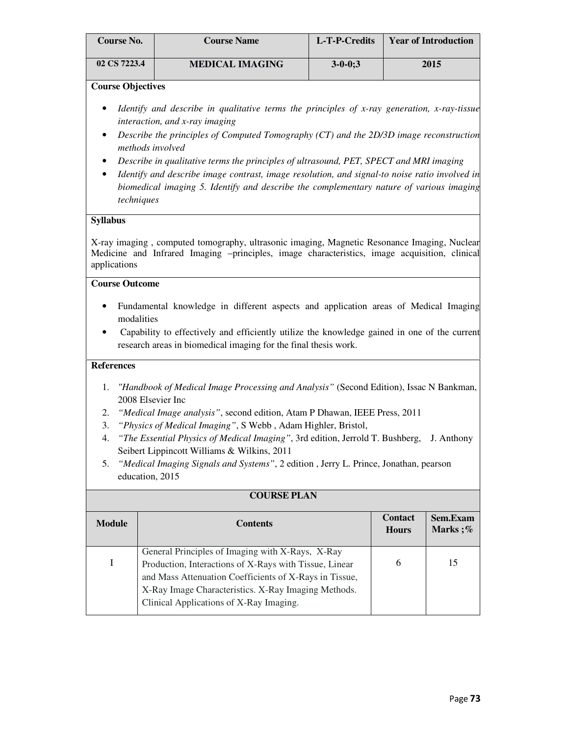| Course No. | Course Name | L-T-P-Credits | Year of Introduction |
|---|---|---|---|
| 02 CS 7223.4 | MEDICAL IMAGING | 3-0-0;3 | 2015 |

**Course Objectives**

- *Identify and describe in qualitative terms the principles of x-ray generation, x-ray-tissue interaction, and x-ray imaging*
- *Describe the principles of Computed Tomography (CT) and the 2D/3D image reconstruction methods involved*
- *Describe in qualitative terms the principles of ultrasound, PET, SPECT and MRI imaging*
- *Identify and describe image contrast, image resolution, and signal-to noise ratio involved in biomedical imaging 5. Identify and describe the complementary nature of various imaging techniques*

**Syllabus**

X-ray imaging , computed tomography, ultrasonic imaging, Magnetic Resonance Imaging, Nuclear Medicine and Infrared Imaging –principles, image characteristics, image acquisition, clinical applications

**Course Outcome**

- Fundamental knowledge in different aspects and application areas of Medical Imaging modalities
- Capability to effectively and efficiently utilize the knowledge gained in one of the current research areas in biomedical imaging for the final thesis work.

**References**

1. *"Handbook of Medical Image Processing and Analysis"* (Second Edition), Issac N Bankman, 2008 Elsevier Inc
2. *"Medical Image analysis"*, second edition, Atam P Dhawan, IEEE Press, 2011
3. *"Physics of Medical Imaging"*, S Webb , Adam Highler, Bristol,
4. *"The Essential Physics of Medical Imaging"*, 3rd edition, Jerrold T. Bushberg, J. Anthony Seibert Lippincott Williams & Wilkins, 2011
5. *"Medical Imaging Signals and Systems"*, 2 edition , Jerry L. Prince, Jonathan, pearson education, 2015

**COURSE PLAN**

| Module | Contents | Contact Hours | Sem.Exam Marks ;% |
|---|---|---|---|
| I | General Principles of Imaging with X-Rays, X-Ray Production, Interactions of X-Rays with Tissue, Linear and Mass Attenuation Coefficients of X-Rays in Tissue, X-Ray Image Characteristics. X-Ray Imaging Methods. Clinical Applications of X-Ray Imaging. | 6 | 15 |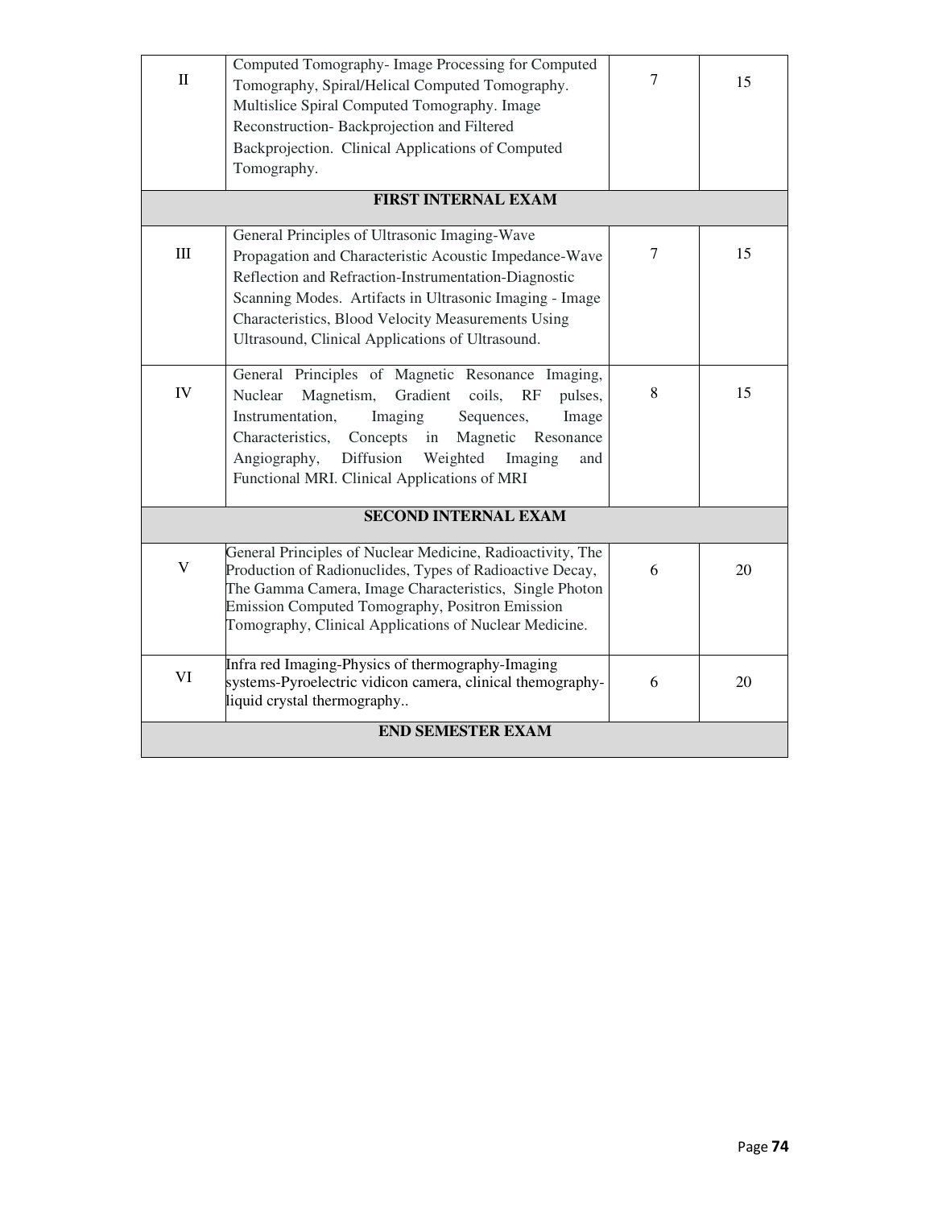| | | | |
|---|---|---|---|
| II | Computed Tomography- Image Processing for Computed Tomography, Spiral/Helical Computed Tomography. Multislice Spiral Computed Tomography. Image Reconstruction- Backprojection and Filtered Backprojection. Clinical Applications of Computed Tomography. | 7 | 15 |
| **FIRST INTERNAL EXAM** | | | |
| III | General Principles of Ultrasonic Imaging-Wave Propagation and Characteristic Acoustic Impedance-Wave Reflection and Refraction-Instrumentation-Diagnostic Scanning Modes. Artifacts in Ultrasonic Imaging - Image Characteristics, Blood Velocity Measurements Using Ultrasound, Clinical Applications of Ultrasound. | 7 | 15 |
| IV | General Principles of Magnetic Resonance Imaging, Nuclear Magnetism, Gradient coils, RF pulses, Instrumentation, Imaging Sequences, Image Characteristics, Concepts in Magnetic Resonance Angiography, Diffusion Weighted Imaging and Functional MRI. Clinical Applications of MRI | 8 | 15 |
| **SECOND INTERNAL EXAM** | | | |
| V | General Principles of Nuclear Medicine, Radioactivity, The Production of Radionuclides, Types of Radioactive Decay, The Gamma Camera, Image Characteristics, Single Photon Emission Computed Tomography, Positron Emission Tomography, Clinical Applications of Nuclear Medicine. | 6 | 20 |
| VI | Infra red Imaging-Physics of thermography-Imaging systems-Pyroelectric vidicon camera, clinical themography-liquid crystal thermography.. | 6 | 20 |
| **END SEMESTER EXAM** | | | |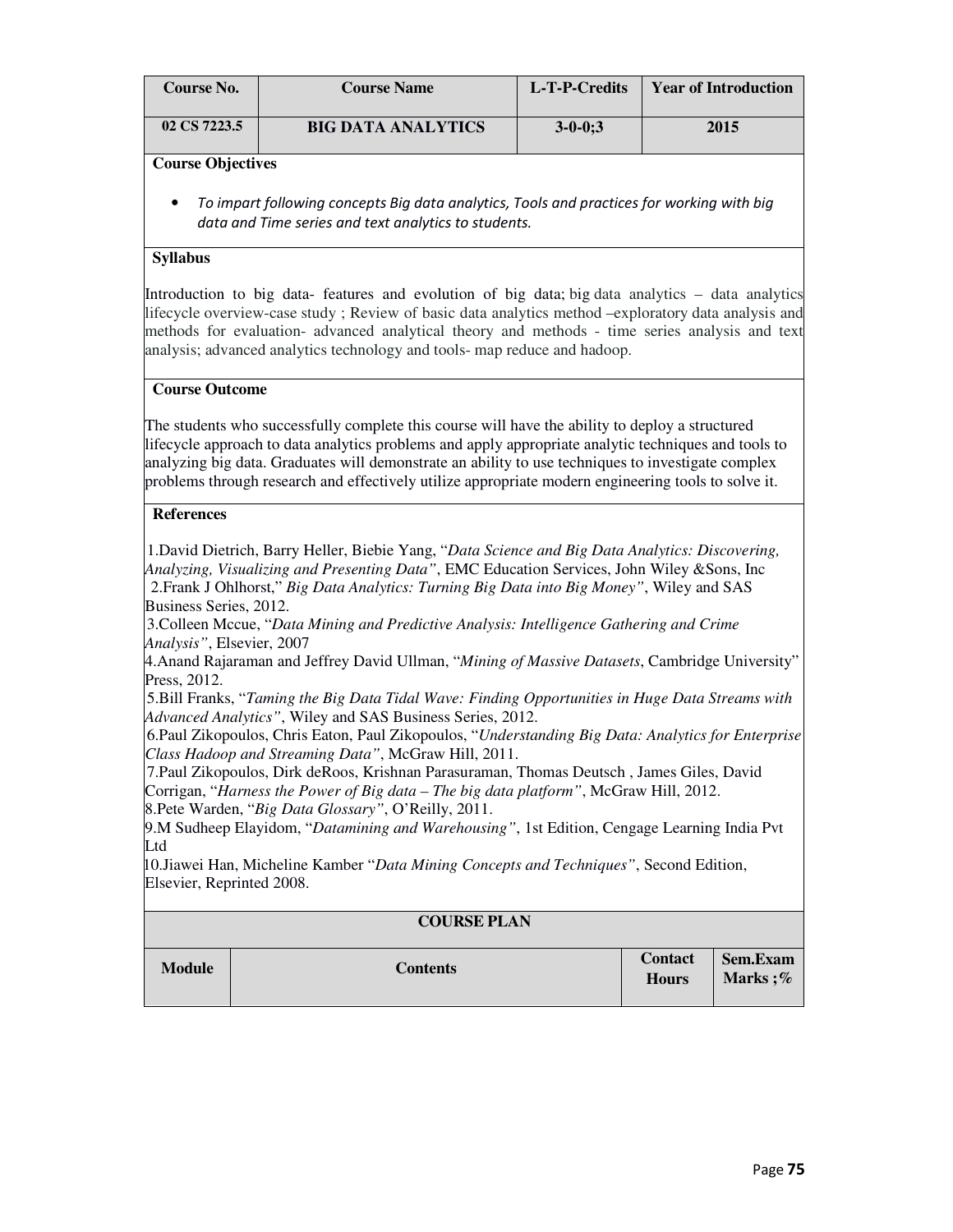| Course No. | Course Name | L-T-P-Credits | Year of Introduction |
|---|---|---|---|
| 02 CS 7223.5 | BIG DATA ANALYTICS | 3-0-0;3 | 2015 |

**Course Objectives**

- *To impart following concepts Big data analytics, Tools and practices for working with big data and Time series and text analytics to students.*

**Syllabus**

Introduction to big data- features and evolution of big data; big data analytics – data analytics lifecycle overview-case study ; Review of basic data analytics method –exploratory data analysis and methods for evaluation- advanced analytical theory and methods - time series analysis and text analysis; advanced analytics technology and tools- map reduce and hadoop.

**Course Outcome**

The students who successfully complete this course will have the ability to deploy a structured lifecycle approach to data analytics problems and apply appropriate analytic techniques and tools to analyzing big data. Graduates will demonstrate an ability to use techniques to investigate complex problems through research and effectively utilize appropriate modern engineering tools to solve it.

**References**

1.David Dietrich, Barry Heller, Biebie Yang, "*Data Science and Big Data Analytics: Discovering, Analyzing, Visualizing and Presenting Data"*, EMC Education Services, John Wiley &Sons, Inc
2.Frank J Ohlhorst," *Big Data Analytics: Turning Big Data into Big Money"*, Wiley and SAS Business Series, 2012.
3.Colleen Mccue, "*Data Mining and Predictive Analysis: Intelligence Gathering and Crime Analysis"*, Elsevier, 2007
4.Anand Rajaraman and Jeffrey David Ullman, "*Mining of Massive Datasets*, Cambridge University" Press, 2012.
5.Bill Franks, "*Taming the Big Data Tidal Wave: Finding Opportunities in Huge Data Streams with Advanced Analytics"*, Wiley and SAS Business Series, 2012.
6.Paul Zikopoulos, Chris Eaton, Paul Zikopoulos, "*Understanding Big Data: Analytics for Enterprise Class Hadoop and Streaming Data"*, McGraw Hill, 2011.
7.Paul Zikopoulos, Dirk deRoos, Krishnan Parasuraman, Thomas Deutsch , James Giles, David Corrigan, "*Harness the Power of Big data – The big data platform"*, McGraw Hill, 2012.
8.Pete Warden, "*Big Data Glossary"*, O'Reilly, 2011.
9.M Sudheep Elayidom, "*Datamining and Warehousing"*, 1st Edition, Cengage Learning India Pvt Ltd
10.Jiawei Han, Micheline Kamber "*Data Mining Concepts and Techniques"*, Second Edition, Elsevier, Reprinted 2008.

**COURSE PLAN**

| Module | Contents | Contact Hours | Sem.Exam Marks ;% |
|---|---|---|---|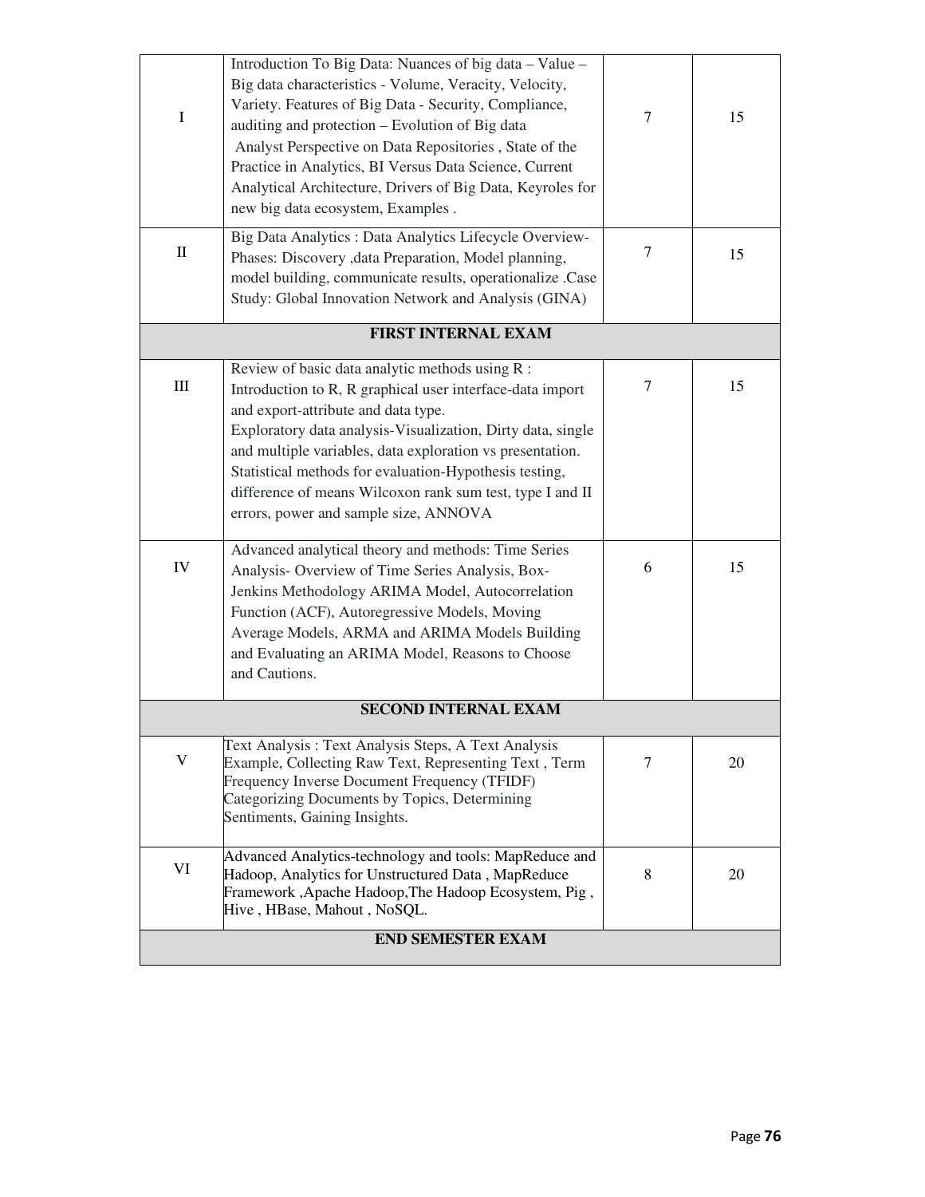| | | | |
|---|---|---|---|
| I | Introduction To Big Data: Nuances of big data – Value – Big data characteristics - Volume, Veracity, Velocity, Variety. Features of Big Data - Security, Compliance, auditing and protection – Evolution of Big data Analyst Perspective on Data Repositories , State of the Practice in Analytics, BI Versus Data Science, Current Analytical Architecture, Drivers of Big Data, Keyroles for new big data ecosystem, Examples . | 7 | 15 |
| II | Big Data Analytics : Data Analytics Lifecycle Overview-Phases: Discovery ,data Preparation, Model planning, model building, communicate results, operationalize .Case Study: Global Innovation Network and Analysis (GINA) | 7 | 15 |
| **FIRST INTERNAL EXAM** | | | |
| III | Review of basic data analytic methods using R : Introduction to R, R graphical user interface-data import and export-attribute and data type. Exploratory data analysis-Visualization, Dirty data, single and multiple variables, data exploration vs presentation. Statistical methods for evaluation-Hypothesis testing, difference of means Wilcoxon rank sum test, type I and II errors, power and sample size, ANNOVA | 7 | 15 |
| IV | Advanced analytical theory and methods: Time Series Analysis- Overview of Time Series Analysis, Box-Jenkins Methodology ARIMA Model, Autocorrelation Function (ACF), Autoregressive Models, Moving Average Models, ARMA and ARIMA Models Building and Evaluating an ARIMA Model, Reasons to Choose and Cautions. | 6 | 15 |
| **SECOND INTERNAL EXAM** | | | |
| V | Text Analysis : Text Analysis Steps, A Text Analysis Example, Collecting Raw Text, Representing Text , Term Frequency Inverse Document Frequency (TFIDF) Categorizing Documents by Topics, Determining Sentiments, Gaining Insights. | 7 | 20 |
| VI | Advanced Analytics-technology and tools: MapReduce and Hadoop, Analytics for Unstructured Data , MapReduce Framework ,Apache Hadoop,The Hadoop Ecosystem, Pig , Hive , HBase, Mahout , NoSQL. | 8 | 20 |
| **END SEMESTER EXAM** | | | |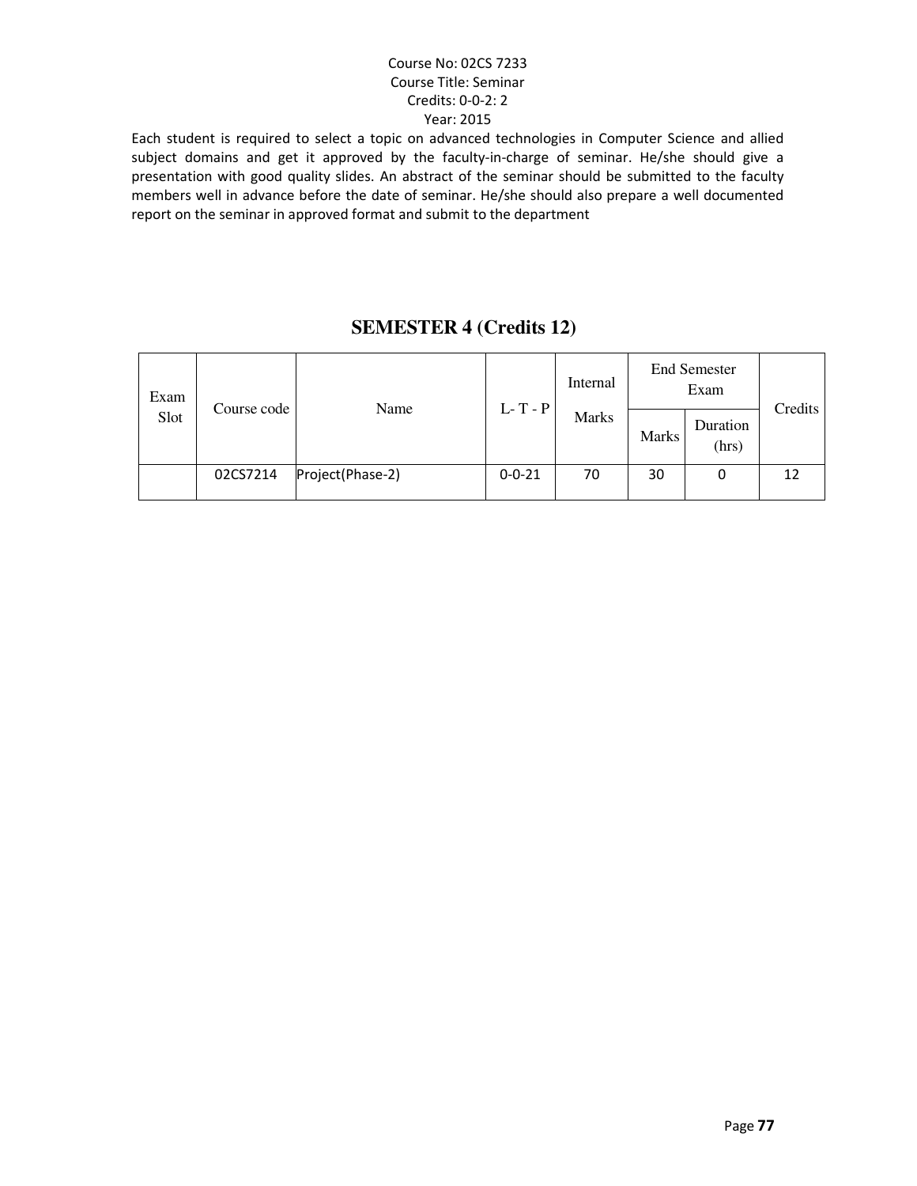Course No: 02CS 7233
Course Title: Seminar
Credits: 0-0-2: 2
Year: 2015

Each student is required to select a topic on advanced technologies in Computer Science and allied subject domains and get it approved by the faculty-in-charge of seminar. He/she should give a presentation with good quality slides. An abstract of the seminar should be submitted to the faculty members well in advance before the date of seminar. He/she should also prepare a well documented report on the seminar in approved format and submit to the department

## SEMESTER 4 (Credits 12)

| Exam Slot | Course code | Name | L- T - P | Internal Marks | End Semester Exam | | Credits |
|---|---|---|---|---|---|---|---|
| | | | | | Marks | Duration (hrs) | |
| | 02CS7214 | Project(Phase-2) | 0-0-21 | 70 | 30 | 0 | 12 |